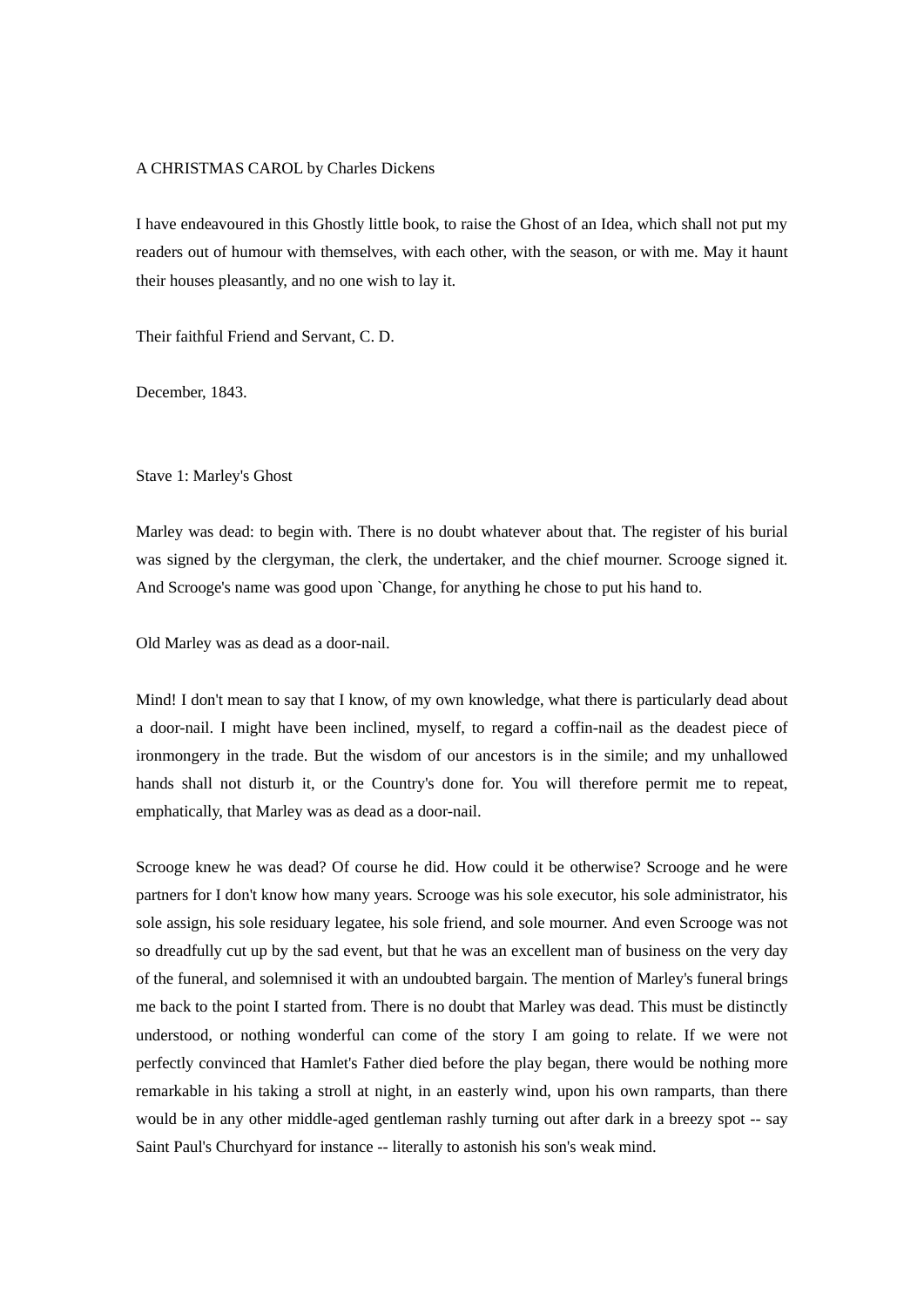# A CHRISTMAS CAROL by Charles Dickens

I have endeavoured in this Ghostly little book, to raise the Ghost of an Idea, which shall not put my readers out of humour with themselves, with each other, with the season, or with me. May it haunt their houses pleasantly, and no one wish to lay it.

Their faithful Friend and Servant, C. D.

December, 1843.

## Stave 1: Marley's Ghost

Marley was dead: to begin with. There is no doubt whatever about that. The register of his burial was signed by the clergyman, the clerk, the undertaker, and the chief mourner. Scrooge signed it. And Scrooge's name was good upon `Change, for anything he chose to put his hand to.

Old Marley was as dead as a door-nail.

Mind! I don't mean to say that I know, of my own knowledge, what there is particularly dead about a door-nail. I might have been inclined, myself, to regard a coffin-nail as the deadest piece of ironmongery in the trade. But the wisdom of our ancestors is in the simile; and my unhallowed hands shall not disturb it, or the Country's done for. You will therefore permit me to repeat, emphatically, that Marley was as dead as a door-nail.

Scrooge knew he was dead? Of course he did. How could it be otherwise? Scrooge and he were partners for I don't know how many years. Scrooge was his sole executor, his sole administrator, his sole assign, his sole residuary legatee, his sole friend, and sole mourner. And even Scrooge was not so dreadfully cut up by the sad event, but that he was an excellent man of business on the very day of the funeral, and solemnised it with an undoubted bargain. The mention of Marley's funeral brings me back to the point I started from. There is no doubt that Marley was dead. This must be distinctly understood, or nothing wonderful can come of the story I am going to relate. If we were not perfectly convinced that Hamlet's Father died before the play began, there would be nothing more remarkable in his taking a stroll at night, in an easterly wind, upon his own ramparts, than there would be in any other middle-aged gentleman rashly turning out after dark in a breezy spot -- say Saint Paul's Churchyard for instance -- literally to astonish his son's weak mind.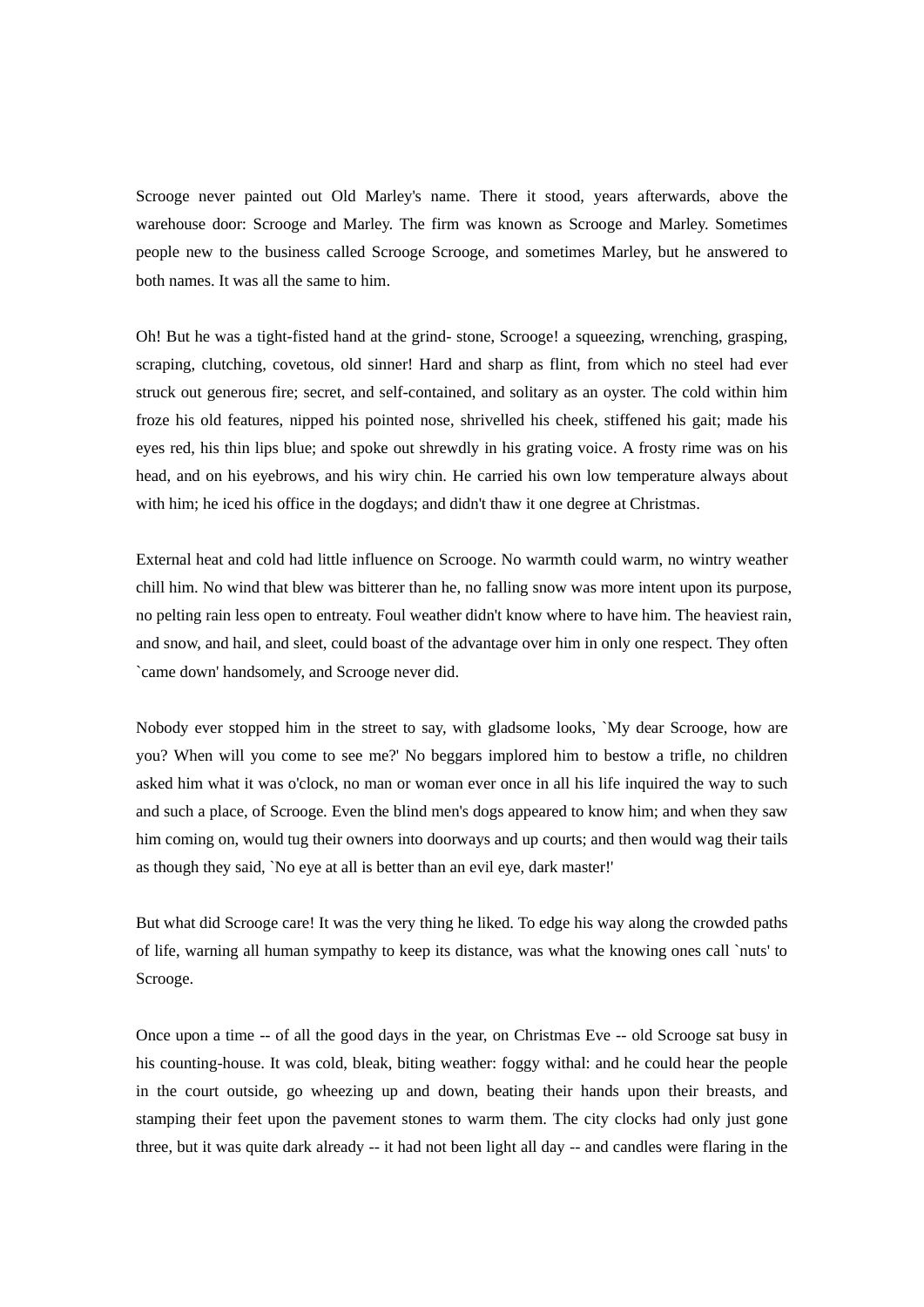Scrooge never painted out Old Marley's name. There it stood, years afterwards, above the warehouse door: Scrooge and Marley. The firm was known as Scrooge and Marley. Sometimes people new to the business called Scrooge Scrooge, and sometimes Marley, but he answered to both names. It was all the same to him.

Oh! But he was a tight-fisted hand at the grind- stone, Scrooge! a squeezing, wrenching, grasping, scraping, clutching, covetous, old sinner! Hard and sharp as flint, from which no steel had ever struck out generous fire; secret, and self-contained, and solitary as an oyster. The cold within him froze his old features, nipped his pointed nose, shrivelled his cheek, stiffened his gait; made his eyes red, his thin lips blue; and spoke out shrewdly in his grating voice. A frosty rime was on his head, and on his eyebrows, and his wiry chin. He carried his own low temperature always about with him; he iced his office in the dogdays; and didn't thaw it one degree at Christmas.

External heat and cold had little influence on Scrooge. No warmth could warm, no wintry weather chill him. No wind that blew was bitterer than he, no falling snow was more intent upon its purpose, no pelting rain less open to entreaty. Foul weather didn't know where to have him. The heaviest rain, and snow, and hail, and sleet, could boast of the advantage over him in only one respect. They often `came down' handsomely, and Scrooge never did.

Nobody ever stopped him in the street to say, with gladsome looks, `My dear Scrooge, how are you? When will you come to see me?' No beggars implored him to bestow a trifle, no children asked him what it was o'clock, no man or woman ever once in all his life inquired the way to such and such a place, of Scrooge. Even the blind men's dogs appeared to know him; and when they saw him coming on, would tug their owners into doorways and up courts; and then would wag their tails as though they said, `No eye at all is better than an evil eye, dark master!'

But what did Scrooge care! It was the very thing he liked. To edge his way along the crowded paths of life, warning all human sympathy to keep its distance, was what the knowing ones call `nuts' to Scrooge.

Once upon a time -- of all the good days in the year, on Christmas Eve -- old Scrooge sat busy in his counting-house. It was cold, bleak, biting weather: foggy withal: and he could hear the people in the court outside, go wheezing up and down, beating their hands upon their breasts, and stamping their feet upon the pavement stones to warm them. The city clocks had only just gone three, but it was quite dark already -- it had not been light all day -- and candles were flaring in the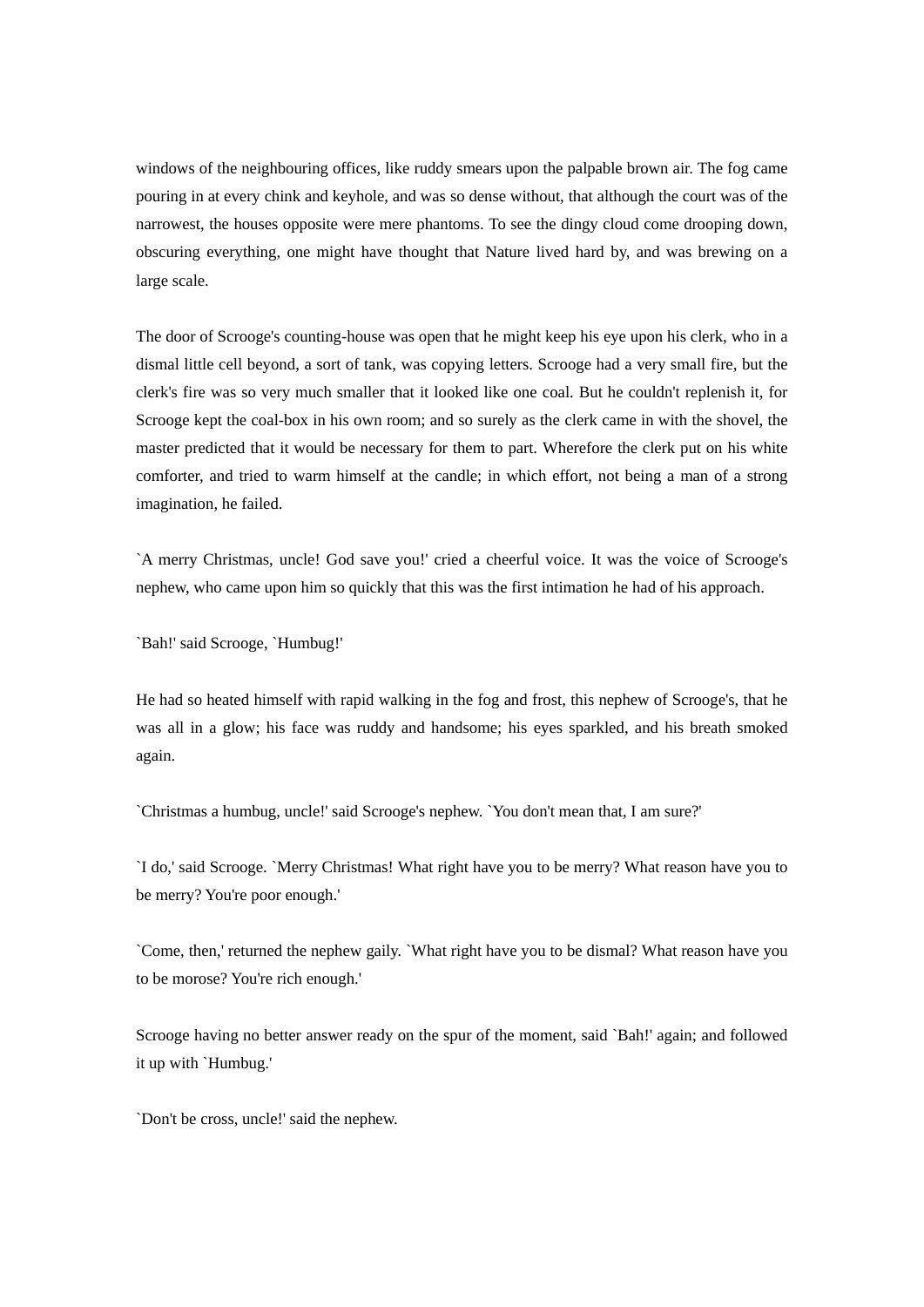windows of the neighbouring offices, like ruddy smears upon the palpable brown air. The fog came pouring in at every chink and keyhole, and was so dense without, that although the court was of the narrowest, the houses opposite were mere phantoms. To see the dingy cloud come drooping down, obscuring everything, one might have thought that Nature lived hard by, and was brewing on a large scale.

The door of Scrooge's counting-house was open that he might keep his eye upon his clerk, who in a dismal little cell beyond, a sort of tank, was copying letters. Scrooge had a very small fire, but the clerk's fire was so very much smaller that it looked like one coal. But he couldn't replenish it, for Scrooge kept the coal-box in his own room; and so surely as the clerk came in with the shovel, the master predicted that it would be necessary for them to part. Wherefore the clerk put on his white comforter, and tried to warm himself at the candle; in which effort, not being a man of a strong imagination, he failed.

`A merry Christmas, uncle! God save you!' cried a cheerful voice. It was the voice of Scrooge's nephew, who came upon him so quickly that this was the first intimation he had of his approach.

`Bah!' said Scrooge, `Humbug!'

He had so heated himself with rapid walking in the fog and frost, this nephew of Scrooge's, that he was all in a glow; his face was ruddy and handsome; his eyes sparkled, and his breath smoked again.

`Christmas a humbug, uncle!' said Scrooge's nephew. `You don't mean that, I am sure?'

`I do,' said Scrooge. `Merry Christmas! What right have you to be merry? What reason have you to be merry? You're poor enough.'

`Come, then,' returned the nephew gaily. `What right have you to be dismal? What reason have you to be morose? You're rich enough.'

Scrooge having no better answer ready on the spur of the moment, said `Bah!' again; and followed it up with `Humbug.'

`Don't be cross, uncle!' said the nephew.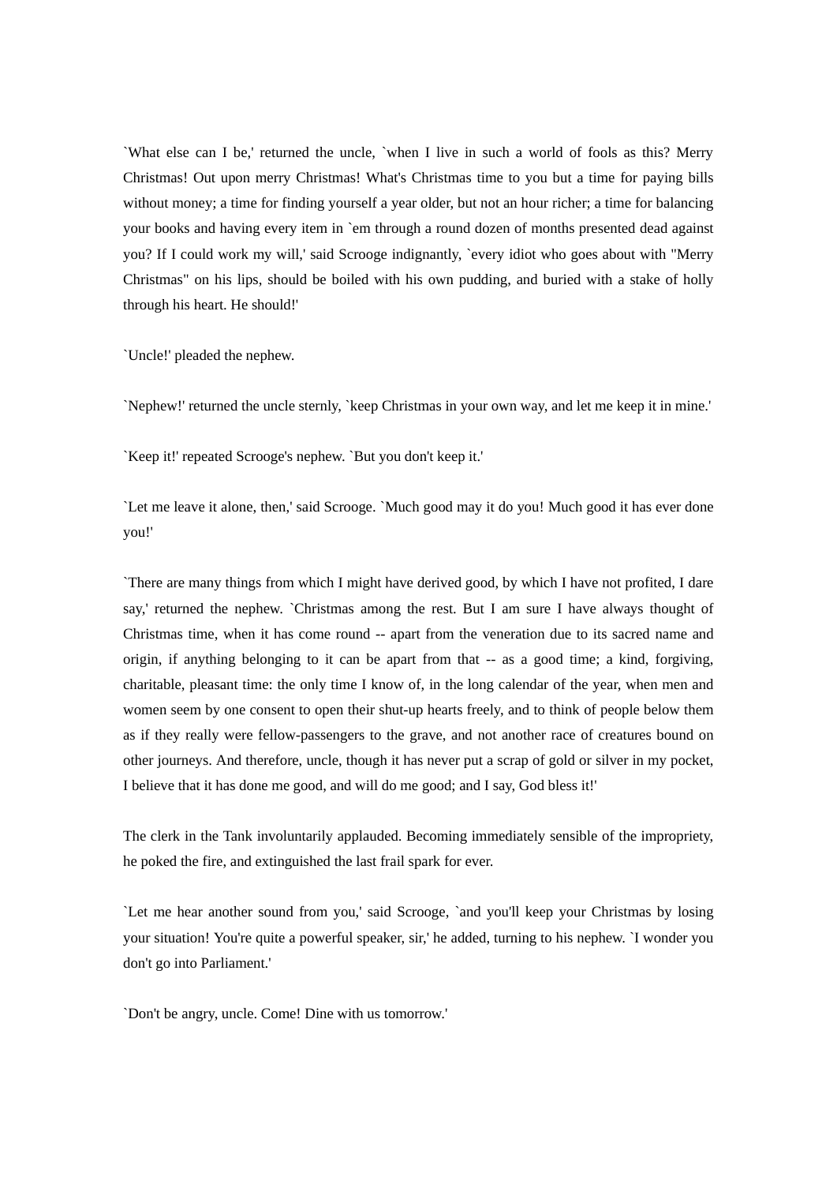`What else can I be,' returned the uncle, `when I live in such a world of fools as this? Merry Christmas! Out upon merry Christmas! What's Christmas time to you but a time for paying bills without money; a time for finding yourself a year older, but not an hour richer; a time for balancing your books and having every item in `em through a round dozen of months presented dead against you? If I could work my will,' said Scrooge indignantly, `every idiot who goes about with "Merry Christmas" on his lips, should be boiled with his own pudding, and buried with a stake of holly through his heart. He should!'

`Uncle!' pleaded the nephew.

`Nephew!' returned the uncle sternly, `keep Christmas in your own way, and let me keep it in mine.'

`Keep it!' repeated Scrooge's nephew. `But you don't keep it.'

`Let me leave it alone, then,' said Scrooge. `Much good may it do you! Much good it has ever done you!'

`There are many things from which I might have derived good, by which I have not profited, I dare say,' returned the nephew. `Christmas among the rest. But I am sure I have always thought of Christmas time, when it has come round -- apart from the veneration due to its sacred name and origin, if anything belonging to it can be apart from that -- as a good time; a kind, forgiving, charitable, pleasant time: the only time I know of, in the long calendar of the year, when men and women seem by one consent to open their shut-up hearts freely, and to think of people below them as if they really were fellow-passengers to the grave, and not another race of creatures bound on other journeys. And therefore, uncle, though it has never put a scrap of gold or silver in my pocket, I believe that it has done me good, and will do me good; and I say, God bless it!'

The clerk in the Tank involuntarily applauded. Becoming immediately sensible of the impropriety, he poked the fire, and extinguished the last frail spark for ever.

`Let me hear another sound from you,' said Scrooge, `and you'll keep your Christmas by losing your situation! You're quite a powerful speaker, sir,' he added, turning to his nephew. `I wonder you don't go into Parliament.'

`Don't be angry, uncle. Come! Dine with us tomorrow.'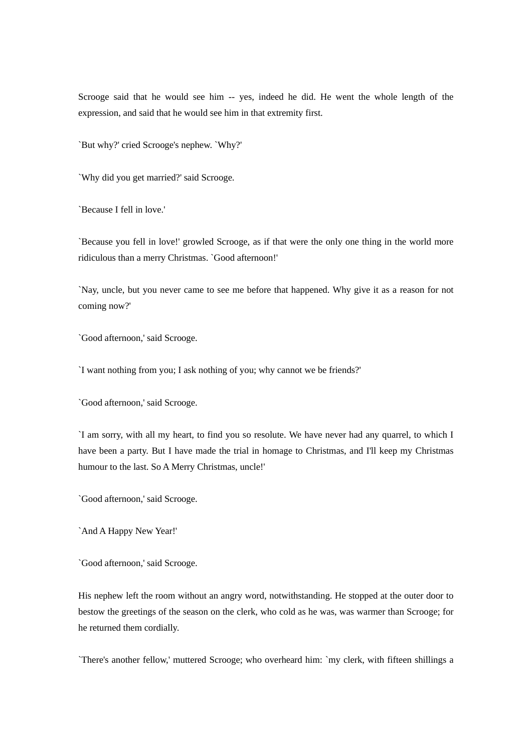Scrooge said that he would see him -- yes, indeed he did. He went the whole length of the expression, and said that he would see him in that extremity first.

`But why?' cried Scrooge's nephew. `Why?'

`Why did you get married?' said Scrooge.

`Because I fell in love.'

`Because you fell in love!' growled Scrooge, as if that were the only one thing in the world more ridiculous than a merry Christmas. `Good afternoon!'

`Nay, uncle, but you never came to see me before that happened. Why give it as a reason for not coming now?'

`Good afternoon,' said Scrooge.

`I want nothing from you; I ask nothing of you; why cannot we be friends?'

`Good afternoon,' said Scrooge.

`I am sorry, with all my heart, to find you so resolute. We have never had any quarrel, to which I have been a party. But I have made the trial in homage to Christmas, and I'll keep my Christmas humour to the last. So A Merry Christmas, uncle!'

`Good afternoon,' said Scrooge.

`And A Happy New Year!'

`Good afternoon,' said Scrooge.

His nephew left the room without an angry word, notwithstanding. He stopped at the outer door to bestow the greetings of the season on the clerk, who cold as he was, was warmer than Scrooge; for he returned them cordially.

`There's another fellow,' muttered Scrooge; who overheard him: `my clerk, with fifteen shillings a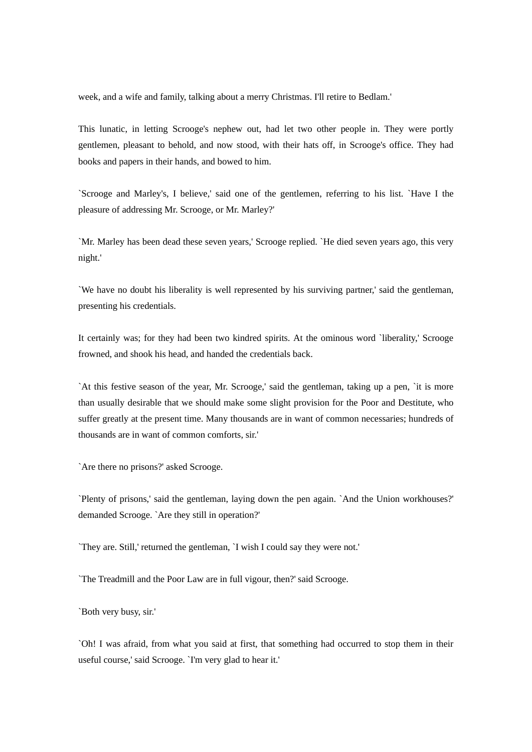week, and a wife and family, talking about a merry Christmas. I'll retire to Bedlam.'

This lunatic, in letting Scrooge's nephew out, had let two other people in. They were portly gentlemen, pleasant to behold, and now stood, with their hats off, in Scrooge's office. They had books and papers in their hands, and bowed to him.

`Scrooge and Marley's, I believe,' said one of the gentlemen, referring to his list. `Have I the pleasure of addressing Mr. Scrooge, or Mr. Marley?'

`Mr. Marley has been dead these seven years,' Scrooge replied. `He died seven years ago, this very night.'

`We have no doubt his liberality is well represented by his surviving partner,' said the gentleman, presenting his credentials.

It certainly was; for they had been two kindred spirits. At the ominous word `liberality,' Scrooge frowned, and shook his head, and handed the credentials back.

`At this festive season of the year, Mr. Scrooge,' said the gentleman, taking up a pen, `it is more than usually desirable that we should make some slight provision for the Poor and Destitute, who suffer greatly at the present time. Many thousands are in want of common necessaries; hundreds of thousands are in want of common comforts, sir.'

`Are there no prisons?' asked Scrooge.

`Plenty of prisons,' said the gentleman, laying down the pen again. `And the Union workhouses?' demanded Scrooge. `Are they still in operation?'

`They are. Still,' returned the gentleman, `I wish I could say they were not.'

`The Treadmill and the Poor Law are in full vigour, then?' said Scrooge.

`Both very busy, sir.'

`Oh! I was afraid, from what you said at first, that something had occurred to stop them in their useful course,' said Scrooge. `I'm very glad to hear it.'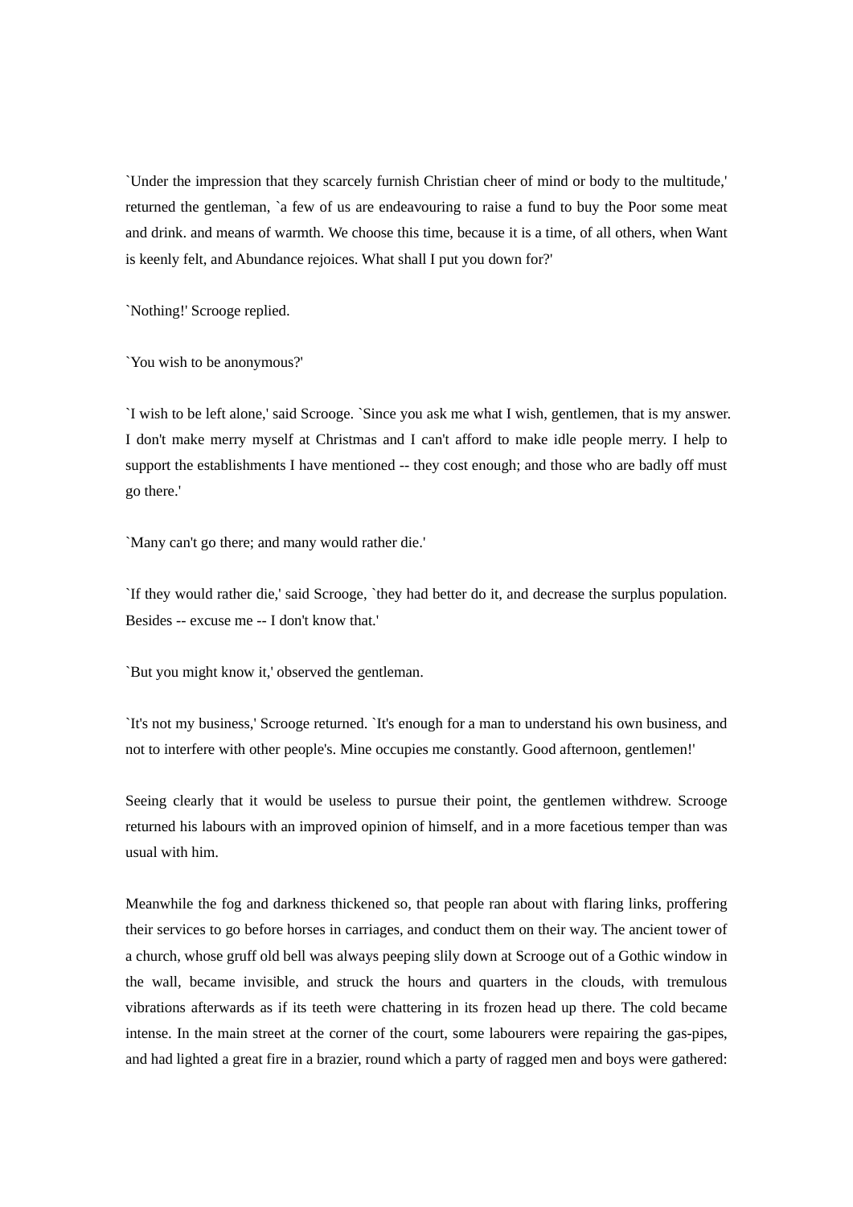`Under the impression that they scarcely furnish Christian cheer of mind or body to the multitude,' returned the gentleman, `a few of us are endeavouring to raise a fund to buy the Poor some meat and drink. and means of warmth. We choose this time, because it is a time, of all others, when Want is keenly felt, and Abundance rejoices. What shall I put you down for?'

`Nothing!' Scrooge replied.

`You wish to be anonymous?'

`I wish to be left alone,' said Scrooge. `Since you ask me what I wish, gentlemen, that is my answer. I don't make merry myself at Christmas and I can't afford to make idle people merry. I help to support the establishments I have mentioned -- they cost enough; and those who are badly off must go there.'

`Many can't go there; and many would rather die.'

`If they would rather die,' said Scrooge, `they had better do it, and decrease the surplus population. Besides -- excuse me -- I don't know that.'

`But you might know it,' observed the gentleman.

`It's not my business,' Scrooge returned. `It's enough for a man to understand his own business, and not to interfere with other people's. Mine occupies me constantly. Good afternoon, gentlemen!'

Seeing clearly that it would be useless to pursue their point, the gentlemen withdrew. Scrooge returned his labours with an improved opinion of himself, and in a more facetious temper than was usual with him.

Meanwhile the fog and darkness thickened so, that people ran about with flaring links, proffering their services to go before horses in carriages, and conduct them on their way. The ancient tower of a church, whose gruff old bell was always peeping slily down at Scrooge out of a Gothic window in the wall, became invisible, and struck the hours and quarters in the clouds, with tremulous vibrations afterwards as if its teeth were chattering in its frozen head up there. The cold became intense. In the main street at the corner of the court, some labourers were repairing the gas-pipes, and had lighted a great fire in a brazier, round which a party of ragged men and boys were gathered: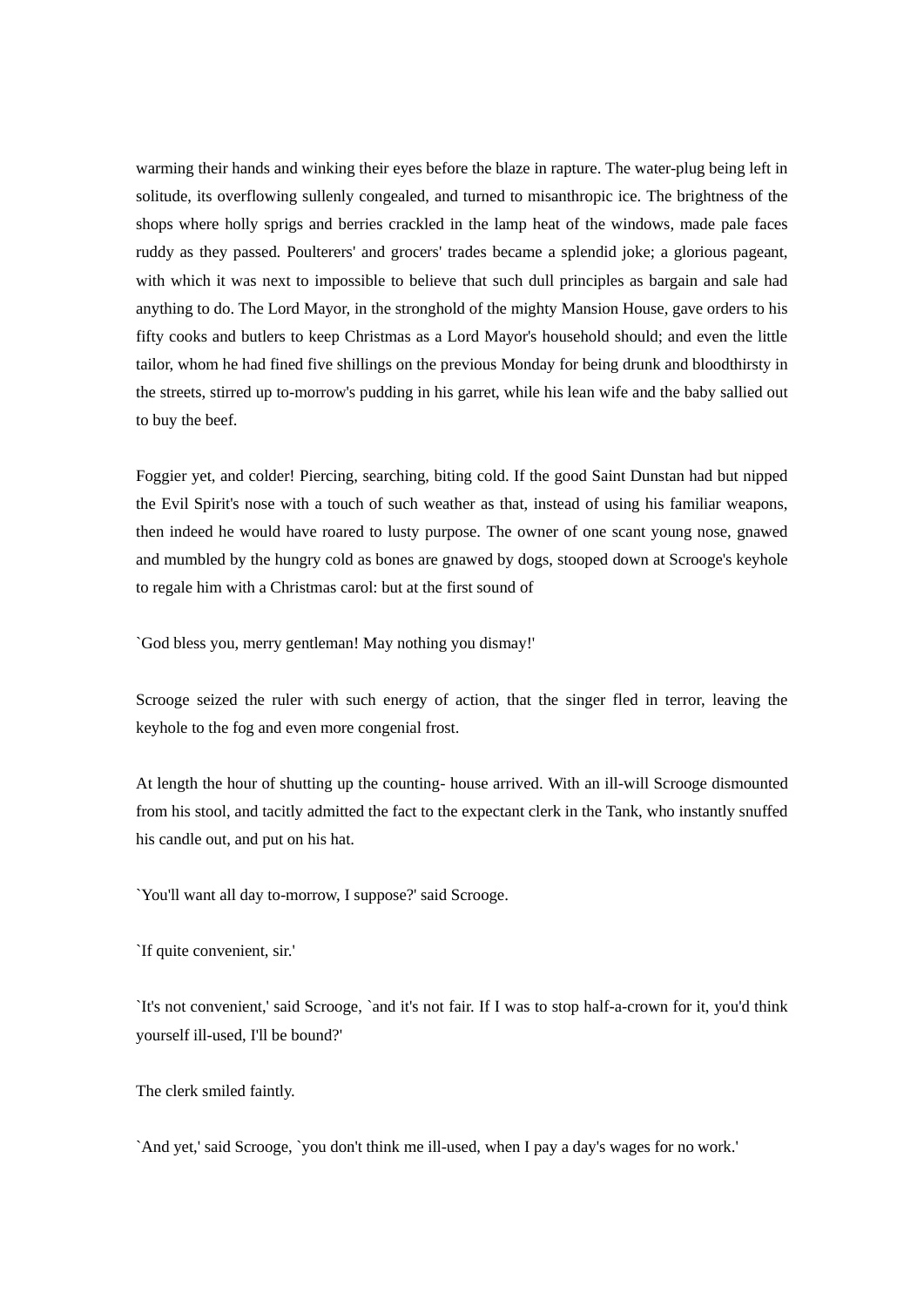warming their hands and winking their eyes before the blaze in rapture. The water-plug being left in solitude, its overflowing sullenly congealed, and turned to misanthropic ice. The brightness of the shops where holly sprigs and berries crackled in the lamp heat of the windows, made pale faces ruddy as they passed. Poulterers' and grocers' trades became a splendid joke; a glorious pageant, with which it was next to impossible to believe that such dull principles as bargain and sale had anything to do. The Lord Mayor, in the stronghold of the mighty Mansion House, gave orders to his fifty cooks and butlers to keep Christmas as a Lord Mayor's household should; and even the little tailor, whom he had fined five shillings on the previous Monday for being drunk and bloodthirsty in the streets, stirred up to-morrow's pudding in his garret, while his lean wife and the baby sallied out to buy the beef.

Foggier yet, and colder! Piercing, searching, biting cold. If the good Saint Dunstan had but nipped the Evil Spirit's nose with a touch of such weather as that, instead of using his familiar weapons, then indeed he would have roared to lusty purpose. The owner of one scant young nose, gnawed and mumbled by the hungry cold as bones are gnawed by dogs, stooped down at Scrooge's keyhole to regale him with a Christmas carol: but at the first sound of

`God bless you, merry gentleman! May nothing you dismay!'

Scrooge seized the ruler with such energy of action, that the singer fled in terror, leaving the keyhole to the fog and even more congenial frost.

At length the hour of shutting up the counting- house arrived. With an ill-will Scrooge dismounted from his stool, and tacitly admitted the fact to the expectant clerk in the Tank, who instantly snuffed his candle out, and put on his hat.

`You'll want all day to-morrow, I suppose?' said Scrooge.

`If quite convenient, sir.'

`It's not convenient,' said Scrooge, `and it's not fair. If I was to stop half-a-crown for it, you'd think yourself ill-used, I'll be bound?'

The clerk smiled faintly.

`And yet,' said Scrooge, `you don't think me ill-used, when I pay a day's wages for no work.'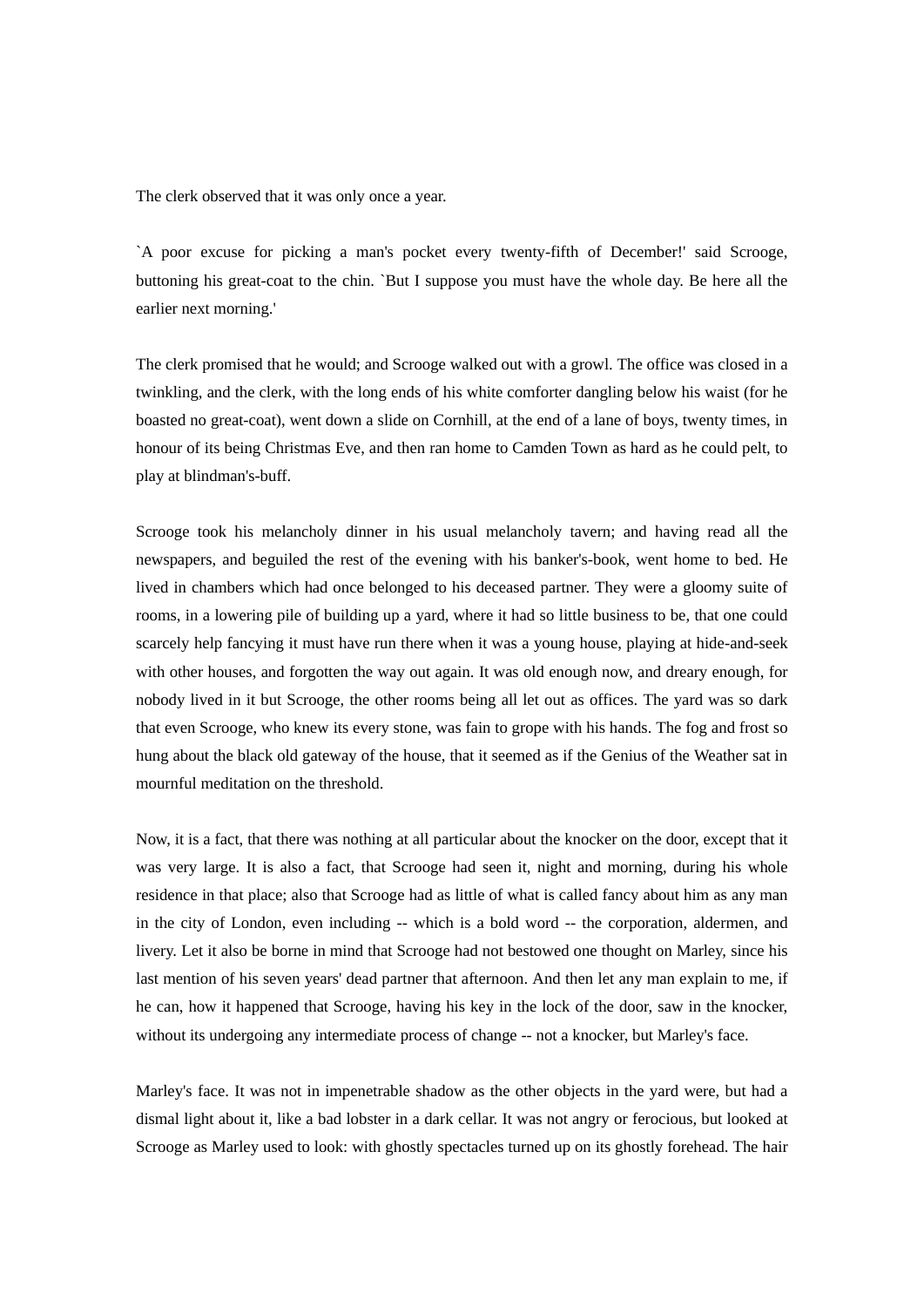The clerk observed that it was only once a year.

`A poor excuse for picking a man's pocket every twenty-fifth of December!' said Scrooge, buttoning his great-coat to the chin. `But I suppose you must have the whole day. Be here all the earlier next morning.'

The clerk promised that he would; and Scrooge walked out with a growl. The office was closed in a twinkling, and the clerk, with the long ends of his white comforter dangling below his waist (for he boasted no great-coat), went down a slide on Cornhill, at the end of a lane of boys, twenty times, in honour of its being Christmas Eve, and then ran home to Camden Town as hard as he could pelt, to play at blindman's-buff.

Scrooge took his melancholy dinner in his usual melancholy tavern; and having read all the newspapers, and beguiled the rest of the evening with his banker's-book, went home to bed. He lived in chambers which had once belonged to his deceased partner. They were a gloomy suite of rooms, in a lowering pile of building up a yard, where it had so little business to be, that one could scarcely help fancying it must have run there when it was a young house, playing at hide-and-seek with other houses, and forgotten the way out again. It was old enough now, and dreary enough, for nobody lived in it but Scrooge, the other rooms being all let out as offices. The yard was so dark that even Scrooge, who knew its every stone, was fain to grope with his hands. The fog and frost so hung about the black old gateway of the house, that it seemed as if the Genius of the Weather sat in mournful meditation on the threshold.

Now, it is a fact, that there was nothing at all particular about the knocker on the door, except that it was very large. It is also a fact, that Scrooge had seen it, night and morning, during his whole residence in that place; also that Scrooge had as little of what is called fancy about him as any man in the city of London, even including -- which is a bold word -- the corporation, aldermen, and livery. Let it also be borne in mind that Scrooge had not bestowed one thought on Marley, since his last mention of his seven years' dead partner that afternoon. And then let any man explain to me, if he can, how it happened that Scrooge, having his key in the lock of the door, saw in the knocker, without its undergoing any intermediate process of change -- not a knocker, but Marley's face.

Marley's face. It was not in impenetrable shadow as the other objects in the yard were, but had a dismal light about it, like a bad lobster in a dark cellar. It was not angry or ferocious, but looked at Scrooge as Marley used to look: with ghostly spectacles turned up on its ghostly forehead. The hair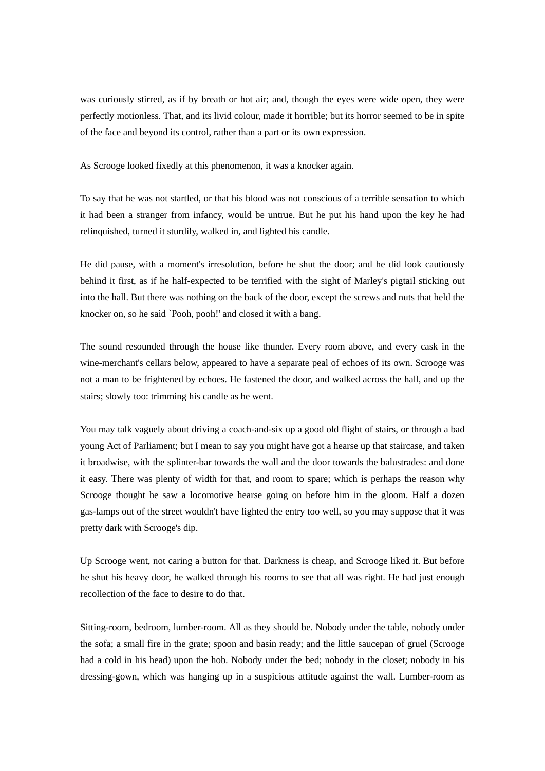was curiously stirred, as if by breath or hot air; and, though the eyes were wide open, they were perfectly motionless. That, and its livid colour, made it horrible; but its horror seemed to be in spite of the face and beyond its control, rather than a part or its own expression.

As Scrooge looked fixedly at this phenomenon, it was a knocker again.

To say that he was not startled, or that his blood was not conscious of a terrible sensation to which it had been a stranger from infancy, would be untrue. But he put his hand upon the key he had relinquished, turned it sturdily, walked in, and lighted his candle.

He did pause, with a moment's irresolution, before he shut the door; and he did look cautiously behind it first, as if he half-expected to be terrified with the sight of Marley's pigtail sticking out into the hall. But there was nothing on the back of the door, except the screws and nuts that held the knocker on, so he said `Pooh, pooh!' and closed it with a bang.

The sound resounded through the house like thunder. Every room above, and every cask in the wine-merchant's cellars below, appeared to have a separate peal of echoes of its own. Scrooge was not a man to be frightened by echoes. He fastened the door, and walked across the hall, and up the stairs; slowly too: trimming his candle as he went.

You may talk vaguely about driving a coach-and-six up a good old flight of stairs, or through a bad young Act of Parliament; but I mean to say you might have got a hearse up that staircase, and taken it broadwise, with the splinter-bar towards the wall and the door towards the balustrades: and done it easy. There was plenty of width for that, and room to spare; which is perhaps the reason why Scrooge thought he saw a locomotive hearse going on before him in the gloom. Half a dozen gas-lamps out of the street wouldn't have lighted the entry too well, so you may suppose that it was pretty dark with Scrooge's dip.

Up Scrooge went, not caring a button for that. Darkness is cheap, and Scrooge liked it. But before he shut his heavy door, he walked through his rooms to see that all was right. He had just enough recollection of the face to desire to do that.

Sitting-room, bedroom, lumber-room. All as they should be. Nobody under the table, nobody under the sofa; a small fire in the grate; spoon and basin ready; and the little saucepan of gruel (Scrooge had a cold in his head) upon the hob. Nobody under the bed; nobody in the closet; nobody in his dressing-gown, which was hanging up in a suspicious attitude against the wall. Lumber-room as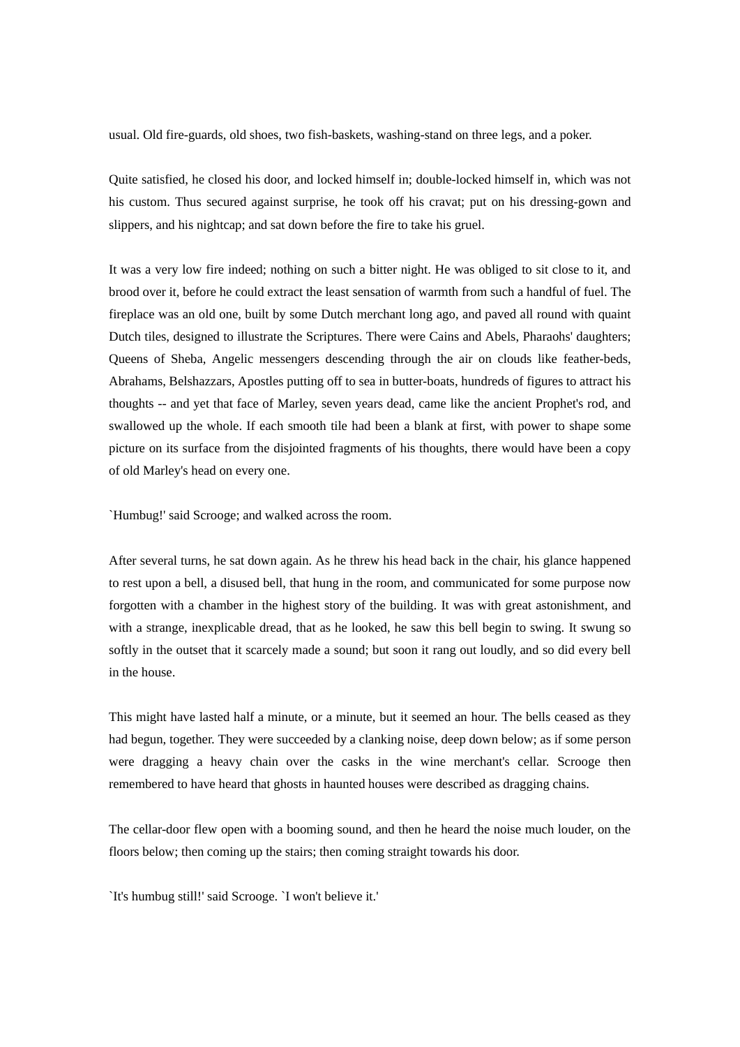usual. Old fire-guards, old shoes, two fish-baskets, washing-stand on three legs, and a poker.

Quite satisfied, he closed his door, and locked himself in; double-locked himself in, which was not his custom. Thus secured against surprise, he took off his cravat; put on his dressing-gown and slippers, and his nightcap; and sat down before the fire to take his gruel.

It was a very low fire indeed; nothing on such a bitter night. He was obliged to sit close to it, and brood over it, before he could extract the least sensation of warmth from such a handful of fuel. The fireplace was an old one, built by some Dutch merchant long ago, and paved all round with quaint Dutch tiles, designed to illustrate the Scriptures. There were Cains and Abels, Pharaohs' daughters; Queens of Sheba, Angelic messengers descending through the air on clouds like feather-beds, Abrahams, Belshazzars, Apostles putting off to sea in butter-boats, hundreds of figures to attract his thoughts -- and yet that face of Marley, seven years dead, came like the ancient Prophet's rod, and swallowed up the whole. If each smooth tile had been a blank at first, with power to shape some picture on its surface from the disjointed fragments of his thoughts, there would have been a copy of old Marley's head on every one.

`Humbug!' said Scrooge; and walked across the room.

After several turns, he sat down again. As he threw his head back in the chair, his glance happened to rest upon a bell, a disused bell, that hung in the room, and communicated for some purpose now forgotten with a chamber in the highest story of the building. It was with great astonishment, and with a strange, inexplicable dread, that as he looked, he saw this bell begin to swing. It swung so softly in the outset that it scarcely made a sound; but soon it rang out loudly, and so did every bell in the house.

This might have lasted half a minute, or a minute, but it seemed an hour. The bells ceased as they had begun, together. They were succeeded by a clanking noise, deep down below; as if some person were dragging a heavy chain over the casks in the wine merchant's cellar. Scrooge then remembered to have heard that ghosts in haunted houses were described as dragging chains.

The cellar-door flew open with a booming sound, and then he heard the noise much louder, on the floors below; then coming up the stairs; then coming straight towards his door.

`It's humbug still!' said Scrooge. `I won't believe it.'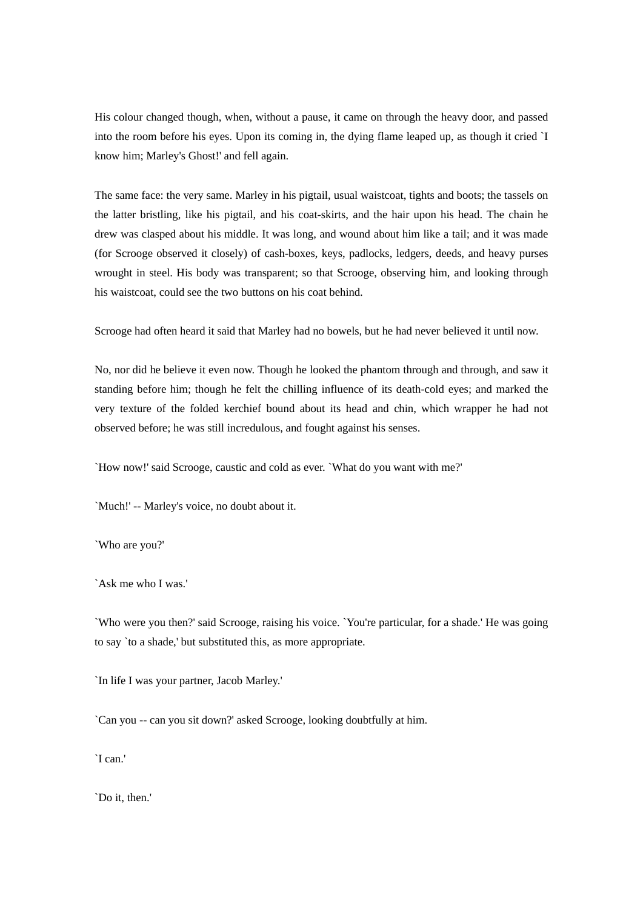His colour changed though, when, without a pause, it came on through the heavy door, and passed into the room before his eyes. Upon its coming in, the dying flame leaped up, as though it cried `I know him; Marley's Ghost!' and fell again.

The same face: the very same. Marley in his pigtail, usual waistcoat, tights and boots; the tassels on the latter bristling, like his pigtail, and his coat-skirts, and the hair upon his head. The chain he drew was clasped about his middle. It was long, and wound about him like a tail; and it was made (for Scrooge observed it closely) of cash-boxes, keys, padlocks, ledgers, deeds, and heavy purses wrought in steel. His body was transparent; so that Scrooge, observing him, and looking through his waistcoat, could see the two buttons on his coat behind.

Scrooge had often heard it said that Marley had no bowels, but he had never believed it until now.

No, nor did he believe it even now. Though he looked the phantom through and through, and saw it standing before him; though he felt the chilling influence of its death-cold eyes; and marked the very texture of the folded kerchief bound about its head and chin, which wrapper he had not observed before; he was still incredulous, and fought against his senses.

`How now!' said Scrooge, caustic and cold as ever. `What do you want with me?'

`Much!' -- Marley's voice, no doubt about it.

`Who are you?'

`Ask me who I was.'

`Who were you then?' said Scrooge, raising his voice. `You're particular, for a shade.' He was going to say `to a shade,' but substituted this, as more appropriate.

`In life I was your partner, Jacob Marley.'

`Can you -- can you sit down?' asked Scrooge, looking doubtfully at him.

`I can.'

`Do it, then.'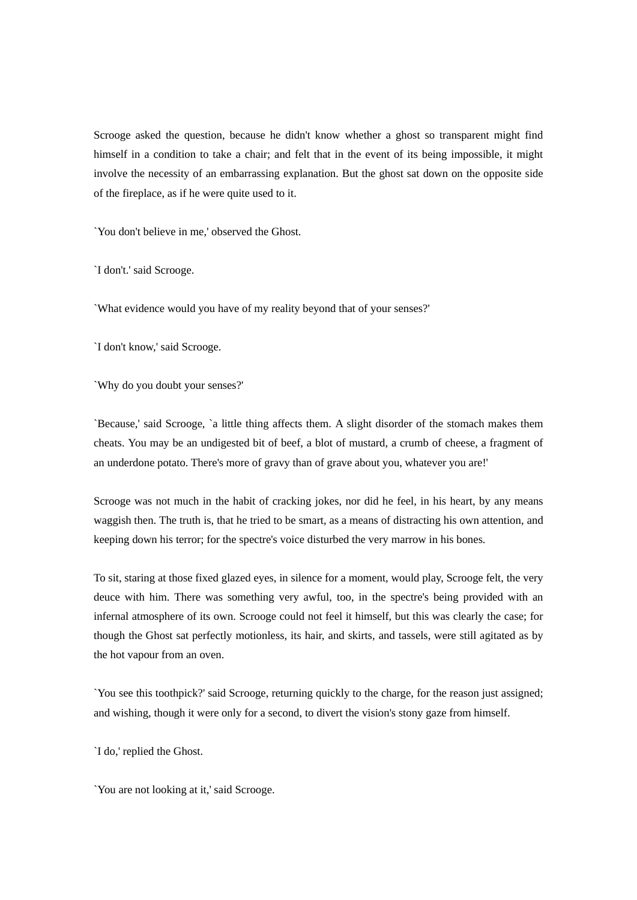Scrooge asked the question, because he didn't know whether a ghost so transparent might find himself in a condition to take a chair; and felt that in the event of its being impossible, it might involve the necessity of an embarrassing explanation. But the ghost sat down on the opposite side of the fireplace, as if he were quite used to it.

`You don't believe in me,' observed the Ghost.

`I don't.' said Scrooge.

`What evidence would you have of my reality beyond that of your senses?'

`I don't know,' said Scrooge.

`Why do you doubt your senses?'

`Because,' said Scrooge, `a little thing affects them. A slight disorder of the stomach makes them cheats. You may be an undigested bit of beef, a blot of mustard, a crumb of cheese, a fragment of an underdone potato. There's more of gravy than of grave about you, whatever you are!'

Scrooge was not much in the habit of cracking jokes, nor did he feel, in his heart, by any means waggish then. The truth is, that he tried to be smart, as a means of distracting his own attention, and keeping down his terror; for the spectre's voice disturbed the very marrow in his bones.

To sit, staring at those fixed glazed eyes, in silence for a moment, would play, Scrooge felt, the very deuce with him. There was something very awful, too, in the spectre's being provided with an infernal atmosphere of its own. Scrooge could not feel it himself, but this was clearly the case; for though the Ghost sat perfectly motionless, its hair, and skirts, and tassels, were still agitated as by the hot vapour from an oven.

`You see this toothpick?' said Scrooge, returning quickly to the charge, for the reason just assigned; and wishing, though it were only for a second, to divert the vision's stony gaze from himself.

`I do,' replied the Ghost.

`You are not looking at it,' said Scrooge.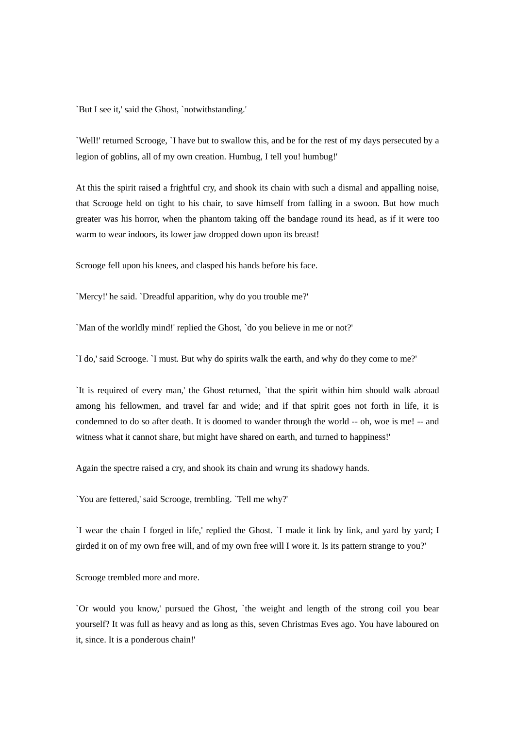`But I see it,' said the Ghost, `notwithstanding.'

`Well!' returned Scrooge, `I have but to swallow this, and be for the rest of my days persecuted by a legion of goblins, all of my own creation. Humbug, I tell you! humbug!'

At this the spirit raised a frightful cry, and shook its chain with such a dismal and appalling noise, that Scrooge held on tight to his chair, to save himself from falling in a swoon. But how much greater was his horror, when the phantom taking off the bandage round its head, as if it were too warm to wear indoors, its lower jaw dropped down upon its breast!

Scrooge fell upon his knees, and clasped his hands before his face.

`Mercy!' he said. `Dreadful apparition, why do you trouble me?'

`Man of the worldly mind!' replied the Ghost, `do you believe in me or not?'

`I do,' said Scrooge. `I must. But why do spirits walk the earth, and why do they come to me?'

`It is required of every man,' the Ghost returned, `that the spirit within him should walk abroad among his fellowmen, and travel far and wide; and if that spirit goes not forth in life, it is condemned to do so after death. It is doomed to wander through the world -- oh, woe is me! -- and witness what it cannot share, but might have shared on earth, and turned to happiness!'

Again the spectre raised a cry, and shook its chain and wrung its shadowy hands.

`You are fettered,' said Scrooge, trembling. `Tell me why?'

`I wear the chain I forged in life,' replied the Ghost. `I made it link by link, and yard by yard; I girded it on of my own free will, and of my own free will I wore it. Is its pattern strange to you?'

Scrooge trembled more and more.

`Or would you know,' pursued the Ghost, `the weight and length of the strong coil you bear yourself? It was full as heavy and as long as this, seven Christmas Eves ago. You have laboured on it, since. It is a ponderous chain!'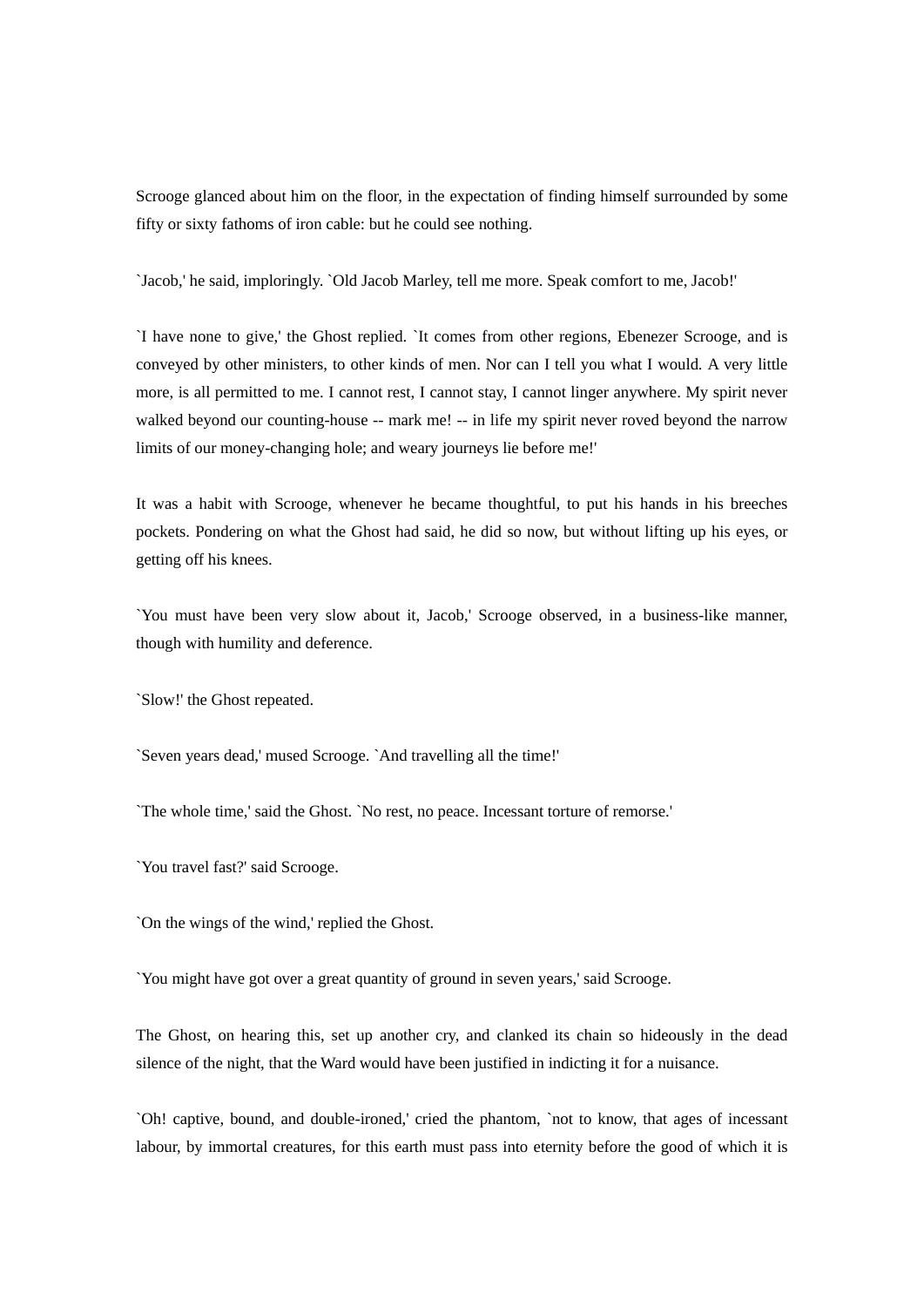Scrooge glanced about him on the floor, in the expectation of finding himself surrounded by some fifty or sixty fathoms of iron cable: but he could see nothing.

`Jacob,' he said, imploringly. `Old Jacob Marley, tell me more. Speak comfort to me, Jacob!'

`I have none to give,' the Ghost replied. `It comes from other regions, Ebenezer Scrooge, and is conveyed by other ministers, to other kinds of men. Nor can I tell you what I would. A very little more, is all permitted to me. I cannot rest, I cannot stay, I cannot linger anywhere. My spirit never walked beyond our counting-house -- mark me! -- in life my spirit never roved beyond the narrow limits of our money-changing hole; and weary journeys lie before me!'

It was a habit with Scrooge, whenever he became thoughtful, to put his hands in his breeches pockets. Pondering on what the Ghost had said, he did so now, but without lifting up his eyes, or getting off his knees.

`You must have been very slow about it, Jacob,' Scrooge observed, in a business-like manner, though with humility and deference.

`Slow!' the Ghost repeated.

`Seven years dead,' mused Scrooge. `And travelling all the time!'

`The whole time,' said the Ghost. `No rest, no peace. Incessant torture of remorse.'

`You travel fast?' said Scrooge.

`On the wings of the wind,' replied the Ghost.

`You might have got over a great quantity of ground in seven years,' said Scrooge.

The Ghost, on hearing this, set up another cry, and clanked its chain so hideously in the dead silence of the night, that the Ward would have been justified in indicting it for a nuisance.

`Oh! captive, bound, and double-ironed,' cried the phantom, `not to know, that ages of incessant labour, by immortal creatures, for this earth must pass into eternity before the good of which it is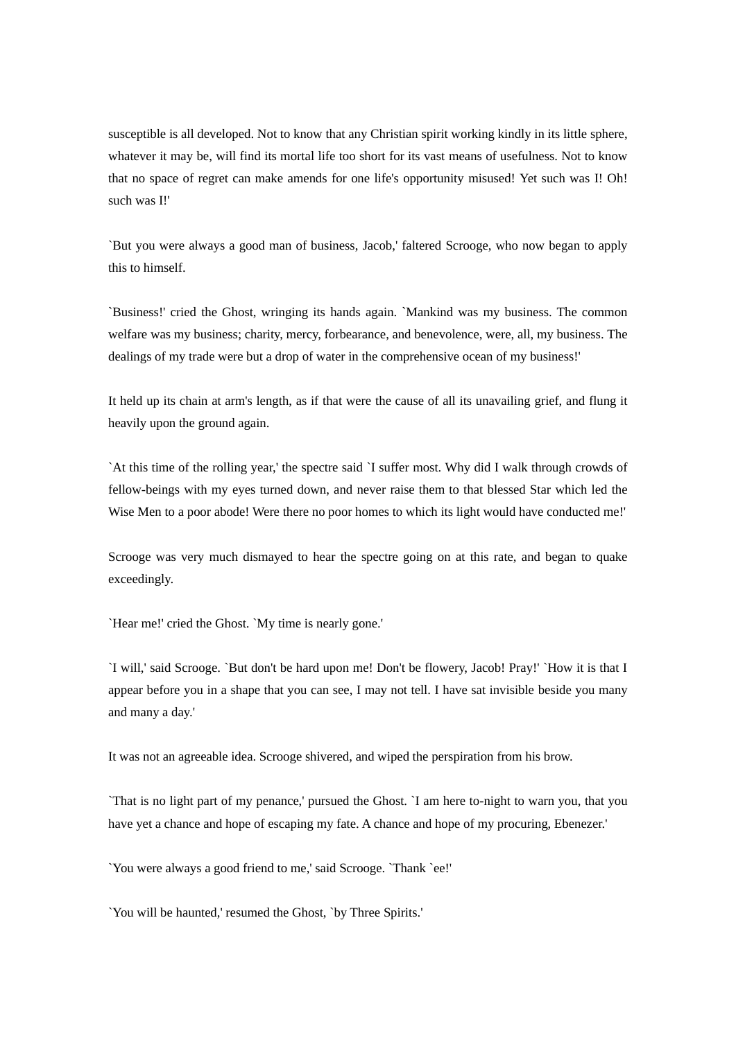susceptible is all developed. Not to know that any Christian spirit working kindly in its little sphere, whatever it may be, will find its mortal life too short for its vast means of usefulness. Not to know that no space of regret can make amends for one life's opportunity misused! Yet such was I! Oh! such was I!'

`But you were always a good man of business, Jacob,' faltered Scrooge, who now began to apply this to himself.

`Business!' cried the Ghost, wringing its hands again. `Mankind was my business. The common welfare was my business; charity, mercy, forbearance, and benevolence, were, all, my business. The dealings of my trade were but a drop of water in the comprehensive ocean of my business!'

It held up its chain at arm's length, as if that were the cause of all its unavailing grief, and flung it heavily upon the ground again.

`At this time of the rolling year,' the spectre said `I suffer most. Why did I walk through crowds of fellow-beings with my eyes turned down, and never raise them to that blessed Star which led the Wise Men to a poor abode! Were there no poor homes to which its light would have conducted me!'

Scrooge was very much dismayed to hear the spectre going on at this rate, and began to quake exceedingly.

`Hear me!' cried the Ghost. `My time is nearly gone.'

`I will,' said Scrooge. `But don't be hard upon me! Don't be flowery, Jacob! Pray!' `How it is that I appear before you in a shape that you can see, I may not tell. I have sat invisible beside you many and many a day.'

It was not an agreeable idea. Scrooge shivered, and wiped the perspiration from his brow.

`That is no light part of my penance,' pursued the Ghost. `I am here to-night to warn you, that you have yet a chance and hope of escaping my fate. A chance and hope of my procuring, Ebenezer.'

`You were always a good friend to me,' said Scrooge. `Thank `ee!'

`You will be haunted,' resumed the Ghost, `by Three Spirits.'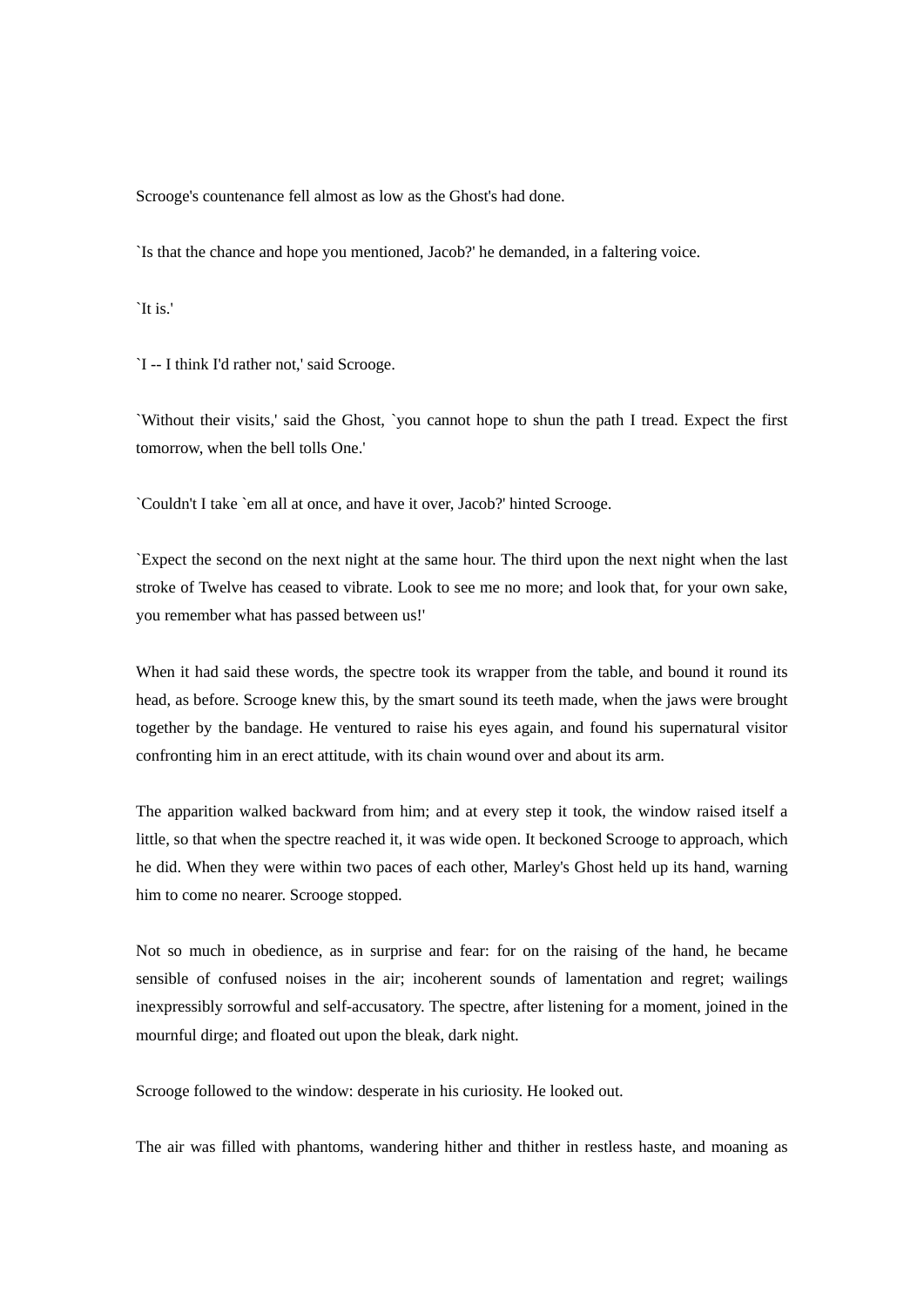Scrooge's countenance fell almost as low as the Ghost's had done.

`Is that the chance and hope you mentioned, Jacob?' he demanded, in a faltering voice.

`It is.'

`I -- I think I'd rather not,' said Scrooge.

`Without their visits,' said the Ghost, `you cannot hope to shun the path I tread. Expect the first tomorrow, when the bell tolls One.'

`Couldn't I take `em all at once, and have it over, Jacob?' hinted Scrooge.

`Expect the second on the next night at the same hour. The third upon the next night when the last stroke of Twelve has ceased to vibrate. Look to see me no more; and look that, for your own sake, you remember what has passed between us!'

When it had said these words, the spectre took its wrapper from the table, and bound it round its head, as before. Scrooge knew this, by the smart sound its teeth made, when the jaws were brought together by the bandage. He ventured to raise his eyes again, and found his supernatural visitor confronting him in an erect attitude, with its chain wound over and about its arm.

The apparition walked backward from him; and at every step it took, the window raised itself a little, so that when the spectre reached it, it was wide open. It beckoned Scrooge to approach, which he did. When they were within two paces of each other, Marley's Ghost held up its hand, warning him to come no nearer. Scrooge stopped.

Not so much in obedience, as in surprise and fear: for on the raising of the hand, he became sensible of confused noises in the air; incoherent sounds of lamentation and regret; wailings inexpressibly sorrowful and self-accusatory. The spectre, after listening for a moment, joined in the mournful dirge; and floated out upon the bleak, dark night.

Scrooge followed to the window: desperate in his curiosity. He looked out.

The air was filled with phantoms, wandering hither and thither in restless haste, and moaning as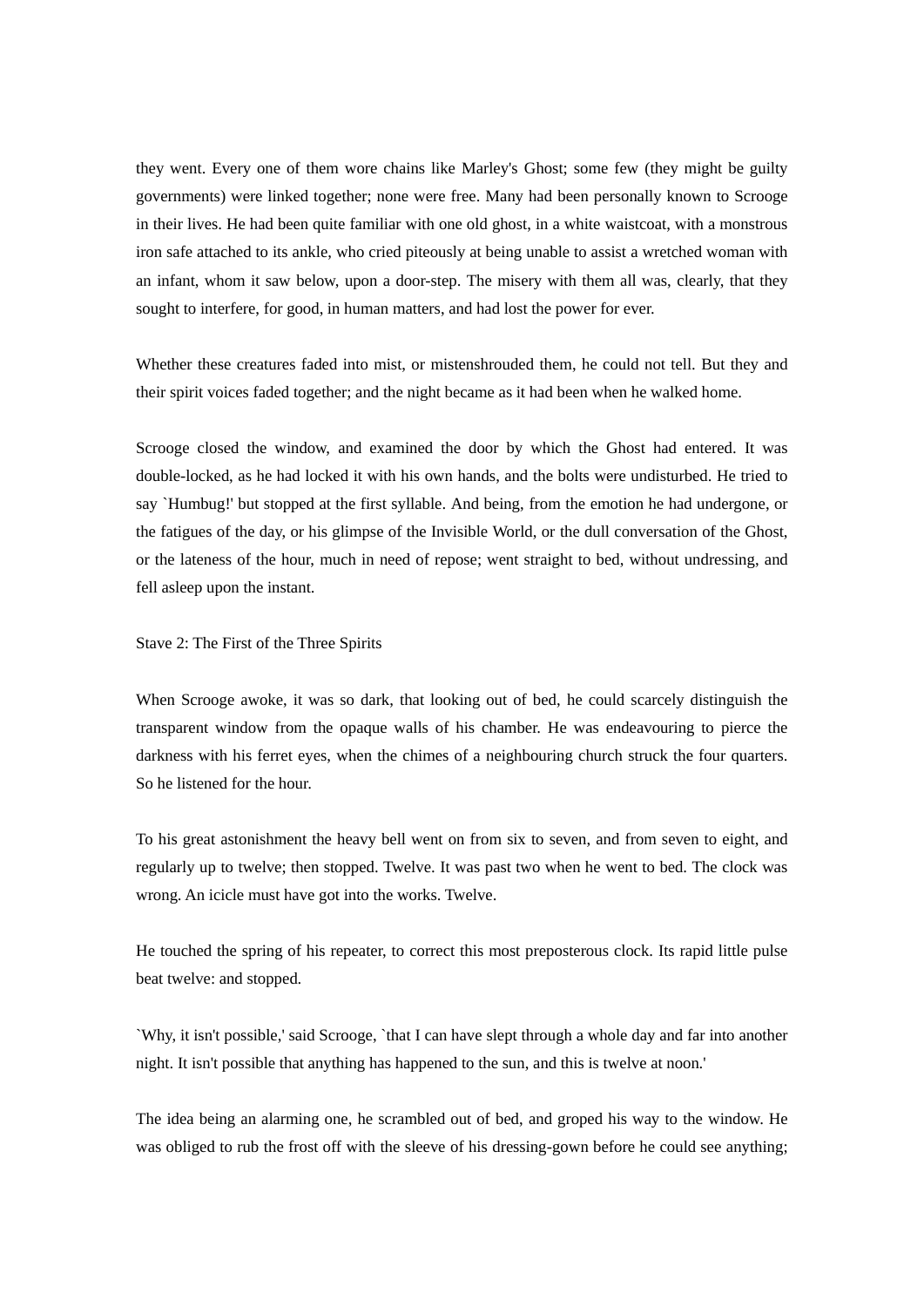they went. Every one of them wore chains like Marley's Ghost; some few (they might be guilty governments) were linked together; none were free. Many had been personally known to Scrooge in their lives. He had been quite familiar with one old ghost, in a white waistcoat, with a monstrous iron safe attached to its ankle, who cried piteously at being unable to assist a wretched woman with an infant, whom it saw below, upon a door-step. The misery with them all was, clearly, that they sought to interfere, for good, in human matters, and had lost the power for ever.

Whether these creatures faded into mist, or mistenshrouded them, he could not tell. But they and their spirit voices faded together; and the night became as it had been when he walked home.

Scrooge closed the window, and examined the door by which the Ghost had entered. It was double-locked, as he had locked it with his own hands, and the bolts were undisturbed. He tried to say `Humbug!' but stopped at the first syllable. And being, from the emotion he had undergone, or the fatigues of the day, or his glimpse of the Invisible World, or the dull conversation of the Ghost, or the lateness of the hour, much in need of repose; went straight to bed, without undressing, and fell asleep upon the instant.

## Stave 2: The First of the Three Spirits

When Scrooge awoke, it was so dark, that looking out of bed, he could scarcely distinguish the transparent window from the opaque walls of his chamber. He was endeavouring to pierce the darkness with his ferret eyes, when the chimes of a neighbouring church struck the four quarters. So he listened for the hour.

To his great astonishment the heavy bell went on from six to seven, and from seven to eight, and regularly up to twelve; then stopped. Twelve. It was past two when he went to bed. The clock was wrong. An icicle must have got into the works. Twelve.

He touched the spring of his repeater, to correct this most preposterous clock. Its rapid little pulse beat twelve: and stopped.

`Why, it isn't possible,' said Scrooge, `that I can have slept through a whole day and far into another night. It isn't possible that anything has happened to the sun, and this is twelve at noon.'

The idea being an alarming one, he scrambled out of bed, and groped his way to the window. He was obliged to rub the frost off with the sleeve of his dressing-gown before he could see anything;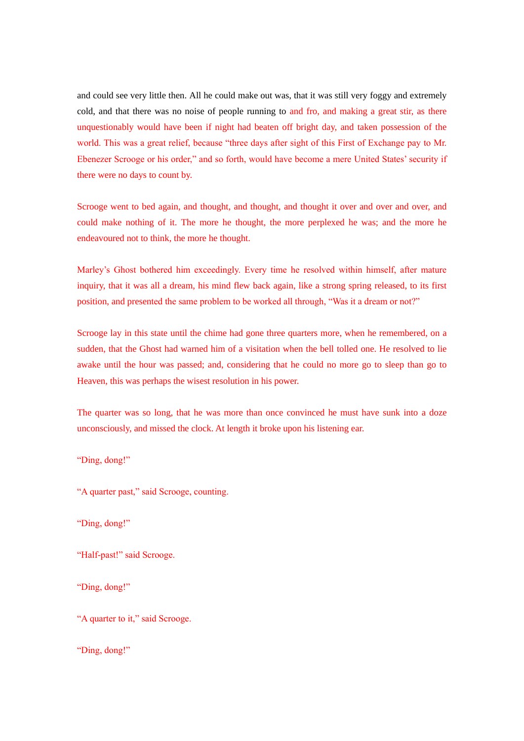and could see very little then. All he could make out was, that it was still very foggy and extremely cold, and that there was no noise of people running to and fro, and making a great stir, as there unquestionably would have been if night had beaten off bright day, and taken possession of the world. This was a great relief, because "three days after sight of this First of Exchange pay to Mr. Ebenezer Scrooge or his order," and so forth, would have become a mere United States' security if there were no days to count by.

Scrooge went to bed again, and thought, and thought, and thought it over and over and over, and could make nothing of it. The more he thought, the more perplexed he was; and the more he endeavoured not to think, the more he thought.

Marley's Ghost bothered him exceedingly. Every time he resolved within himself, after mature inquiry, that it was all a dream, his mind flew back again, like a strong spring released, to its first position, and presented the same problem to be worked all through, "Was it a dream or not?"

Scrooge lay in this state until the chime had gone three quarters more, when he remembered, on a sudden, that the Ghost had warned him of a visitation when the bell tolled one. He resolved to lie awake until the hour was passed; and, considering that he could no more go to sleep than go to Heaven, this was perhaps the wisest resolution in his power.

The quarter was so long, that he was more than once convinced he must have sunk into a doze unconsciously, and missed the clock. At length it broke upon his listening ear.

"Ding, dong!"

"A quarter past," said Scrooge, counting.

"Ding, dong!"

"Half-past!" said Scrooge.

"Ding, dong!"

"A quarter to it," said Scrooge.

"Ding, dong!"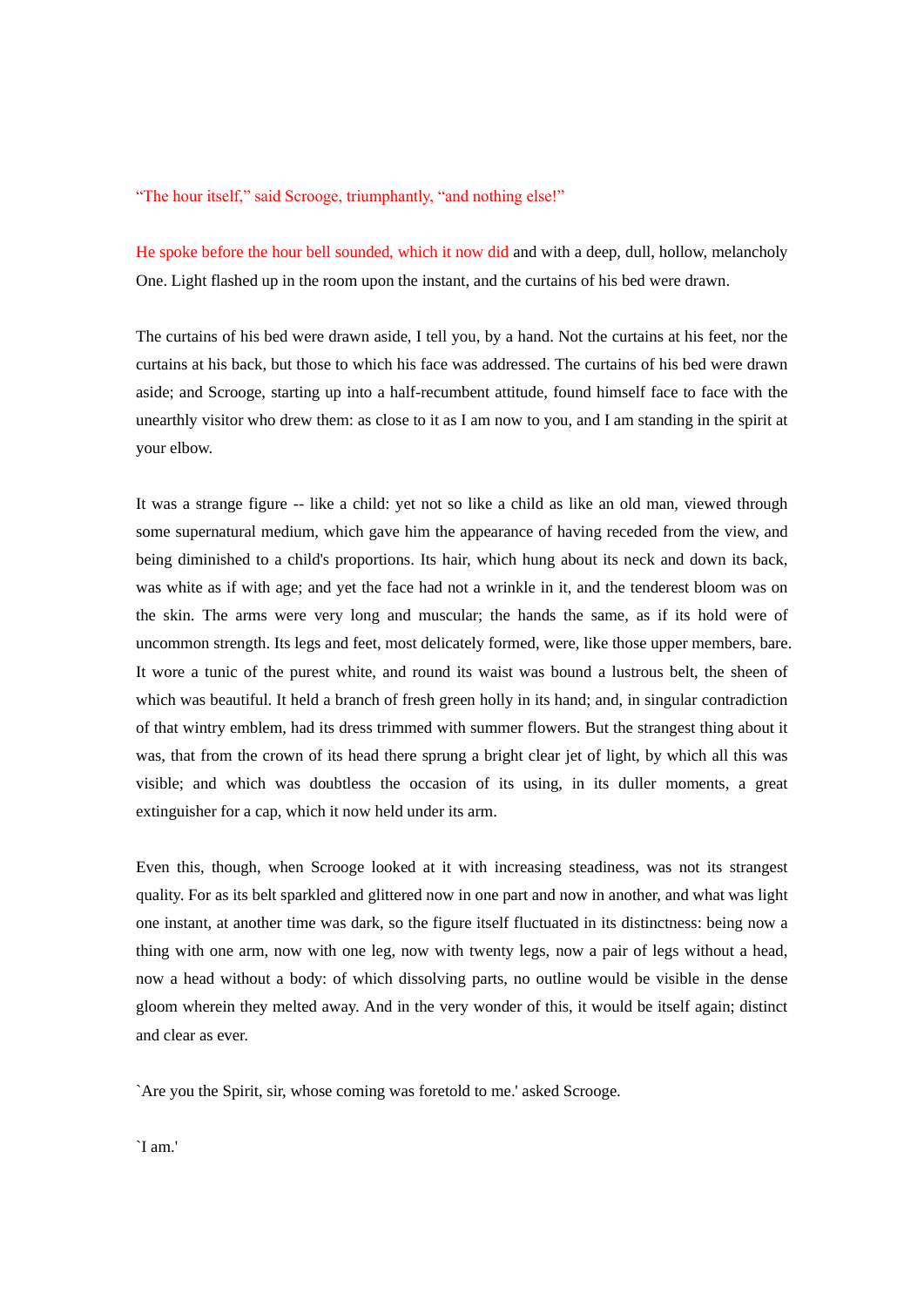"The hour itself," said Scrooge, triumphantly, "and nothing else!"

He spoke before the hour bell sounded, which it now did and with a deep, dull, hollow, melancholy One. Light flashed up in the room upon the instant, and the curtains of his bed were drawn.

The curtains of his bed were drawn aside, I tell you, by a hand. Not the curtains at his feet, nor the curtains at his back, but those to which his face was addressed. The curtains of his bed were drawn aside; and Scrooge, starting up into a half-recumbent attitude, found himself face to face with the unearthly visitor who drew them: as close to it as I am now to you, and I am standing in the spirit at your elbow.

It was a strange figure -- like a child: yet not so like a child as like an old man, viewed through some supernatural medium, which gave him the appearance of having receded from the view, and being diminished to a child's proportions. Its hair, which hung about its neck and down its back, was white as if with age; and yet the face had not a wrinkle in it, and the tenderest bloom was on the skin. The arms were very long and muscular; the hands the same, as if its hold were of uncommon strength. Its legs and feet, most delicately formed, were, like those upper members, bare. It wore a tunic of the purest white, and round its waist was bound a lustrous belt, the sheen of which was beautiful. It held a branch of fresh green holly in its hand; and, in singular contradiction of that wintry emblem, had its dress trimmed with summer flowers. But the strangest thing about it was, that from the crown of its head there sprung a bright clear jet of light, by which all this was visible; and which was doubtless the occasion of its using, in its duller moments, a great extinguisher for a cap, which it now held under its arm.

Even this, though, when Scrooge looked at it with increasing steadiness, was not its strangest quality. For as its belt sparkled and glittered now in one part and now in another, and what was light one instant, at another time was dark, so the figure itself fluctuated in its distinctness: being now a thing with one arm, now with one leg, now with twenty legs, now a pair of legs without a head, now a head without a body: of which dissolving parts, no outline would be visible in the dense gloom wherein they melted away. And in the very wonder of this, it would be itself again; distinct and clear as ever.

`Are you the Spirit, sir, whose coming was foretold to me.' asked Scrooge.

`I am.'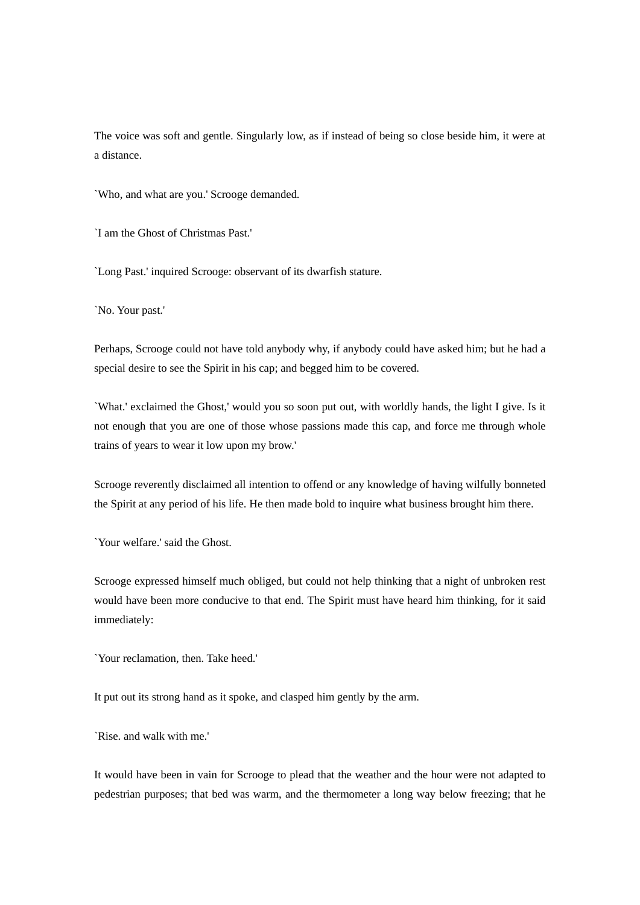The voice was soft and gentle. Singularly low, as if instead of being so close beside him, it were at a distance.

`Who, and what are you.' Scrooge demanded.

`I am the Ghost of Christmas Past.'

`Long Past.' inquired Scrooge: observant of its dwarfish stature.

`No. Your past.'

Perhaps, Scrooge could not have told anybody why, if anybody could have asked him; but he had a special desire to see the Spirit in his cap; and begged him to be covered.

`What.' exclaimed the Ghost,' would you so soon put out, with worldly hands, the light I give. Is it not enough that you are one of those whose passions made this cap, and force me through whole trains of years to wear it low upon my brow.'

Scrooge reverently disclaimed all intention to offend or any knowledge of having wilfully bonneted the Spirit at any period of his life. He then made bold to inquire what business brought him there.

`Your welfare.' said the Ghost.

Scrooge expressed himself much obliged, but could not help thinking that a night of unbroken rest would have been more conducive to that end. The Spirit must have heard him thinking, for it said immediately:

`Your reclamation, then. Take heed.'

It put out its strong hand as it spoke, and clasped him gently by the arm.

`Rise. and walk with me.'

It would have been in vain for Scrooge to plead that the weather and the hour were not adapted to pedestrian purposes; that bed was warm, and the thermometer a long way below freezing; that he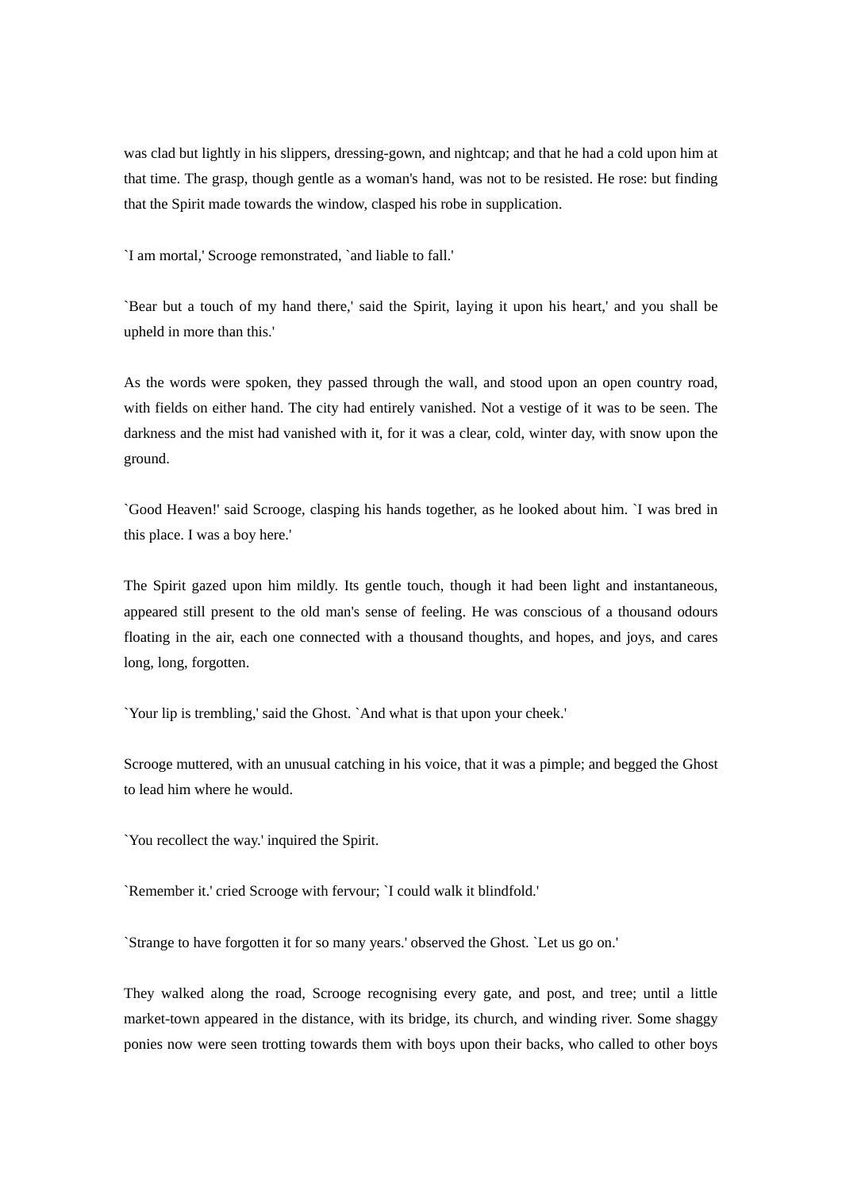was clad but lightly in his slippers, dressing-gown, and nightcap; and that he had a cold upon him at that time. The grasp, though gentle as a woman's hand, was not to be resisted. He rose: but finding that the Spirit made towards the window, clasped his robe in supplication.

`I am mortal,' Scrooge remonstrated, `and liable to fall.'

`Bear but a touch of my hand there,' said the Spirit, laying it upon his heart,' and you shall be upheld in more than this.'

As the words were spoken, they passed through the wall, and stood upon an open country road, with fields on either hand. The city had entirely vanished. Not a vestige of it was to be seen. The darkness and the mist had vanished with it, for it was a clear, cold, winter day, with snow upon the ground.

`Good Heaven!' said Scrooge, clasping his hands together, as he looked about him. `I was bred in this place. I was a boy here.'

The Spirit gazed upon him mildly. Its gentle touch, though it had been light and instantaneous, appeared still present to the old man's sense of feeling. He was conscious of a thousand odours floating in the air, each one connected with a thousand thoughts, and hopes, and joys, and cares long, long, forgotten.

`Your lip is trembling,' said the Ghost. `And what is that upon your cheek.'

Scrooge muttered, with an unusual catching in his voice, that it was a pimple; and begged the Ghost to lead him where he would.

`You recollect the way.' inquired the Spirit.

`Remember it.' cried Scrooge with fervour; `I could walk it blindfold.'

`Strange to have forgotten it for so many years.' observed the Ghost. `Let us go on.'

They walked along the road, Scrooge recognising every gate, and post, and tree; until a little market-town appeared in the distance, with its bridge, its church, and winding river. Some shaggy ponies now were seen trotting towards them with boys upon their backs, who called to other boys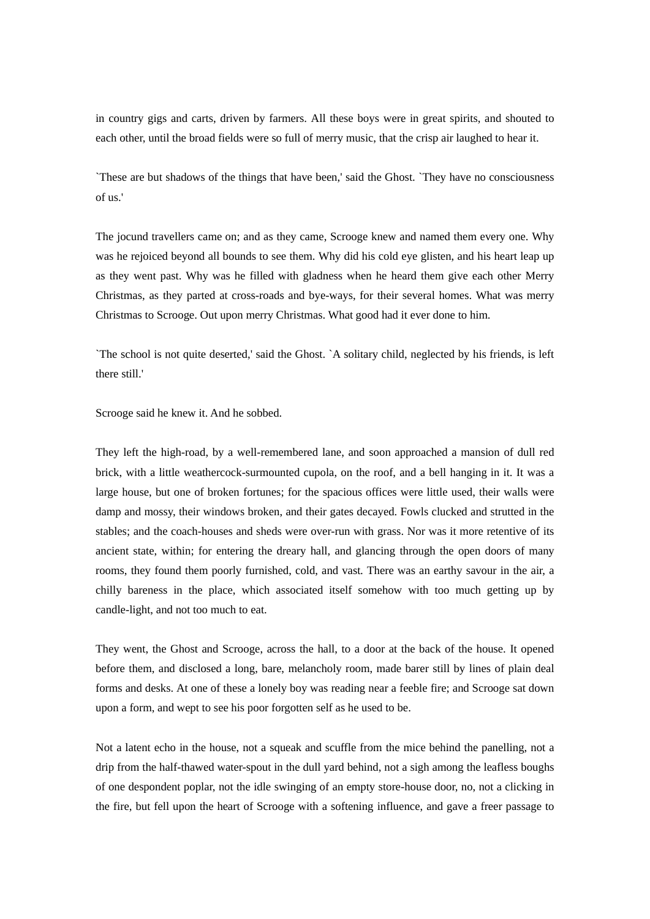in country gigs and carts, driven by farmers. All these boys were in great spirits, and shouted to each other, until the broad fields were so full of merry music, that the crisp air laughed to hear it.

`These are but shadows of the things that have been,' said the Ghost. `They have no consciousness of us.'

The jocund travellers came on; and as they came, Scrooge knew and named them every one. Why was he rejoiced beyond all bounds to see them. Why did his cold eye glisten, and his heart leap up as they went past. Why was he filled with gladness when he heard them give each other Merry Christmas, as they parted at cross-roads and bye-ways, for their several homes. What was merry Christmas to Scrooge. Out upon merry Christmas. What good had it ever done to him.

`The school is not quite deserted,' said the Ghost. `A solitary child, neglected by his friends, is left there still.'

Scrooge said he knew it. And he sobbed.

They left the high-road, by a well-remembered lane, and soon approached a mansion of dull red brick, with a little weathercock-surmounted cupola, on the roof, and a bell hanging in it. It was a large house, but one of broken fortunes; for the spacious offices were little used, their walls were damp and mossy, their windows broken, and their gates decayed. Fowls clucked and strutted in the stables; and the coach-houses and sheds were over-run with grass. Nor was it more retentive of its ancient state, within; for entering the dreary hall, and glancing through the open doors of many rooms, they found them poorly furnished, cold, and vast. There was an earthy savour in the air, a chilly bareness in the place, which associated itself somehow with too much getting up by candle-light, and not too much to eat.

They went, the Ghost and Scrooge, across the hall, to a door at the back of the house. It opened before them, and disclosed a long, bare, melancholy room, made barer still by lines of plain deal forms and desks. At one of these a lonely boy was reading near a feeble fire; and Scrooge sat down upon a form, and wept to see his poor forgotten self as he used to be.

Not a latent echo in the house, not a squeak and scuffle from the mice behind the panelling, not a drip from the half-thawed water-spout in the dull yard behind, not a sigh among the leafless boughs of one despondent poplar, not the idle swinging of an empty store-house door, no, not a clicking in the fire, but fell upon the heart of Scrooge with a softening influence, and gave a freer passage to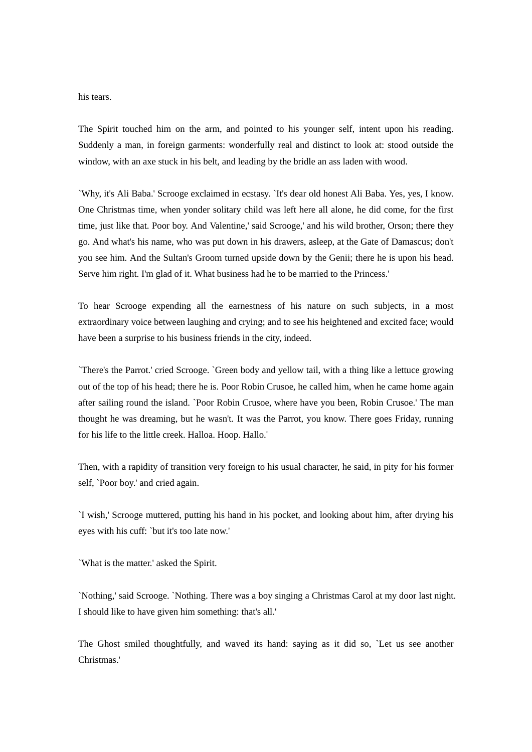his tears.

The Spirit touched him on the arm, and pointed to his younger self, intent upon his reading. Suddenly a man, in foreign garments: wonderfully real and distinct to look at: stood outside the window, with an axe stuck in his belt, and leading by the bridle an ass laden with wood.

`Why, it's Ali Baba.' Scrooge exclaimed in ecstasy. `It's dear old honest Ali Baba. Yes, yes, I know. One Christmas time, when yonder solitary child was left here all alone, he did come, for the first time, just like that. Poor boy. And Valentine,' said Scrooge,' and his wild brother, Orson; there they go. And what's his name, who was put down in his drawers, asleep, at the Gate of Damascus; don't you see him. And the Sultan's Groom turned upside down by the Genii; there he is upon his head. Serve him right. I'm glad of it. What business had he to be married to the Princess.'

To hear Scrooge expending all the earnestness of his nature on such subjects, in a most extraordinary voice between laughing and crying; and to see his heightened and excited face; would have been a surprise to his business friends in the city, indeed.

`There's the Parrot.' cried Scrooge. `Green body and yellow tail, with a thing like a lettuce growing out of the top of his head; there he is. Poor Robin Crusoe, he called him, when he came home again after sailing round the island. `Poor Robin Crusoe, where have you been, Robin Crusoe.' The man thought he was dreaming, but he wasn't. It was the Parrot, you know. There goes Friday, running for his life to the little creek. Halloa. Hoop. Hallo.'

Then, with a rapidity of transition very foreign to his usual character, he said, in pity for his former self, `Poor boy.' and cried again.

`I wish,' Scrooge muttered, putting his hand in his pocket, and looking about him, after drying his eyes with his cuff: `but it's too late now.'

`What is the matter.' asked the Spirit.

`Nothing,' said Scrooge. `Nothing. There was a boy singing a Christmas Carol at my door last night. I should like to have given him something: that's all.'

The Ghost smiled thoughtfully, and waved its hand: saying as it did so, `Let us see another Christmas.'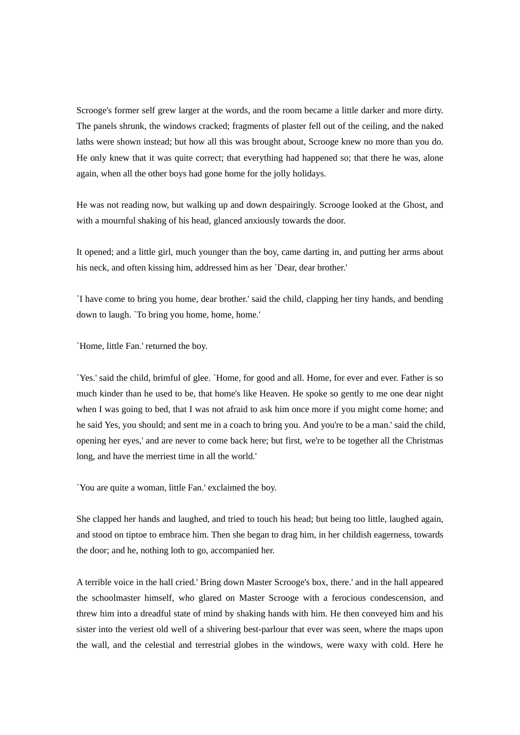Scrooge's former self grew larger at the words, and the room became a little darker and more dirty. The panels shrunk, the windows cracked; fragments of plaster fell out of the ceiling, and the naked laths were shown instead; but how all this was brought about, Scrooge knew no more than you do. He only knew that it was quite correct; that everything had happened so; that there he was, alone again, when all the other boys had gone home for the jolly holidays.

He was not reading now, but walking up and down despairingly. Scrooge looked at the Ghost, and with a mournful shaking of his head, glanced anxiously towards the door.

It opened; and a little girl, much younger than the boy, came darting in, and putting her arms about his neck, and often kissing him, addressed him as her `Dear, dear brother.'

`I have come to bring you home, dear brother.' said the child, clapping her tiny hands, and bending down to laugh. `To bring you home, home, home.'

`Home, little Fan.' returned the boy.

`Yes.' said the child, brimful of glee. `Home, for good and all. Home, for ever and ever. Father is so much kinder than he used to be, that home's like Heaven. He spoke so gently to me one dear night when I was going to bed, that I was not afraid to ask him once more if you might come home; and he said Yes, you should; and sent me in a coach to bring you. And you're to be a man.' said the child, opening her eyes,' and are never to come back here; but first, we're to be together all the Christmas long, and have the merriest time in all the world.'

`You are quite a woman, little Fan.' exclaimed the boy.

She clapped her hands and laughed, and tried to touch his head; but being too little, laughed again, and stood on tiptoe to embrace him. Then she began to drag him, in her childish eagerness, towards the door; and he, nothing loth to go, accompanied her.

A terrible voice in the hall cried.' Bring down Master Scrooge's box, there.' and in the hall appeared the schoolmaster himself, who glared on Master Scrooge with a ferocious condescension, and threw him into a dreadful state of mind by shaking hands with him. He then conveyed him and his sister into the veriest old well of a shivering best-parlour that ever was seen, where the maps upon the wall, and the celestial and terrestrial globes in the windows, were waxy with cold. Here he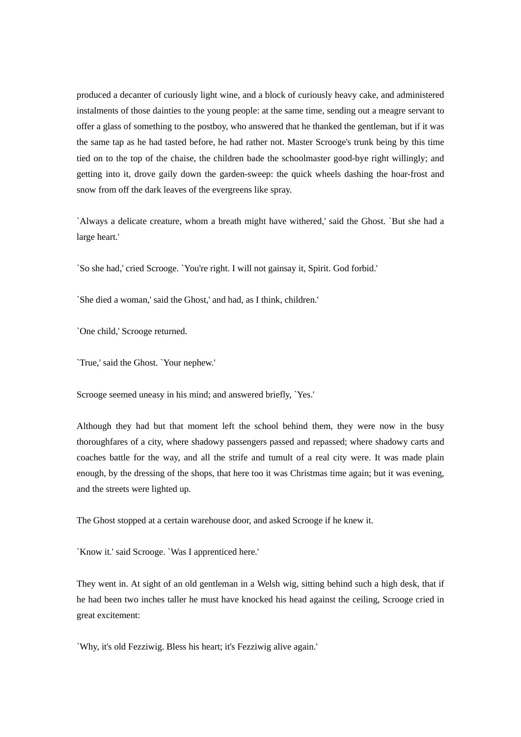produced a decanter of curiously light wine, and a block of curiously heavy cake, and administered instalments of those dainties to the young people: at the same time, sending out a meagre servant to offer a glass of something to the postboy, who answered that he thanked the gentleman, but if it was the same tap as he had tasted before, he had rather not. Master Scrooge's trunk being by this time tied on to the top of the chaise, the children bade the schoolmaster good-bye right willingly; and getting into it, drove gaily down the garden-sweep: the quick wheels dashing the hoar-frost and snow from off the dark leaves of the evergreens like spray.

`Always a delicate creature, whom a breath might have withered,' said the Ghost. `But she had a large heart.'

`So she had,' cried Scrooge. `You're right. I will not gainsay it, Spirit. God forbid.'

`She died a woman,' said the Ghost,' and had, as I think, children.'

`One child,' Scrooge returned.

`True,' said the Ghost. `Your nephew.'

Scrooge seemed uneasy in his mind; and answered briefly, `Yes.'

Although they had but that moment left the school behind them, they were now in the busy thoroughfares of a city, where shadowy passengers passed and repassed; where shadowy carts and coaches battle for the way, and all the strife and tumult of a real city were. It was made plain enough, by the dressing of the shops, that here too it was Christmas time again; but it was evening, and the streets were lighted up.

The Ghost stopped at a certain warehouse door, and asked Scrooge if he knew it.

`Know it.' said Scrooge. `Was I apprenticed here.'

They went in. At sight of an old gentleman in a Welsh wig, sitting behind such a high desk, that if he had been two inches taller he must have knocked his head against the ceiling, Scrooge cried in great excitement:

`Why, it's old Fezziwig. Bless his heart; it's Fezziwig alive again.'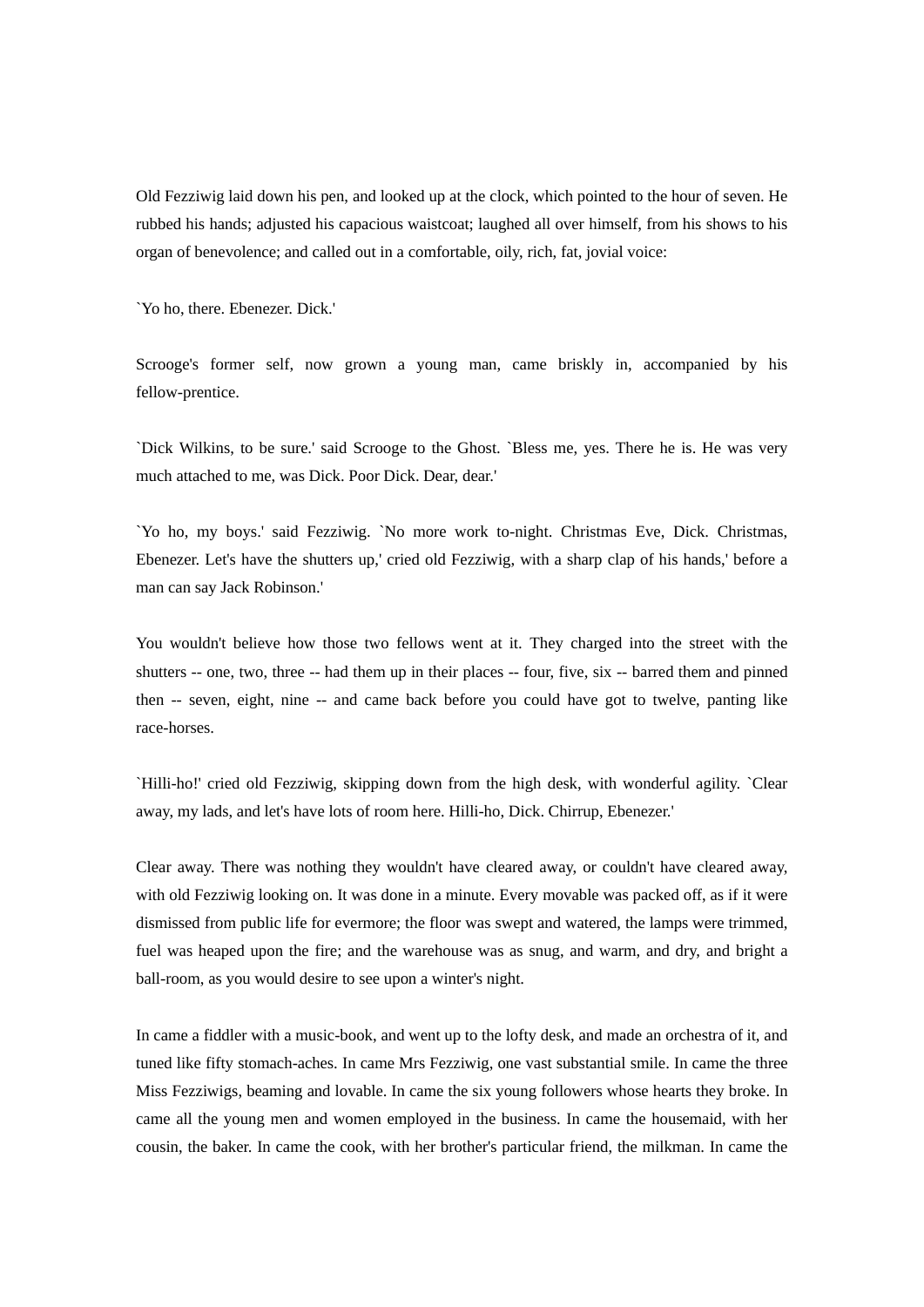Old Fezziwig laid down his pen, and looked up at the clock, which pointed to the hour of seven. He rubbed his hands; adjusted his capacious waistcoat; laughed all over himself, from his shows to his organ of benevolence; and called out in a comfortable, oily, rich, fat, jovial voice:

`Yo ho, there. Ebenezer. Dick.'

Scrooge's former self, now grown a young man, came briskly in, accompanied by his fellow-prentice.

`Dick Wilkins, to be sure.' said Scrooge to the Ghost. `Bless me, yes. There he is. He was very much attached to me, was Dick. Poor Dick. Dear, dear.'

`Yo ho, my boys.' said Fezziwig. `No more work to-night. Christmas Eve, Dick. Christmas, Ebenezer. Let's have the shutters up,' cried old Fezziwig, with a sharp clap of his hands,' before a man can say Jack Robinson.'

You wouldn't believe how those two fellows went at it. They charged into the street with the shutters -- one, two, three -- had them up in their places -- four, five, six -- barred them and pinned then -- seven, eight, nine -- and came back before you could have got to twelve, panting like race-horses.

`Hilli-ho!' cried old Fezziwig, skipping down from the high desk, with wonderful agility. `Clear away, my lads, and let's have lots of room here. Hilli-ho, Dick. Chirrup, Ebenezer.'

Clear away. There was nothing they wouldn't have cleared away, or couldn't have cleared away, with old Fezziwig looking on. It was done in a minute. Every movable was packed off, as if it were dismissed from public life for evermore; the floor was swept and watered, the lamps were trimmed, fuel was heaped upon the fire; and the warehouse was as snug, and warm, and dry, and bright a ball-room, as you would desire to see upon a winter's night.

In came a fiddler with a music-book, and went up to the lofty desk, and made an orchestra of it, and tuned like fifty stomach-aches. In came Mrs Fezziwig, one vast substantial smile. In came the three Miss Fezziwigs, beaming and lovable. In came the six young followers whose hearts they broke. In came all the young men and women employed in the business. In came the housemaid, with her cousin, the baker. In came the cook, with her brother's particular friend, the milkman. In came the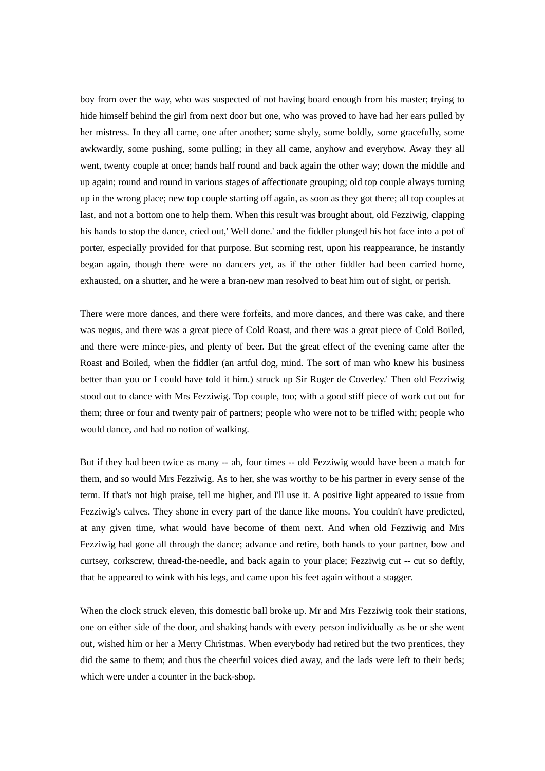boy from over the way, who was suspected of not having board enough from his master; trying to hide himself behind the girl from next door but one, who was proved to have had her ears pulled by her mistress. In they all came, one after another; some shyly, some boldly, some gracefully, some awkwardly, some pushing, some pulling; in they all came, anyhow and everyhow. Away they all went, twenty couple at once; hands half round and back again the other way; down the middle and up again; round and round in various stages of affectionate grouping; old top couple always turning up in the wrong place; new top couple starting off again, as soon as they got there; all top couples at last, and not a bottom one to help them. When this result was brought about, old Fezziwig, clapping his hands to stop the dance, cried out,' Well done.' and the fiddler plunged his hot face into a pot of porter, especially provided for that purpose. But scorning rest, upon his reappearance, he instantly began again, though there were no dancers yet, as if the other fiddler had been carried home, exhausted, on a shutter, and he were a bran-new man resolved to beat him out of sight, or perish.

There were more dances, and there were forfeits, and more dances, and there was cake, and there was negus, and there was a great piece of Cold Roast, and there was a great piece of Cold Boiled, and there were mince-pies, and plenty of beer. But the great effect of the evening came after the Roast and Boiled, when the fiddler (an artful dog, mind. The sort of man who knew his business better than you or I could have told it him.) struck up Sir Roger de Coverley.' Then old Fezziwig stood out to dance with Mrs Fezziwig. Top couple, too; with a good stiff piece of work cut out for them; three or four and twenty pair of partners; people who were not to be trifled with; people who would dance, and had no notion of walking.

But if they had been twice as many -- ah, four times -- old Fezziwig would have been a match for them, and so would Mrs Fezziwig. As to her, she was worthy to be his partner in every sense of the term. If that's not high praise, tell me higher, and I'll use it. A positive light appeared to issue from Fezziwig's calves. They shone in every part of the dance like moons. You couldn't have predicted, at any given time, what would have become of them next. And when old Fezziwig and Mrs Fezziwig had gone all through the dance; advance and retire, both hands to your partner, bow and curtsey, corkscrew, thread-the-needle, and back again to your place; Fezziwig cut -- cut so deftly, that he appeared to wink with his legs, and came upon his feet again without a stagger.

When the clock struck eleven, this domestic ball broke up. Mr and Mrs Fezziwig took their stations, one on either side of the door, and shaking hands with every person individually as he or she went out, wished him or her a Merry Christmas. When everybody had retired but the two prentices, they did the same to them; and thus the cheerful voices died away, and the lads were left to their beds; which were under a counter in the back-shop.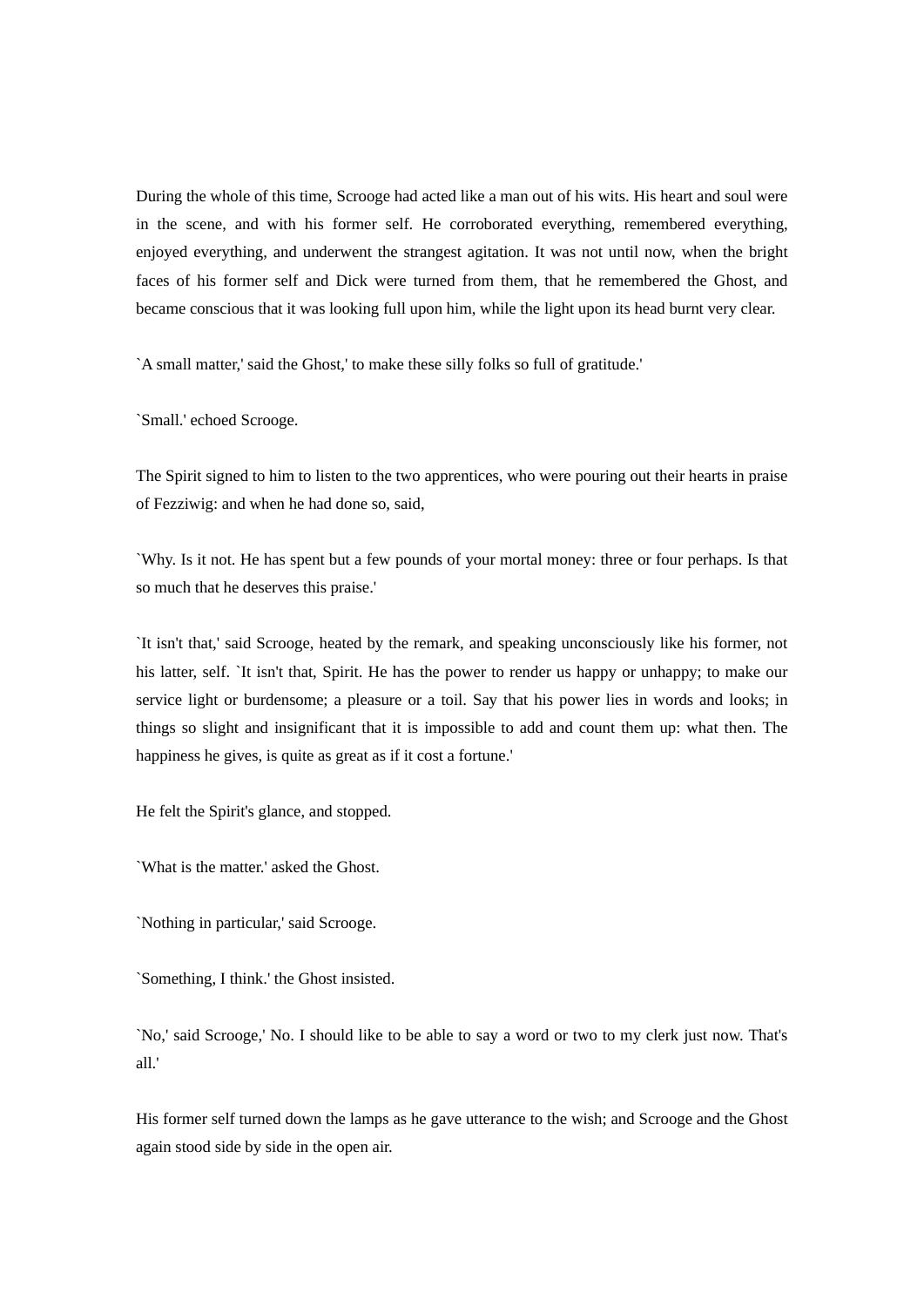During the whole of this time, Scrooge had acted like a man out of his wits. His heart and soul were in the scene, and with his former self. He corroborated everything, remembered everything, enjoyed everything, and underwent the strangest agitation. It was not until now, when the bright faces of his former self and Dick were turned from them, that he remembered the Ghost, and became conscious that it was looking full upon him, while the light upon its head burnt very clear.

`A small matter,' said the Ghost,' to make these silly folks so full of gratitude.'

`Small.' echoed Scrooge.

The Spirit signed to him to listen to the two apprentices, who were pouring out their hearts in praise of Fezziwig: and when he had done so, said,

`Why. Is it not. He has spent but a few pounds of your mortal money: three or four perhaps. Is that so much that he deserves this praise.'

`It isn't that,' said Scrooge, heated by the remark, and speaking unconsciously like his former, not his latter, self. `It isn't that, Spirit. He has the power to render us happy or unhappy; to make our service light or burdensome; a pleasure or a toil. Say that his power lies in words and looks; in things so slight and insignificant that it is impossible to add and count them up: what then. The happiness he gives, is quite as great as if it cost a fortune.'

He felt the Spirit's glance, and stopped.

`What is the matter.' asked the Ghost.

`Nothing in particular,' said Scrooge.

`Something, I think.' the Ghost insisted.

`No,' said Scrooge,' No. I should like to be able to say a word or two to my clerk just now. That's all.'

His former self turned down the lamps as he gave utterance to the wish; and Scrooge and the Ghost again stood side by side in the open air.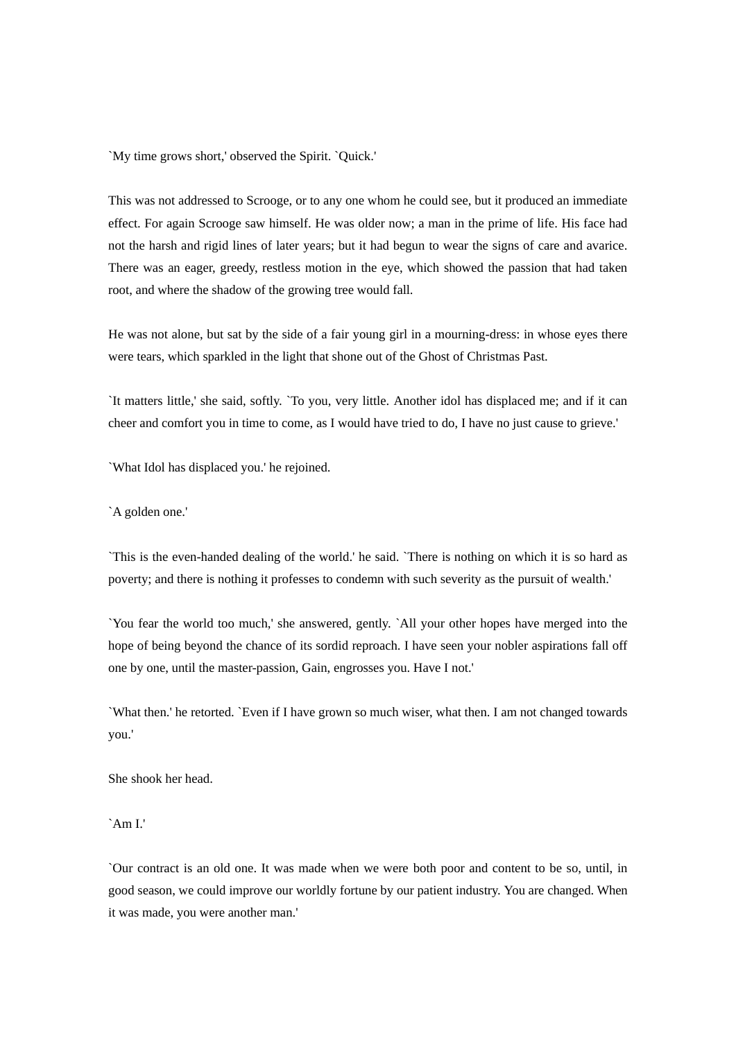`My time grows short,' observed the Spirit. `Quick.'

This was not addressed to Scrooge, or to any one whom he could see, but it produced an immediate effect. For again Scrooge saw himself. He was older now; a man in the prime of life. His face had not the harsh and rigid lines of later years; but it had begun to wear the signs of care and avarice. There was an eager, greedy, restless motion in the eye, which showed the passion that had taken root, and where the shadow of the growing tree would fall.

He was not alone, but sat by the side of a fair young girl in a mourning-dress: in whose eyes there were tears, which sparkled in the light that shone out of the Ghost of Christmas Past.

`It matters little,' she said, softly. `To you, very little. Another idol has displaced me; and if it can cheer and comfort you in time to come, as I would have tried to do, I have no just cause to grieve.'

`What Idol has displaced you.' he rejoined.

`A golden one.'

`This is the even-handed dealing of the world.' he said. `There is nothing on which it is so hard as poverty; and there is nothing it professes to condemn with such severity as the pursuit of wealth.'

`You fear the world too much,' she answered, gently. `All your other hopes have merged into the hope of being beyond the chance of its sordid reproach. I have seen your nobler aspirations fall off one by one, until the master-passion, Gain, engrosses you. Have I not.'

`What then.' he retorted. `Even if I have grown so much wiser, what then. I am not changed towards you.'

She shook her head.

`Am I.'

`Our contract is an old one. It was made when we were both poor and content to be so, until, in good season, we could improve our worldly fortune by our patient industry. You are changed. When it was made, you were another man.'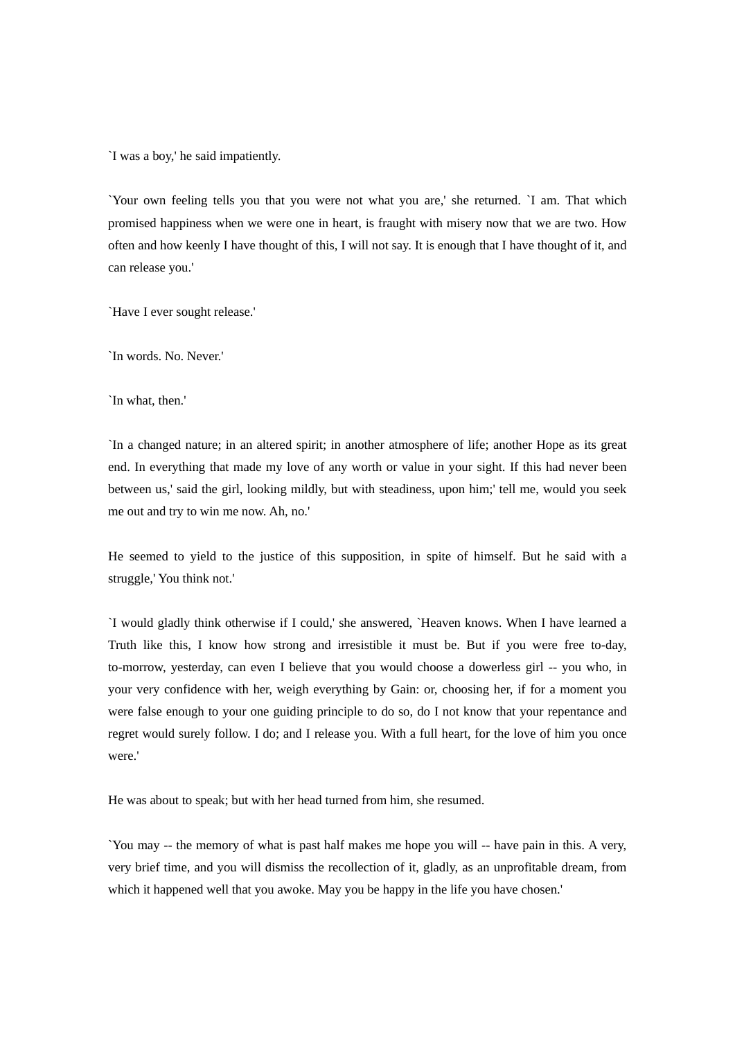`I was a boy,' he said impatiently.

`Your own feeling tells you that you were not what you are,' she returned. `I am. That which promised happiness when we were one in heart, is fraught with misery now that we are two. How often and how keenly I have thought of this, I will not say. It is enough that I have thought of it, and can release you.'

`Have I ever sought release.'

`In words. No. Never.'

`In what, then.'

`In a changed nature; in an altered spirit; in another atmosphere of life; another Hope as its great end. In everything that made my love of any worth or value in your sight. If this had never been between us,' said the girl, looking mildly, but with steadiness, upon him;' tell me, would you seek me out and try to win me now. Ah, no.'

He seemed to yield to the justice of this supposition, in spite of himself. But he said with a struggle,' You think not.'

`I would gladly think otherwise if I could,' she answered, `Heaven knows. When I have learned a Truth like this, I know how strong and irresistible it must be. But if you were free to-day, to-morrow, yesterday, can even I believe that you would choose a dowerless girl -- you who, in your very confidence with her, weigh everything by Gain: or, choosing her, if for a moment you were false enough to your one guiding principle to do so, do I not know that your repentance and regret would surely follow. I do; and I release you. With a full heart, for the love of him you once were.'

He was about to speak; but with her head turned from him, she resumed.

`You may -- the memory of what is past half makes me hope you will -- have pain in this. A very, very brief time, and you will dismiss the recollection of it, gladly, as an unprofitable dream, from which it happened well that you awoke. May you be happy in the life you have chosen.'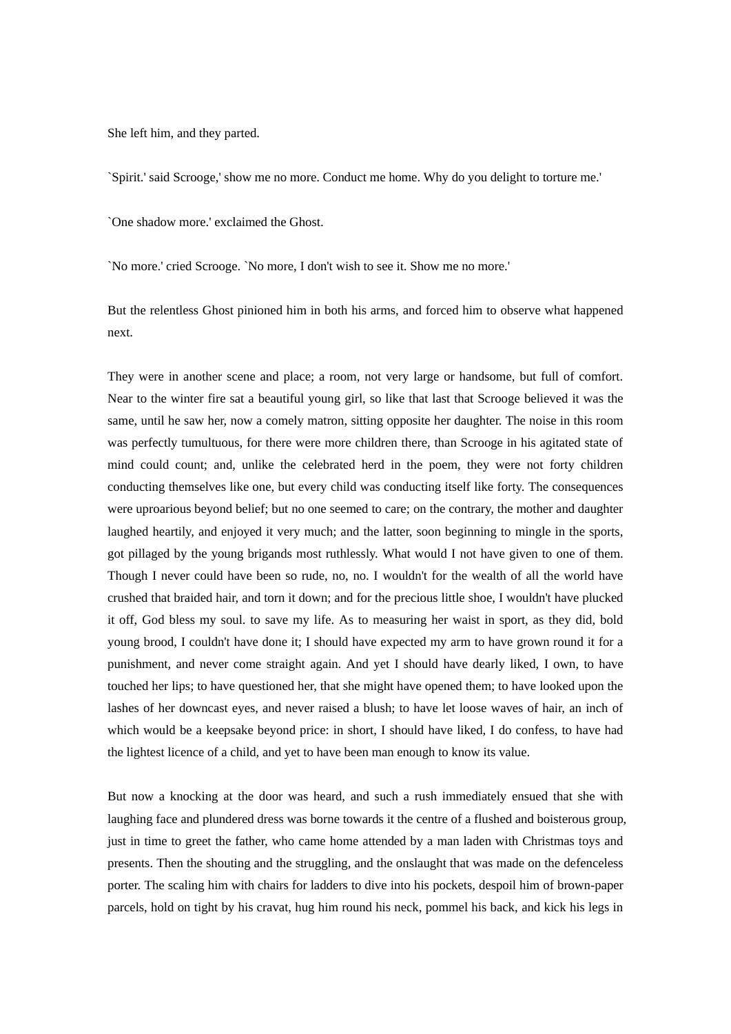She left him, and they parted.

`Spirit.' said Scrooge,' show me no more. Conduct me home. Why do you delight to torture me.'

`One shadow more.' exclaimed the Ghost.

`No more.' cried Scrooge. `No more, I don't wish to see it. Show me no more.'

But the relentless Ghost pinioned him in both his arms, and forced him to observe what happened next.

They were in another scene and place; a room, not very large or handsome, but full of comfort. Near to the winter fire sat a beautiful young girl, so like that last that Scrooge believed it was the same, until he saw her, now a comely matron, sitting opposite her daughter. The noise in this room was perfectly tumultuous, for there were more children there, than Scrooge in his agitated state of mind could count; and, unlike the celebrated herd in the poem, they were not forty children conducting themselves like one, but every child was conducting itself like forty. The consequences were uproarious beyond belief; but no one seemed to care; on the contrary, the mother and daughter laughed heartily, and enjoyed it very much; and the latter, soon beginning to mingle in the sports, got pillaged by the young brigands most ruthlessly. What would I not have given to one of them. Though I never could have been so rude, no, no. I wouldn't for the wealth of all the world have crushed that braided hair, and torn it down; and for the precious little shoe, I wouldn't have plucked it off, God bless my soul. to save my life. As to measuring her waist in sport, as they did, bold young brood, I couldn't have done it; I should have expected my arm to have grown round it for a punishment, and never come straight again. And yet I should have dearly liked, I own, to have touched her lips; to have questioned her, that she might have opened them; to have looked upon the lashes of her downcast eyes, and never raised a blush; to have let loose waves of hair, an inch of which would be a keepsake beyond price: in short, I should have liked, I do confess, to have had the lightest licence of a child, and yet to have been man enough to know its value.

But now a knocking at the door was heard, and such a rush immediately ensued that she with laughing face and plundered dress was borne towards it the centre of a flushed and boisterous group, just in time to greet the father, who came home attended by a man laden with Christmas toys and presents. Then the shouting and the struggling, and the onslaught that was made on the defenceless porter. The scaling him with chairs for ladders to dive into his pockets, despoil him of brown-paper parcels, hold on tight by his cravat, hug him round his neck, pommel his back, and kick his legs in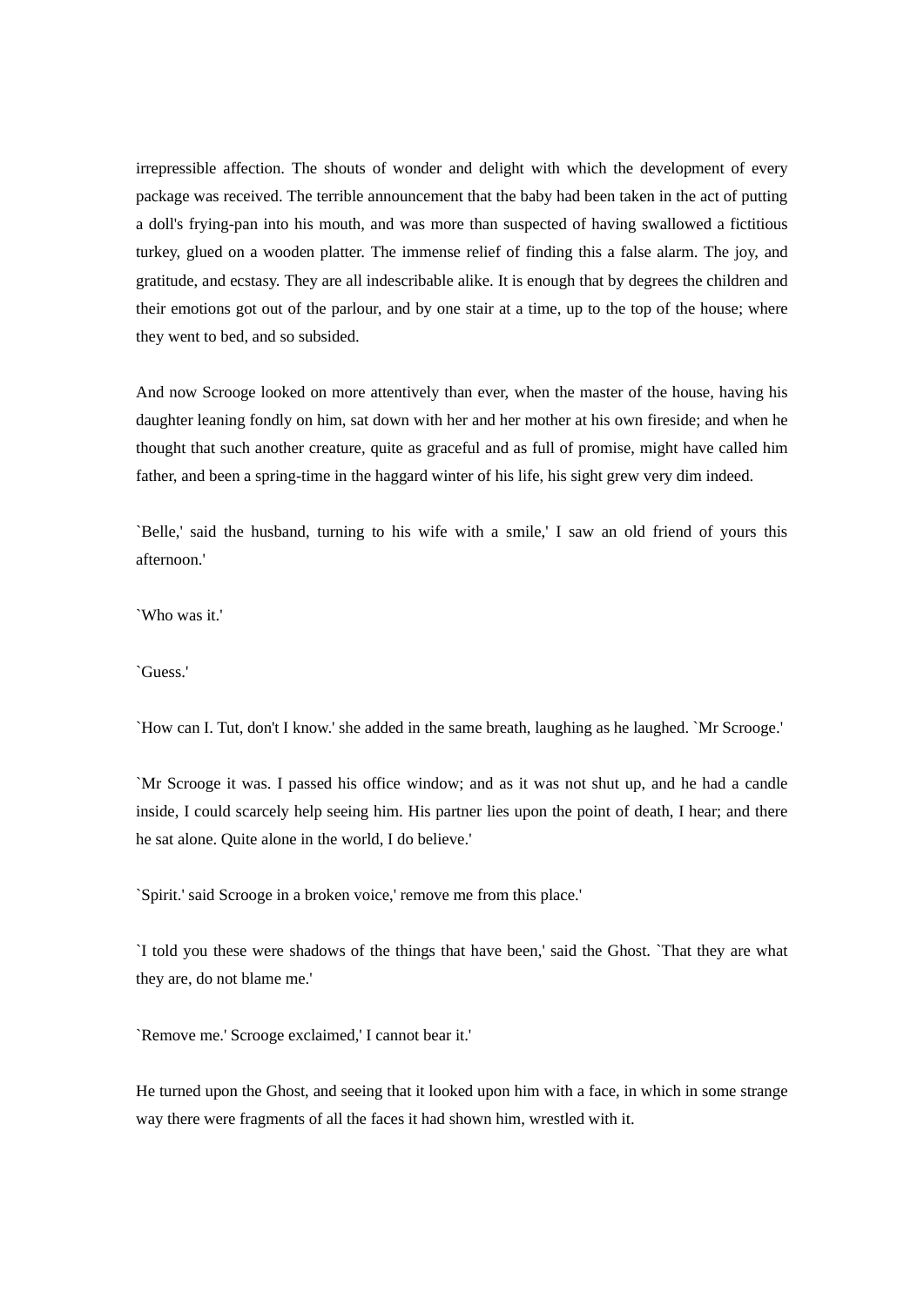irrepressible affection. The shouts of wonder and delight with which the development of every package was received. The terrible announcement that the baby had been taken in the act of putting a doll's frying-pan into his mouth, and was more than suspected of having swallowed a fictitious turkey, glued on a wooden platter. The immense relief of finding this a false alarm. The joy, and gratitude, and ecstasy. They are all indescribable alike. It is enough that by degrees the children and their emotions got out of the parlour, and by one stair at a time, up to the top of the house; where they went to bed, and so subsided.

And now Scrooge looked on more attentively than ever, when the master of the house, having his daughter leaning fondly on him, sat down with her and her mother at his own fireside; and when he thought that such another creature, quite as graceful and as full of promise, might have called him father, and been a spring-time in the haggard winter of his life, his sight grew very dim indeed.

`Belle,' said the husband, turning to his wife with a smile,' I saw an old friend of yours this afternoon.'

`Who was it.'

`Guess.'

`How can I. Tut, don't I know.' she added in the same breath, laughing as he laughed. `Mr Scrooge.'

`Mr Scrooge it was. I passed his office window; and as it was not shut up, and he had a candle inside, I could scarcely help seeing him. His partner lies upon the point of death, I hear; and there he sat alone. Quite alone in the world, I do believe.'

`Spirit.' said Scrooge in a broken voice,' remove me from this place.'

`I told you these were shadows of the things that have been,' said the Ghost. `That they are what they are, do not blame me.'

`Remove me.' Scrooge exclaimed,' I cannot bear it.'

He turned upon the Ghost, and seeing that it looked upon him with a face, in which in some strange way there were fragments of all the faces it had shown him, wrestled with it.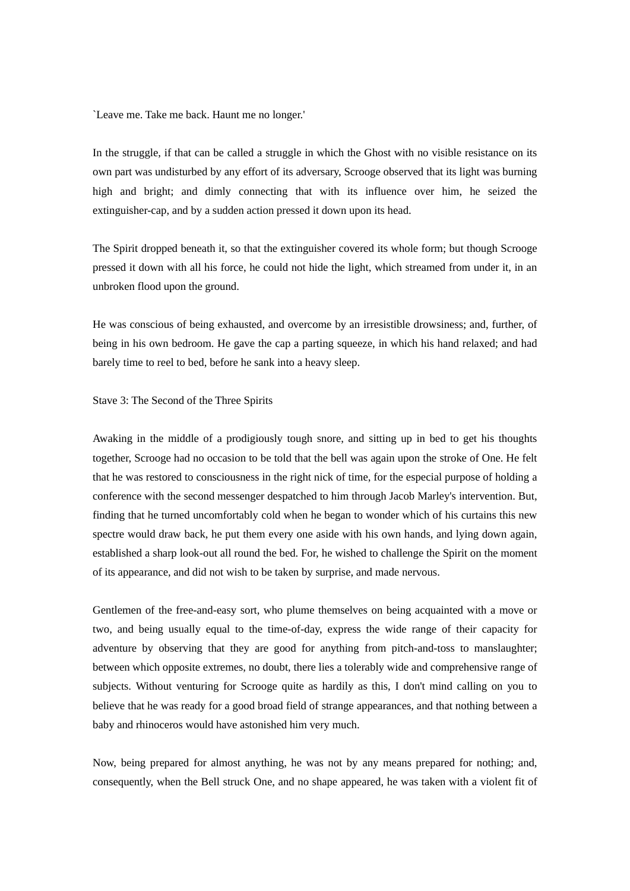`Leave me. Take me back. Haunt me no longer.'

In the struggle, if that can be called a struggle in which the Ghost with no visible resistance on its own part was undisturbed by any effort of its adversary, Scrooge observed that its light was burning high and bright; and dimly connecting that with its influence over him, he seized the extinguisher-cap, and by a sudden action pressed it down upon its head.

The Spirit dropped beneath it, so that the extinguisher covered its whole form; but though Scrooge pressed it down with all his force, he could not hide the light, which streamed from under it, in an unbroken flood upon the ground.

He was conscious of being exhausted, and overcome by an irresistible drowsiness; and, further, of being in his own bedroom. He gave the cap a parting squeeze, in which his hand relaxed; and had barely time to reel to bed, before he sank into a heavy sleep.

## Stave 3: The Second of the Three Spirits

Awaking in the middle of a prodigiously tough snore, and sitting up in bed to get his thoughts together, Scrooge had no occasion to be told that the bell was again upon the stroke of One. He felt that he was restored to consciousness in the right nick of time, for the especial purpose of holding a conference with the second messenger despatched to him through Jacob Marley's intervention. But, finding that he turned uncomfortably cold when he began to wonder which of his curtains this new spectre would draw back, he put them every one aside with his own hands, and lying down again, established a sharp look-out all round the bed. For, he wished to challenge the Spirit on the moment of its appearance, and did not wish to be taken by surprise, and made nervous.

Gentlemen of the free-and-easy sort, who plume themselves on being acquainted with a move or two, and being usually equal to the time-of-day, express the wide range of their capacity for adventure by observing that they are good for anything from pitch-and-toss to manslaughter; between which opposite extremes, no doubt, there lies a tolerably wide and comprehensive range of subjects. Without venturing for Scrooge quite as hardily as this, I don't mind calling on you to believe that he was ready for a good broad field of strange appearances, and that nothing between a baby and rhinoceros would have astonished him very much.

Now, being prepared for almost anything, he was not by any means prepared for nothing; and, consequently, when the Bell struck One, and no shape appeared, he was taken with a violent fit of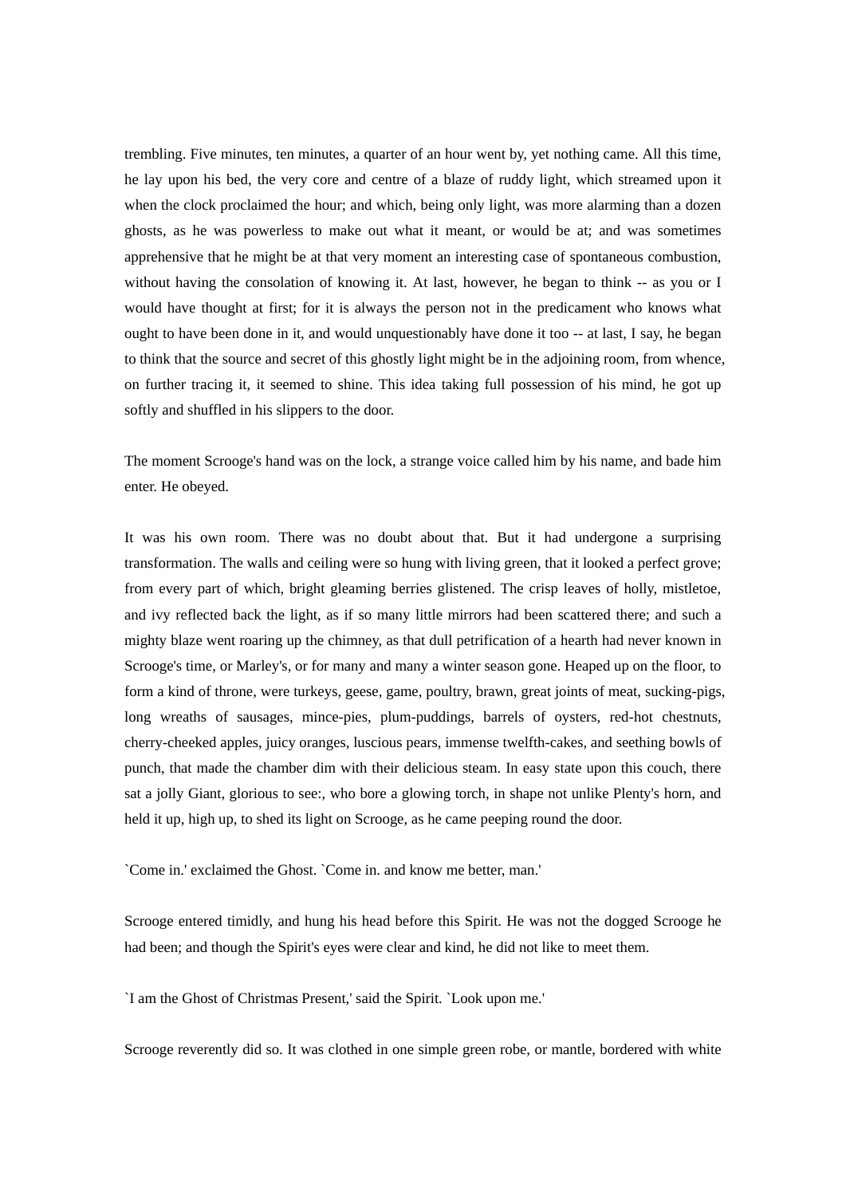trembling. Five minutes, ten minutes, a quarter of an hour went by, yet nothing came. All this time, he lay upon his bed, the very core and centre of a blaze of ruddy light, which streamed upon it when the clock proclaimed the hour; and which, being only light, was more alarming than a dozen ghosts, as he was powerless to make out what it meant, or would be at; and was sometimes apprehensive that he might be at that very moment an interesting case of spontaneous combustion, without having the consolation of knowing it. At last, however, he began to think -- as you or I would have thought at first; for it is always the person not in the predicament who knows what ought to have been done in it, and would unquestionably have done it too -- at last, I say, he began to think that the source and secret of this ghostly light might be in the adjoining room, from whence, on further tracing it, it seemed to shine. This idea taking full possession of his mind, he got up softly and shuffled in his slippers to the door.

The moment Scrooge's hand was on the lock, a strange voice called him by his name, and bade him enter. He obeyed.

It was his own room. There was no doubt about that. But it had undergone a surprising transformation. The walls and ceiling were so hung with living green, that it looked a perfect grove; from every part of which, bright gleaming berries glistened. The crisp leaves of holly, mistletoe, and ivy reflected back the light, as if so many little mirrors had been scattered there; and such a mighty blaze went roaring up the chimney, as that dull petrification of a hearth had never known in Scrooge's time, or Marley's, or for many and many a winter season gone. Heaped up on the floor, to form a kind of throne, were turkeys, geese, game, poultry, brawn, great joints of meat, sucking-pigs, long wreaths of sausages, mince-pies, plum-puddings, barrels of oysters, red-hot chestnuts, cherry-cheeked apples, juicy oranges, luscious pears, immense twelfth-cakes, and seething bowls of punch, that made the chamber dim with their delicious steam. In easy state upon this couch, there sat a jolly Giant, glorious to see:, who bore a glowing torch, in shape not unlike Plenty's horn, and held it up, high up, to shed its light on Scrooge, as he came peeping round the door.

`Come in.' exclaimed the Ghost. `Come in. and know me better, man.'

Scrooge entered timidly, and hung his head before this Spirit. He was not the dogged Scrooge he had been; and though the Spirit's eyes were clear and kind, he did not like to meet them.

`I am the Ghost of Christmas Present,' said the Spirit. `Look upon me.'

Scrooge reverently did so. It was clothed in one simple green robe, or mantle, bordered with white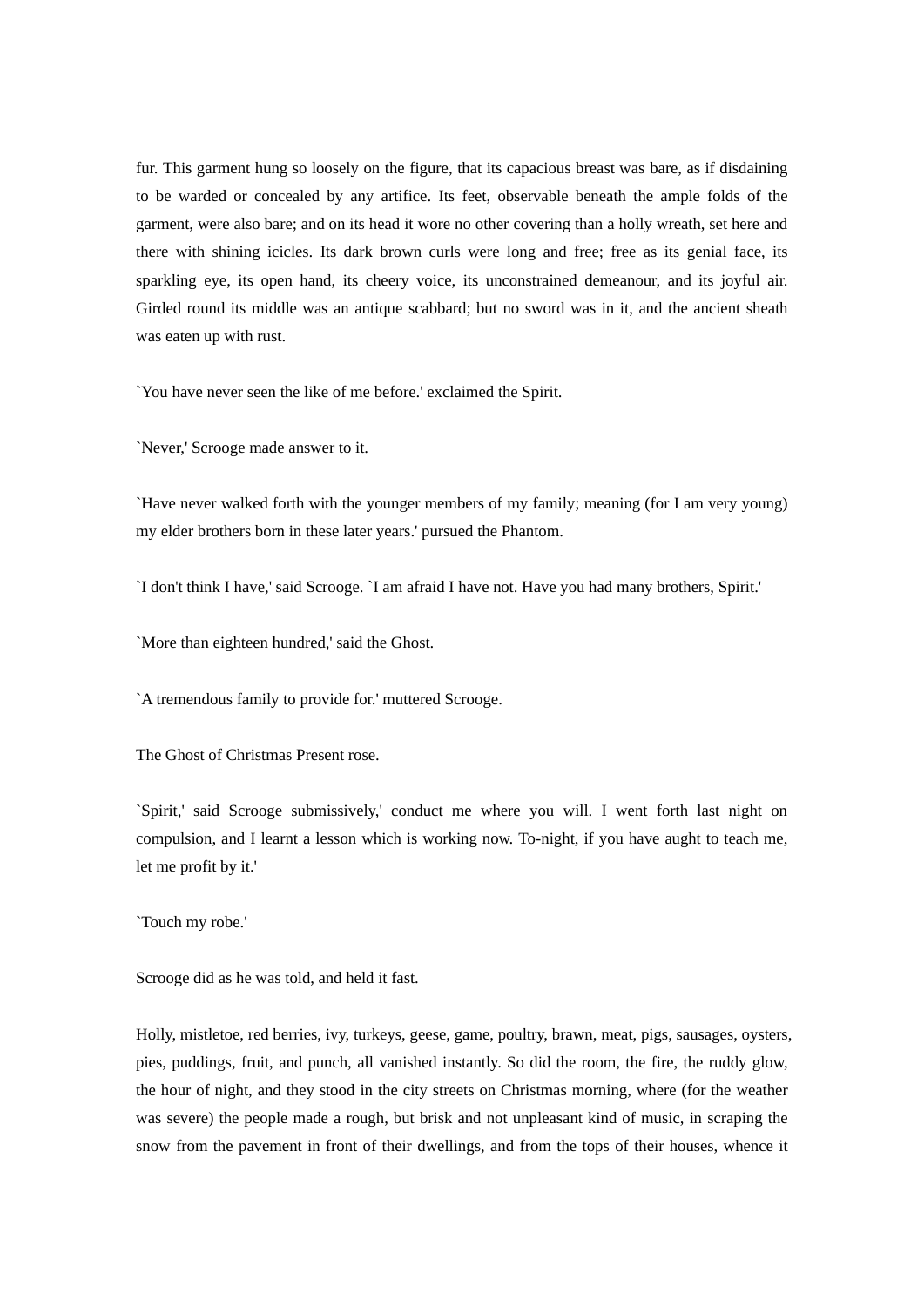fur. This garment hung so loosely on the figure, that its capacious breast was bare, as if disdaining to be warded or concealed by any artifice. Its feet, observable beneath the ample folds of the garment, were also bare; and on its head it wore no other covering than a holly wreath, set here and there with shining icicles. Its dark brown curls were long and free; free as its genial face, its sparkling eye, its open hand, its cheery voice, its unconstrained demeanour, and its joyful air. Girded round its middle was an antique scabbard; but no sword was in it, and the ancient sheath was eaten up with rust.

`You have never seen the like of me before.' exclaimed the Spirit.

`Never,' Scrooge made answer to it.

`Have never walked forth with the younger members of my family; meaning (for I am very young) my elder brothers born in these later years.' pursued the Phantom.

`I don't think I have,' said Scrooge. `I am afraid I have not. Have you had many brothers, Spirit.'

`More than eighteen hundred,' said the Ghost.

`A tremendous family to provide for.' muttered Scrooge.

The Ghost of Christmas Present rose.

`Spirit,' said Scrooge submissively,' conduct me where you will. I went forth last night on compulsion, and I learnt a lesson which is working now. To-night, if you have aught to teach me, let me profit by it.'

`Touch my robe.'

Scrooge did as he was told, and held it fast.

Holly, mistletoe, red berries, ivy, turkeys, geese, game, poultry, brawn, meat, pigs, sausages, oysters, pies, puddings, fruit, and punch, all vanished instantly. So did the room, the fire, the ruddy glow, the hour of night, and they stood in the city streets on Christmas morning, where (for the weather was severe) the people made a rough, but brisk and not unpleasant kind of music, in scraping the snow from the pavement in front of their dwellings, and from the tops of their houses, whence it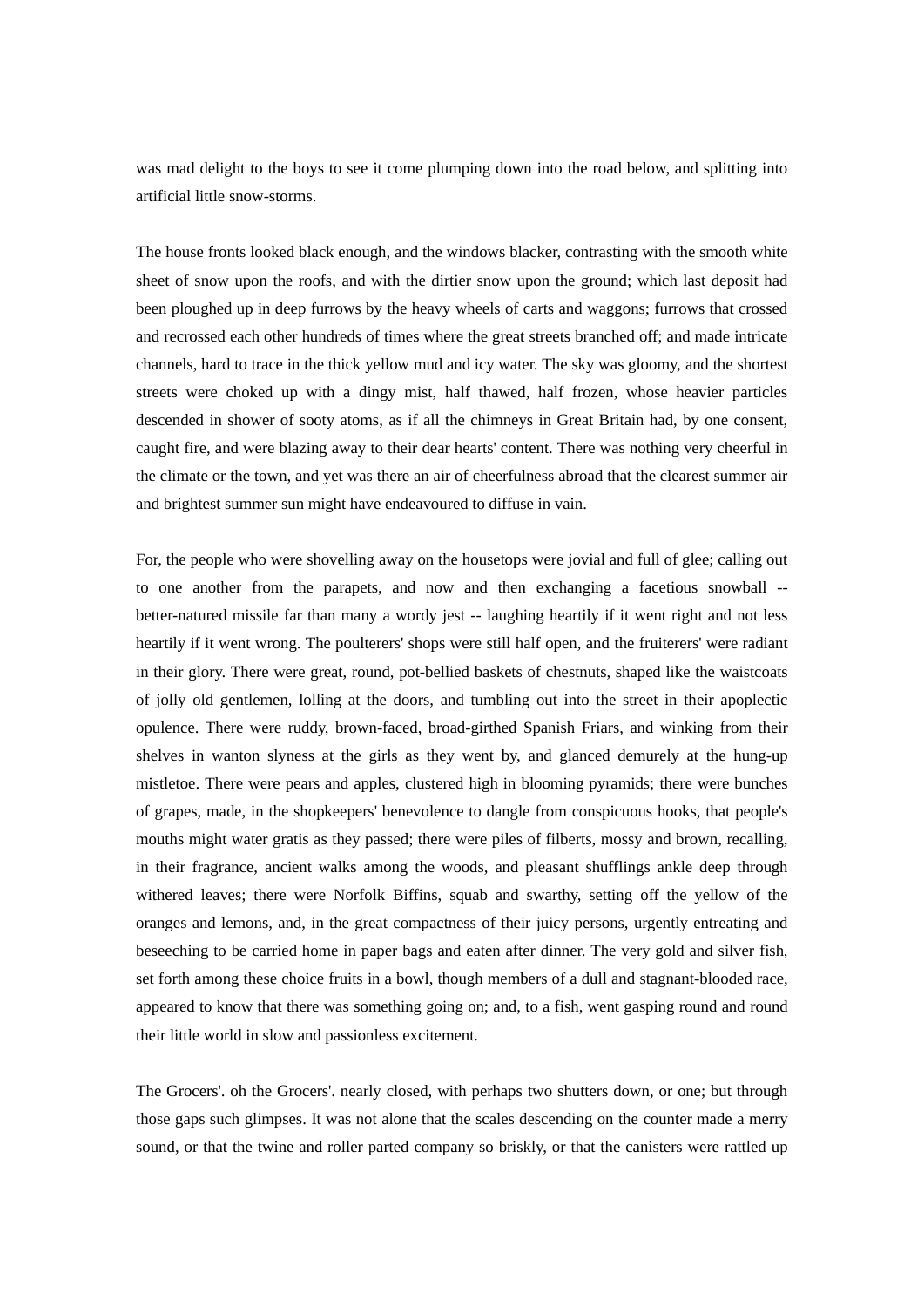was mad delight to the boys to see it come plumping down into the road below, and splitting into artificial little snow-storms.

The house fronts looked black enough, and the windows blacker, contrasting with the smooth white sheet of snow upon the roofs, and with the dirtier snow upon the ground; which last deposit had been ploughed up in deep furrows by the heavy wheels of carts and waggons; furrows that crossed and recrossed each other hundreds of times where the great streets branched off; and made intricate channels, hard to trace in the thick yellow mud and icy water. The sky was gloomy, and the shortest streets were choked up with a dingy mist, half thawed, half frozen, whose heavier particles descended in shower of sooty atoms, as if all the chimneys in Great Britain had, by one consent, caught fire, and were blazing away to their dear hearts' content. There was nothing very cheerful in the climate or the town, and yet was there an air of cheerfulness abroad that the clearest summer air and brightest summer sun might have endeavoured to diffuse in vain.

For, the people who were shovelling away on the housetops were jovial and full of glee; calling out to one another from the parapets, and now and then exchanging a facetious snowball -- better-natured missile far than many a wordy jest -- laughing heartily if it went right and not less heartily if it went wrong. The poulterers' shops were still half open, and the fruiterers' were radiant in their glory. There were great, round, pot-bellied baskets of chestnuts, shaped like the waistcoats of jolly old gentlemen, lolling at the doors, and tumbling out into the street in their apoplectic opulence. There were ruddy, brown-faced, broad-girthed Spanish Friars, and winking from their shelves in wanton slyness at the girls as they went by, and glanced demurely at the hung-up mistletoe. There were pears and apples, clustered high in blooming pyramids; there were bunches of grapes, made, in the shopkeepers' benevolence to dangle from conspicuous hooks, that people's mouths might water gratis as they passed; there were piles of filberts, mossy and brown, recalling, in their fragrance, ancient walks among the woods, and pleasant shufflings ankle deep through withered leaves; there were Norfolk Biffins, squab and swarthy, setting off the yellow of the oranges and lemons, and, in the great compactness of their juicy persons, urgently entreating and beseeching to be carried home in paper bags and eaten after dinner. The very gold and silver fish, set forth among these choice fruits in a bowl, though members of a dull and stagnant-blooded race, appeared to know that there was something going on; and, to a fish, went gasping round and round their little world in slow and passionless excitement.

The Grocers'. oh the Grocers'. nearly closed, with perhaps two shutters down, or one; but through those gaps such glimpses. It was not alone that the scales descending on the counter made a merry sound, or that the twine and roller parted company so briskly, or that the canisters were rattled up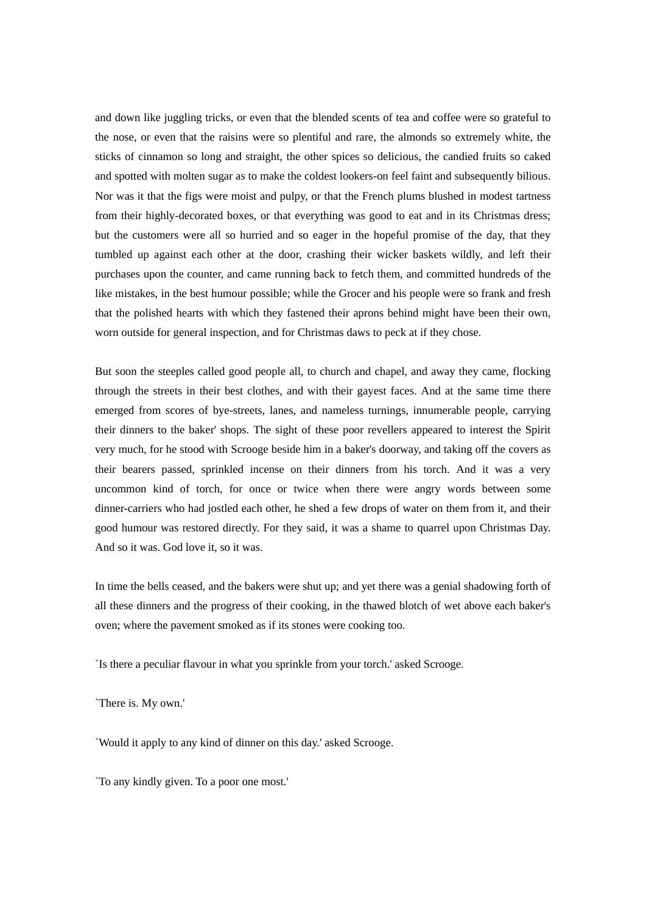and down like juggling tricks, or even that the blended scents of tea and coffee were so grateful to the nose, or even that the raisins were so plentiful and rare, the almonds so extremely white, the sticks of cinnamon so long and straight, the other spices so delicious, the candied fruits so caked and spotted with molten sugar as to make the coldest lookers-on feel faint and subsequently bilious. Nor was it that the figs were moist and pulpy, or that the French plums blushed in modest tartness from their highly-decorated boxes, or that everything was good to eat and in its Christmas dress; but the customers were all so hurried and so eager in the hopeful promise of the day, that they tumbled up against each other at the door, crashing their wicker baskets wildly, and left their purchases upon the counter, and came running back to fetch them, and committed hundreds of the like mistakes, in the best humour possible; while the Grocer and his people were so frank and fresh that the polished hearts with which they fastened their aprons behind might have been their own, worn outside for general inspection, and for Christmas daws to peck at if they chose.

But soon the steeples called good people all, to church and chapel, and away they came, flocking through the streets in their best clothes, and with their gayest faces. And at the same time there emerged from scores of bye-streets, lanes, and nameless turnings, innumerable people, carrying their dinners to the baker' shops. The sight of these poor revellers appeared to interest the Spirit very much, for he stood with Scrooge beside him in a baker's doorway, and taking off the covers as their bearers passed, sprinkled incense on their dinners from his torch. And it was a very uncommon kind of torch, for once or twice when there were angry words between some dinner-carriers who had jostled each other, he shed a few drops of water on them from it, and their good humour was restored directly. For they said, it was a shame to quarrel upon Christmas Day. And so it was. God love it, so it was.

In time the bells ceased, and the bakers were shut up; and yet there was a genial shadowing forth of all these dinners and the progress of their cooking, in the thawed blotch of wet above each baker's oven; where the pavement smoked as if its stones were cooking too.

`Is there a peculiar flavour in what you sprinkle from your torch.' asked Scrooge.

`There is. My own.'

`Would it apply to any kind of dinner on this day.' asked Scrooge.

`To any kindly given. To a poor one most.'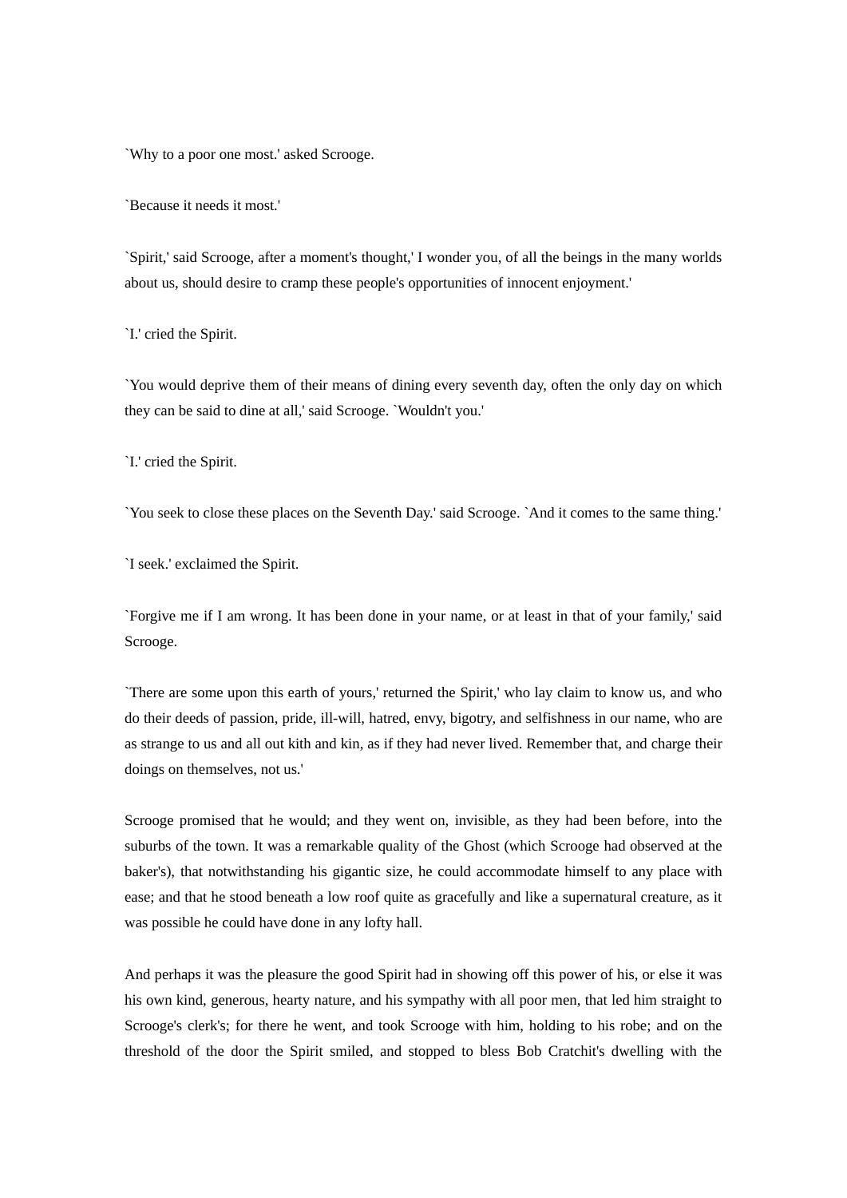`Why to a poor one most.' asked Scrooge.

`Because it needs it most.'

`Spirit,' said Scrooge, after a moment's thought,' I wonder you, of all the beings in the many worlds about us, should desire to cramp these people's opportunities of innocent enjoyment.'

`I.' cried the Spirit.

`You would deprive them of their means of dining every seventh day, often the only day on which they can be said to dine at all,' said Scrooge. `Wouldn't you.'

`I.' cried the Spirit.

`You seek to close these places on the Seventh Day.' said Scrooge. `And it comes to the same thing.'

`I seek.' exclaimed the Spirit.

`Forgive me if I am wrong. It has been done in your name, or at least in that of your family,' said Scrooge.

`There are some upon this earth of yours,' returned the Spirit,' who lay claim to know us, and who do their deeds of passion, pride, ill-will, hatred, envy, bigotry, and selfishness in our name, who are as strange to us and all out kith and kin, as if they had never lived. Remember that, and charge their doings on themselves, not us.'

Scrooge promised that he would; and they went on, invisible, as they had been before, into the suburbs of the town. It was a remarkable quality of the Ghost (which Scrooge had observed at the baker's), that notwithstanding his gigantic size, he could accommodate himself to any place with ease; and that he stood beneath a low roof quite as gracefully and like a supernatural creature, as it was possible he could have done in any lofty hall.

And perhaps it was the pleasure the good Spirit had in showing off this power of his, or else it was his own kind, generous, hearty nature, and his sympathy with all poor men, that led him straight to Scrooge's clerk's; for there he went, and took Scrooge with him, holding to his robe; and on the threshold of the door the Spirit smiled, and stopped to bless Bob Cratchit's dwelling with the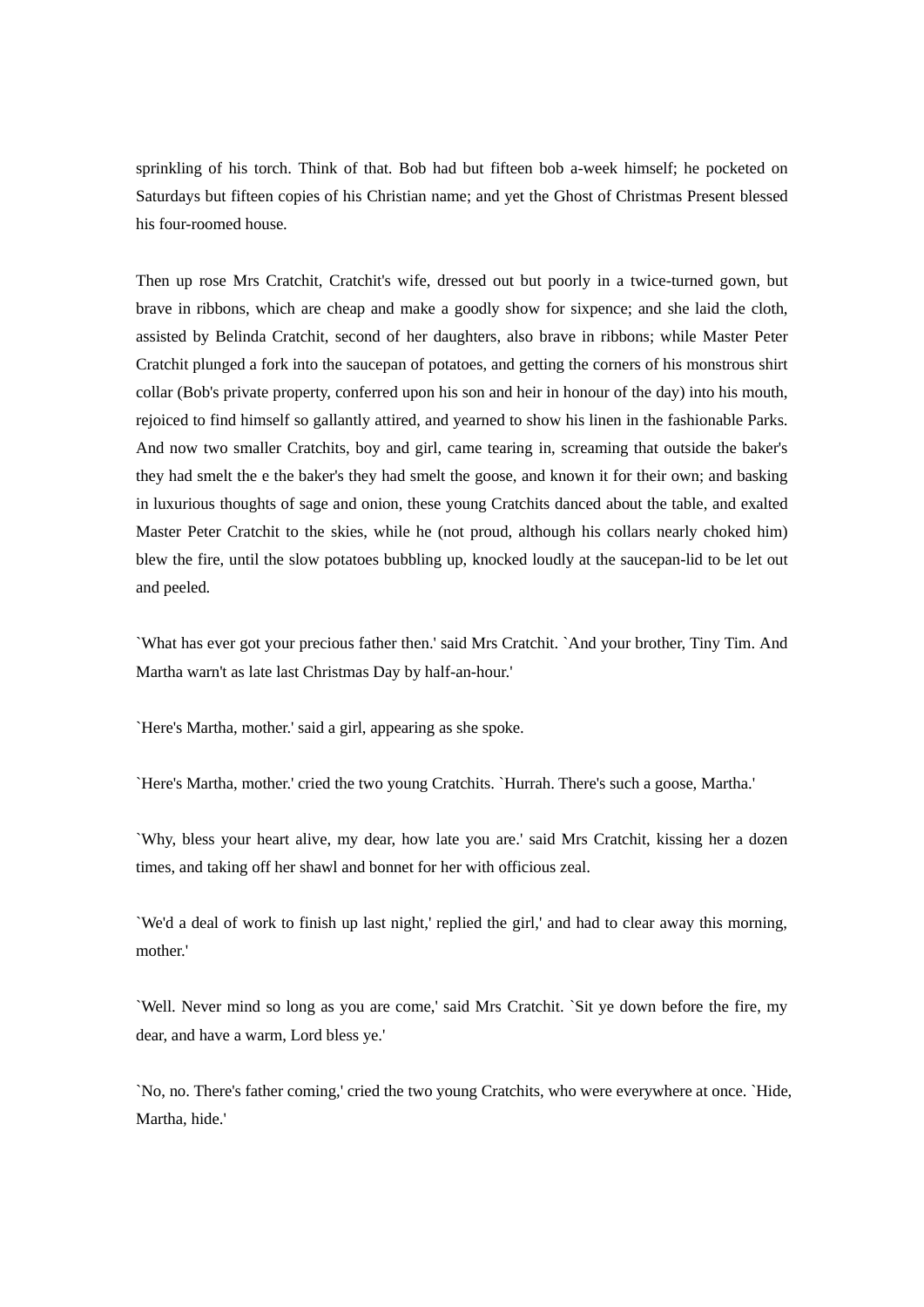sprinkling of his torch. Think of that. Bob had but fifteen bob a-week himself; he pocketed on Saturdays but fifteen copies of his Christian name; and yet the Ghost of Christmas Present blessed his four-roomed house.

Then up rose Mrs Cratchit, Cratchit's wife, dressed out but poorly in a twice-turned gown, but brave in ribbons, which are cheap and make a goodly show for sixpence; and she laid the cloth, assisted by Belinda Cratchit, second of her daughters, also brave in ribbons; while Master Peter Cratchit plunged a fork into the saucepan of potatoes, and getting the corners of his monstrous shirt collar (Bob's private property, conferred upon his son and heir in honour of the day) into his mouth, rejoiced to find himself so gallantly attired, and yearned to show his linen in the fashionable Parks. And now two smaller Cratchits, boy and girl, came tearing in, screaming that outside the baker's they had smelt the e the baker's they had smelt the goose, and known it for their own; and basking in luxurious thoughts of sage and onion, these young Cratchits danced about the table, and exalted Master Peter Cratchit to the skies, while he (not proud, although his collars nearly choked him) blew the fire, until the slow potatoes bubbling up, knocked loudly at the saucepan-lid to be let out and peeled.

`What has ever got your precious father then.' said Mrs Cratchit. `And your brother, Tiny Tim. And Martha warn't as late last Christmas Day by half-an-hour.'

`Here's Martha, mother.' said a girl, appearing as she spoke.

`Here's Martha, mother.' cried the two young Cratchits. `Hurrah. There's such a goose, Martha.'

`Why, bless your heart alive, my dear, how late you are.' said Mrs Cratchit, kissing her a dozen times, and taking off her shawl and bonnet for her with officious zeal.

`We'd a deal of work to finish up last night,' replied the girl,' and had to clear away this morning, mother.'

`Well. Never mind so long as you are come,' said Mrs Cratchit. `Sit ye down before the fire, my dear, and have a warm, Lord bless ye.'

`No, no. There's father coming,' cried the two young Cratchits, who were everywhere at once. `Hide, Martha, hide.'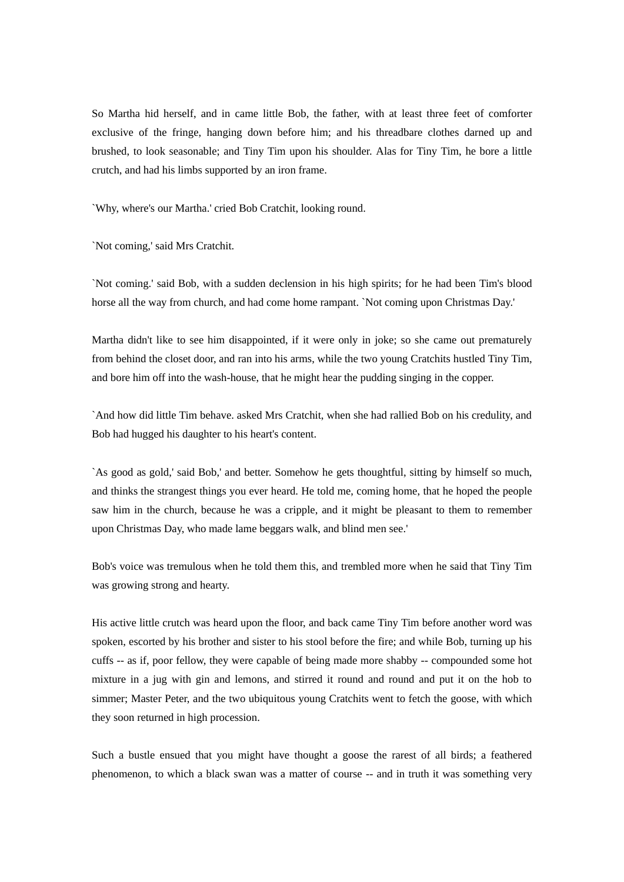So Martha hid herself, and in came little Bob, the father, with at least three feet of comforter exclusive of the fringe, hanging down before him; and his threadbare clothes darned up and brushed, to look seasonable; and Tiny Tim upon his shoulder. Alas for Tiny Tim, he bore a little crutch, and had his limbs supported by an iron frame.

`Why, where's our Martha.' cried Bob Cratchit, looking round.

`Not coming,' said Mrs Cratchit.

`Not coming.' said Bob, with a sudden declension in his high spirits; for he had been Tim's blood horse all the way from church, and had come home rampant. `Not coming upon Christmas Day.'

Martha didn't like to see him disappointed, if it were only in joke; so she came out prematurely from behind the closet door, and ran into his arms, while the two young Cratchits hustled Tiny Tim, and bore him off into the wash-house, that he might hear the pudding singing in the copper.

`And how did little Tim behave. asked Mrs Cratchit, when she had rallied Bob on his credulity, and Bob had hugged his daughter to his heart's content.

`As good as gold,' said Bob,' and better. Somehow he gets thoughtful, sitting by himself so much, and thinks the strangest things you ever heard. He told me, coming home, that he hoped the people saw him in the church, because he was a cripple, and it might be pleasant to them to remember upon Christmas Day, who made lame beggars walk, and blind men see.'

Bob's voice was tremulous when he told them this, and trembled more when he said that Tiny Tim was growing strong and hearty.

His active little crutch was heard upon the floor, and back came Tiny Tim before another word was spoken, escorted by his brother and sister to his stool before the fire; and while Bob, turning up his cuffs -- as if, poor fellow, they were capable of being made more shabby -- compounded some hot mixture in a jug with gin and lemons, and stirred it round and round and put it on the hob to simmer; Master Peter, and the two ubiquitous young Cratchits went to fetch the goose, with which they soon returned in high procession.

Such a bustle ensued that you might have thought a goose the rarest of all birds; a feathered phenomenon, to which a black swan was a matter of course -- and in truth it was something very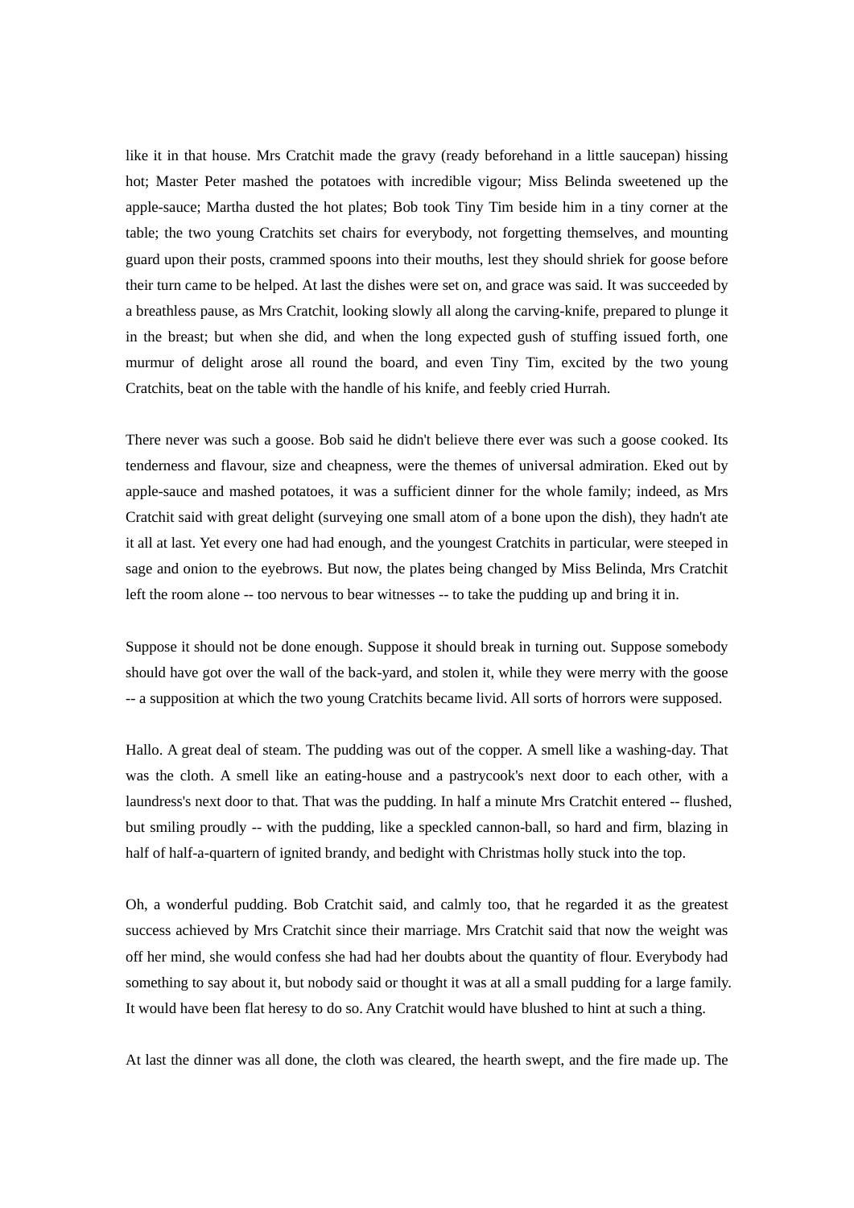like it in that house. Mrs Cratchit made the gravy (ready beforehand in a little saucepan) hissing hot; Master Peter mashed the potatoes with incredible vigour; Miss Belinda sweetened up the apple-sauce; Martha dusted the hot plates; Bob took Tiny Tim beside him in a tiny corner at the table; the two young Cratchits set chairs for everybody, not forgetting themselves, and mounting guard upon their posts, crammed spoons into their mouths, lest they should shriek for goose before their turn came to be helped. At last the dishes were set on, and grace was said. It was succeeded by a breathless pause, as Mrs Cratchit, looking slowly all along the carving-knife, prepared to plunge it in the breast; but when she did, and when the long expected gush of stuffing issued forth, one murmur of delight arose all round the board, and even Tiny Tim, excited by the two young Cratchits, beat on the table with the handle of his knife, and feebly cried Hurrah.

There never was such a goose. Bob said he didn't believe there ever was such a goose cooked. Its tenderness and flavour, size and cheapness, were the themes of universal admiration. Eked out by apple-sauce and mashed potatoes, it was a sufficient dinner for the whole family; indeed, as Mrs Cratchit said with great delight (surveying one small atom of a bone upon the dish), they hadn't ate it all at last. Yet every one had had enough, and the youngest Cratchits in particular, were steeped in sage and onion to the eyebrows. But now, the plates being changed by Miss Belinda, Mrs Cratchit left the room alone -- too nervous to bear witnesses -- to take the pudding up and bring it in.

Suppose it should not be done enough. Suppose it should break in turning out. Suppose somebody should have got over the wall of the back-yard, and stolen it, while they were merry with the goose -- a supposition at which the two young Cratchits became livid. All sorts of horrors were supposed.

Hallo. A great deal of steam. The pudding was out of the copper. A smell like a washing-day. That was the cloth. A smell like an eating-house and a pastrycook's next door to each other, with a laundress's next door to that. That was the pudding. In half a minute Mrs Cratchit entered -- flushed, but smiling proudly -- with the pudding, like a speckled cannon-ball, so hard and firm, blazing in half of half-a-quarter of ignited brandy, and bedight with Christmas holly stuck into the top.

Oh, a wonderful pudding. Bob Cratchit said, and calmly too, that he regarded it as the greatest success achieved by Mrs Cratchit since their marriage. Mrs Cratchit said that now the weight was off her mind, she would confess she had had her doubts about the quantity of flour. Everybody had something to say about it, but nobody said or thought it was at all a small pudding for a large family. It would have been flat heresy to do so. Any Cratchit would have blushed to hint at such a thing.

At last the dinner was all done, the cloth was cleared, the hearth swept, and the fire made up. The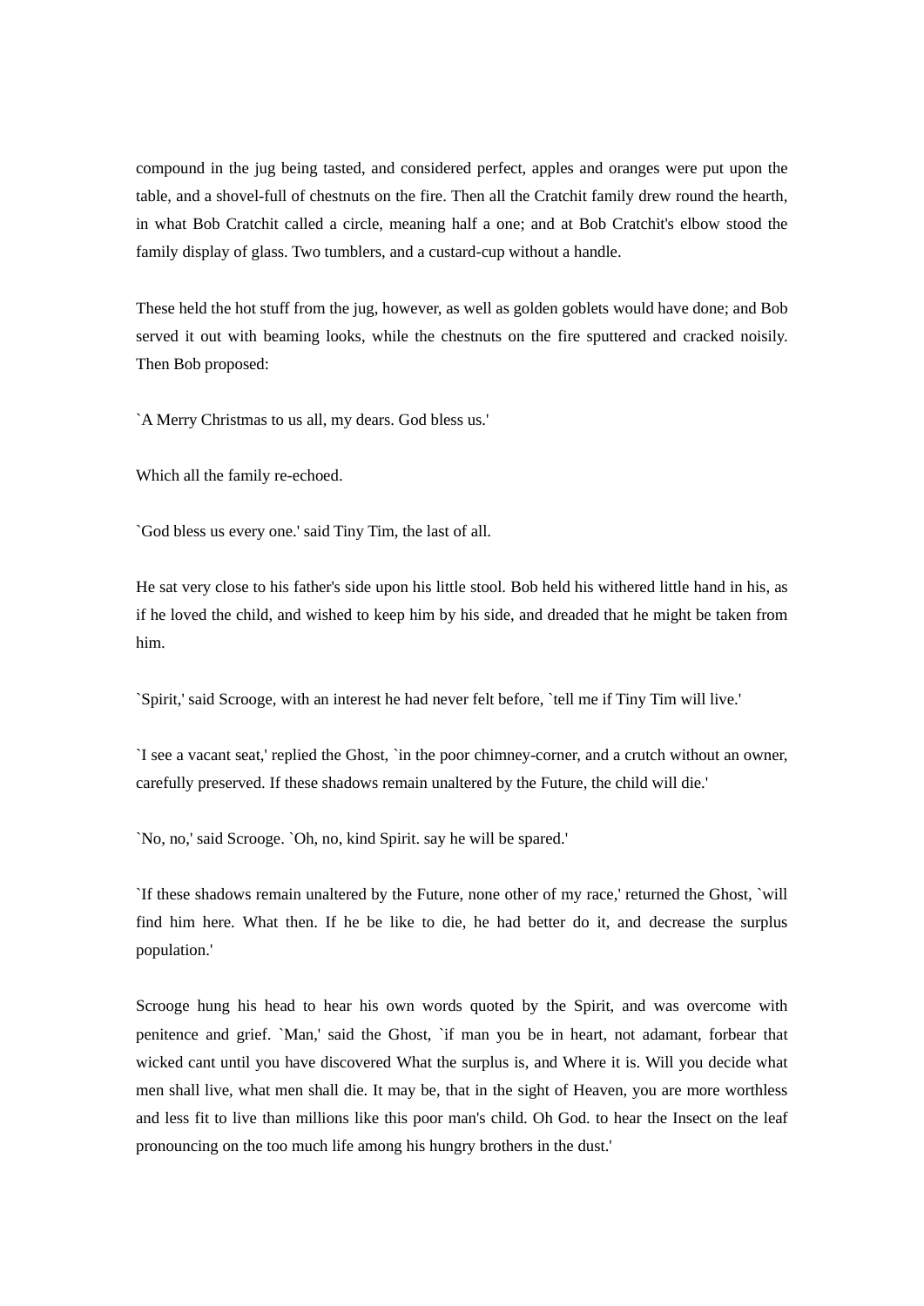compound in the jug being tasted, and considered perfect, apples and oranges were put upon the table, and a shovel-full of chestnuts on the fire. Then all the Cratchit family drew round the hearth, in what Bob Cratchit called a circle, meaning half a one; and at Bob Cratchit's elbow stood the family display of glass. Two tumblers, and a custard-cup without a handle.

These held the hot stuff from the jug, however, as well as golden goblets would have done; and Bob served it out with beaming looks, while the chestnuts on the fire sputtered and cracked noisily. Then Bob proposed:

`A Merry Christmas to us all, my dears. God bless us.'

Which all the family re-echoed.

`God bless us every one.' said Tiny Tim, the last of all.

He sat very close to his father's side upon his little stool. Bob held his withered little hand in his, as if he loved the child, and wished to keep him by his side, and dreaded that he might be taken from him.

`Spirit,' said Scrooge, with an interest he had never felt before, `tell me if Tiny Tim will live.'

`I see a vacant seat,' replied the Ghost, `in the poor chimney-corner, and a crutch without an owner, carefully preserved. If these shadows remain unaltered by the Future, the child will die.'

`No, no,' said Scrooge. `Oh, no, kind Spirit. say he will be spared.'

`If these shadows remain unaltered by the Future, none other of my race,' returned the Ghost, `will find him here. What then. If he be like to die, he had better do it, and decrease the surplus population.'

Scrooge hung his head to hear his own words quoted by the Spirit, and was overcome with penitence and grief. `Man,' said the Ghost, `if man you be in heart, not adamant, forbear that wicked cant until you have discovered What the surplus is, and Where it is. Will you decide what men shall live, what men shall die. It may be, that in the sight of Heaven, you are more worthless and less fit to live than millions like this poor man's child. Oh God. to hear the Insect on the leaf pronouncing on the too much life among his hungry brothers in the dust.'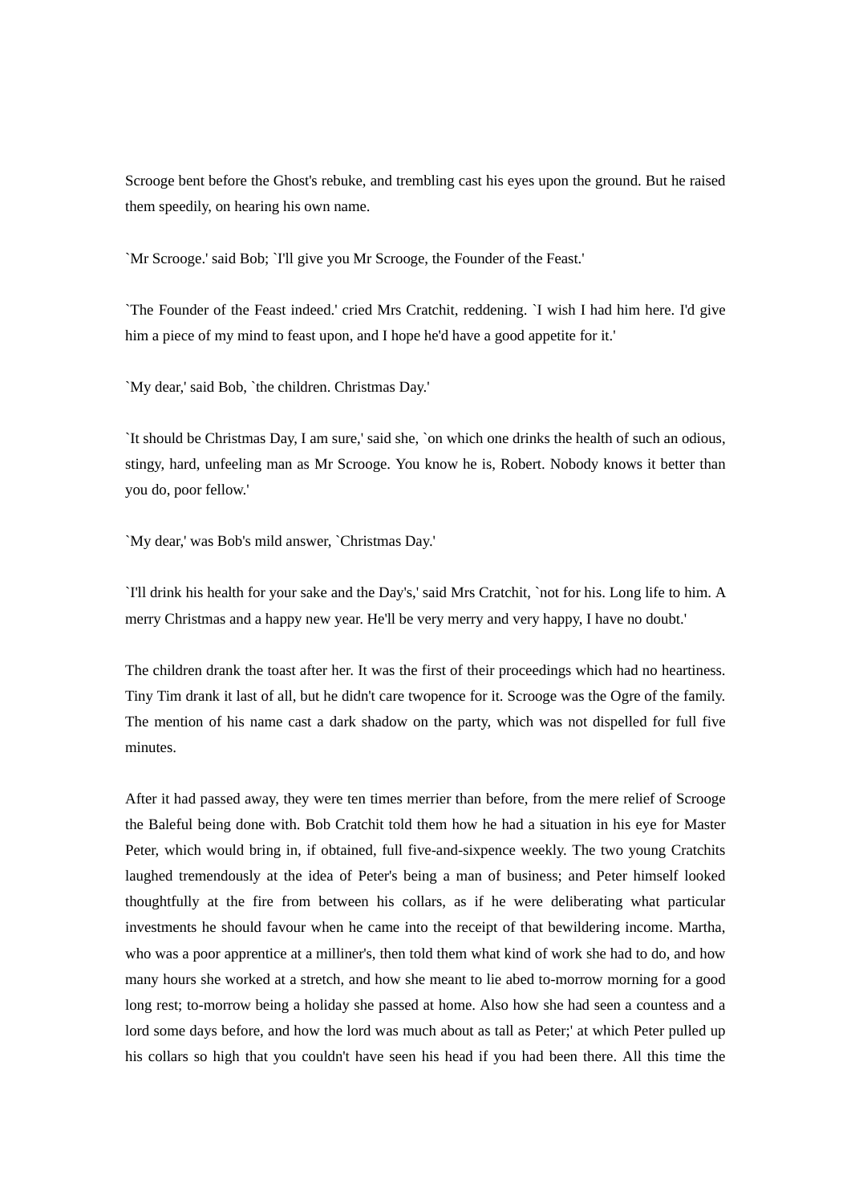Scrooge bent before the Ghost's rebuke, and trembling cast his eyes upon the ground. But he raised them speedily, on hearing his own name.

`Mr Scrooge.' said Bob; `I'll give you Mr Scrooge, the Founder of the Feast.'

`The Founder of the Feast indeed.' cried Mrs Cratchit, reddening. `I wish I had him here. I'd give him a piece of my mind to feast upon, and I hope he'd have a good appetite for it.'

`My dear,' said Bob, `the children. Christmas Day.'

`It should be Christmas Day, I am sure,' said she, `on which one drinks the health of such an odious, stingy, hard, unfeeling man as Mr Scrooge. You know he is, Robert. Nobody knows it better than you do, poor fellow.'

`My dear,' was Bob's mild answer, `Christmas Day.'

`I'll drink his health for your sake and the Day's,' said Mrs Cratchit, `not for his. Long life to him. A merry Christmas and a happy new year. He'll be very merry and very happy, I have no doubt.'

The children drank the toast after her. It was the first of their proceedings which had no heartiness. Tiny Tim drank it last of all, but he didn't care twopence for it. Scrooge was the Ogre of the family. The mention of his name cast a dark shadow on the party, which was not dispelled for full five minutes.

After it had passed away, they were ten times merrier than before, from the mere relief of Scrooge the Baleful being done with. Bob Cratchit told them how he had a situation in his eye for Master Peter, which would bring in, if obtained, full five-and-sixpence weekly. The two young Cratchits laughed tremendously at the idea of Peter's being a man of business; and Peter himself looked thoughtfully at the fire from between his collars, as if he were deliberating what particular investments he should favour when he came into the receipt of that bewildering income. Martha, who was a poor apprentice at a milliner's, then told them what kind of work she had to do, and how many hours she worked at a stretch, and how she meant to lie abed to-morrow morning for a good long rest; to-morrow being a holiday she passed at home. Also how she had seen a countess and a lord some days before, and how the lord was much about as tall as Peter;' at which Peter pulled up his collars so high that you couldn't have seen his head if you had been there. All this time the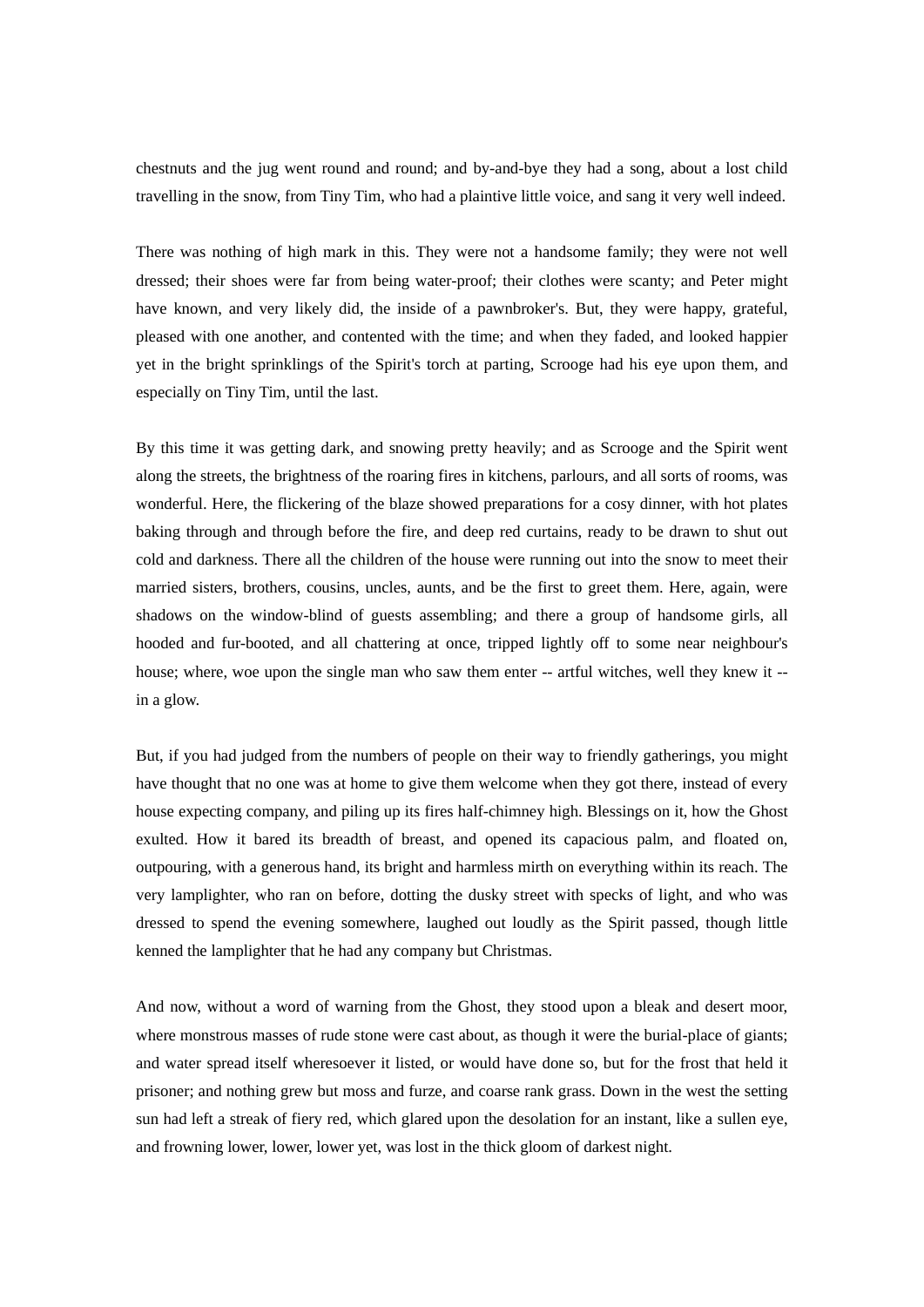chestnuts and the jug went round and round; and by-and-bye they had a song, about a lost child travelling in the snow, from Tiny Tim, who had a plaintive little voice, and sang it very well indeed.

There was nothing of high mark in this. They were not a handsome family; they were not well dressed; their shoes were far from being water-proof; their clothes were scanty; and Peter might have known, and very likely did, the inside of a pawnbroker's. But, they were happy, grateful, pleased with one another, and contented with the time; and when they faded, and looked happier yet in the bright sprinklings of the Spirit's torch at parting, Scrooge had his eye upon them, and especially on Tiny Tim, until the last.

By this time it was getting dark, and snowing pretty heavily; and as Scrooge and the Spirit went along the streets, the brightness of the roaring fires in kitchens, parlours, and all sorts of rooms, was wonderful. Here, the flickering of the blaze showed preparations for a cosy dinner, with hot plates baking through and through before the fire, and deep red curtains, ready to be drawn to shut out cold and darkness. There all the children of the house were running out into the snow to meet their married sisters, brothers, cousins, uncles, aunts, and be the first to greet them. Here, again, were shadows on the window-blind of guests assembling; and there a group of handsome girls, all hooded and fur-booted, and all chattering at once, tripped lightly off to some near neighbour's house; where, woe upon the single man who saw them enter -- artful witches, well they knew it -- in a glow.

But, if you had judged from the numbers of people on their way to friendly gatherings, you might have thought that no one was at home to give them welcome when they got there, instead of every house expecting company, and piling up its fires half-chimney high. Blessings on it, how the Ghost exulted. How it bared its breadth of breast, and opened its capacious palm, and floated on, outpouring, with a generous hand, its bright and harmless mirth on everything within its reach. The very lamplighter, who ran on before, dotting the dusky street with specks of light, and who was dressed to spend the evening somewhere, laughed out loudly as the Spirit passed, though little kenned the lamplighter that he had any company but Christmas.

And now, without a word of warning from the Ghost, they stood upon a bleak and desert moor, where monstrous masses of rude stone were cast about, as though it were the burial-place of giants; and water spread itself wheresoever it listed, or would have done so, but for the frost that held it prisoner; and nothing grew but moss and furze, and coarse rank grass. Down in the west the setting sun had left a streak of fiery red, which glared upon the desolation for an instant, like a sullen eye, and frowning lower, lower, lower yet, was lost in the thick gloom of darkest night.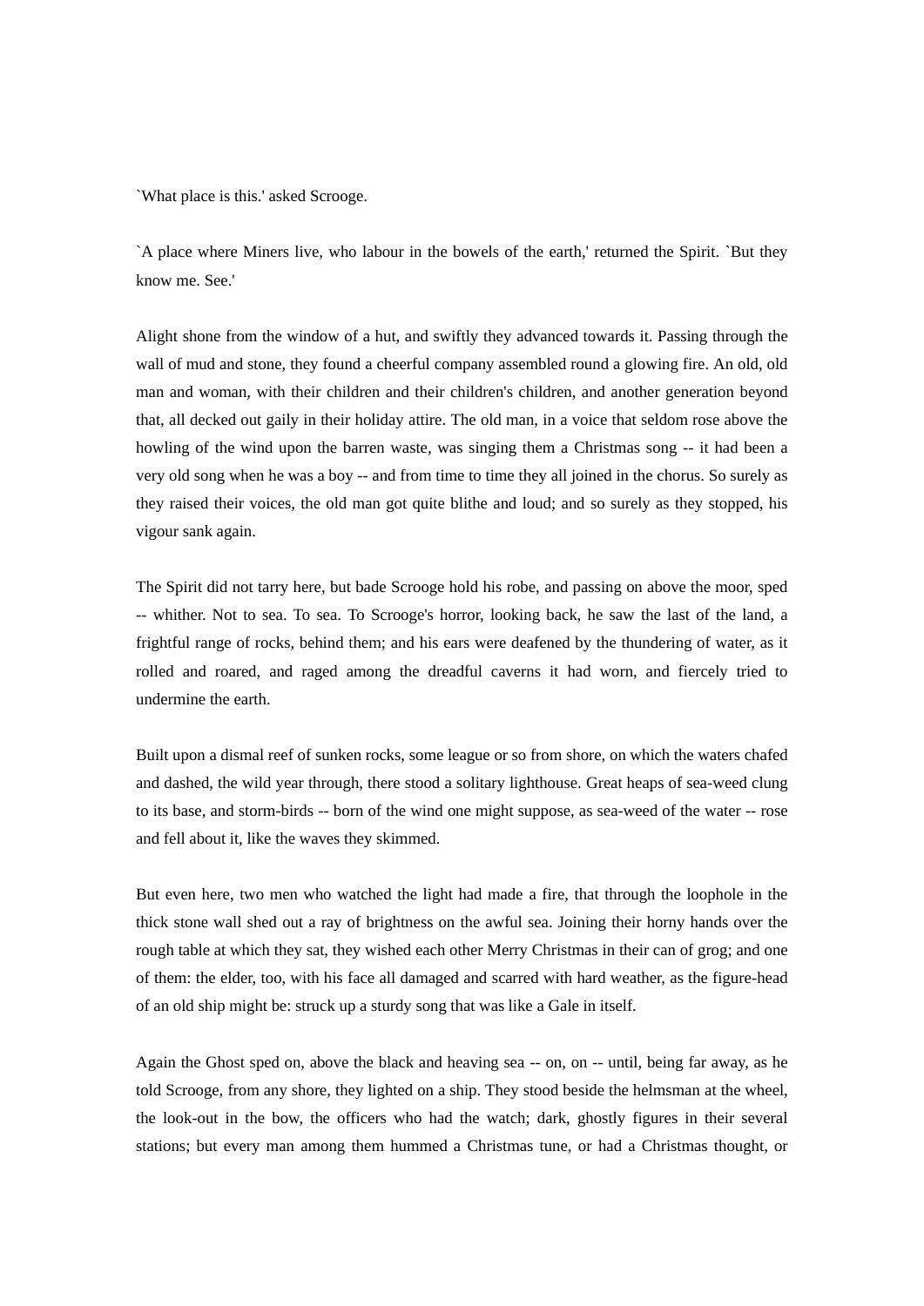`What place is this.' asked Scrooge.

`A place where Miners live, who labour in the bowels of the earth,' returned the Spirit. `But they know me. See.'

Alight shone from the window of a hut, and swiftly they advanced towards it. Passing through the wall of mud and stone, they found a cheerful company assembled round a glowing fire. An old, old man and woman, with their children and their children's children, and another generation beyond that, all decked out gaily in their holiday attire. The old man, in a voice that seldom rose above the howling of the wind upon the barren waste, was singing them a Christmas song -- it had been a very old song when he was a boy -- and from time to time they all joined in the chorus. So surely as they raised their voices, the old man got quite blithe and loud; and so surely as they stopped, his vigour sank again.

The Spirit did not tarry here, but bade Scrooge hold his robe, and passing on above the moor, sped -- whither. Not to sea. To sea. To Scrooge's horror, looking back, he saw the last of the land, a frightful range of rocks, behind them; and his ears were deafened by the thundering of water, as it rolled and roared, and raged among the dreadful caverns it had worn, and fiercely tried to undermine the earth.

Built upon a dismal reef of sunken rocks, some league or so from shore, on which the waters chafed and dashed, the wild year through, there stood a solitary lighthouse. Great heaps of sea-weed clung to its base, and storm-birds -- born of the wind one might suppose, as sea-weed of the water -- rose and fell about it, like the waves they skimmed.

But even here, two men who watched the light had made a fire, that through the loophole in the thick stone wall shed out a ray of brightness on the awful sea. Joining their horny hands over the rough table at which they sat, they wished each other Merry Christmas in their can of grog; and one of them: the elder, too, with his face all damaged and scarred with hard weather, as the figure-head of an old ship might be: struck up a sturdy song that was like a Gale in itself.

Again the Ghost sped on, above the black and heaving sea -- on, on -- until, being far away, as he told Scrooge, from any shore, they lighted on a ship. They stood beside the helmsman at the wheel, the look-out in the bow, the officers who had the watch; dark, ghostly figures in their several stations; but every man among them hummed a Christmas tune, or had a Christmas thought, or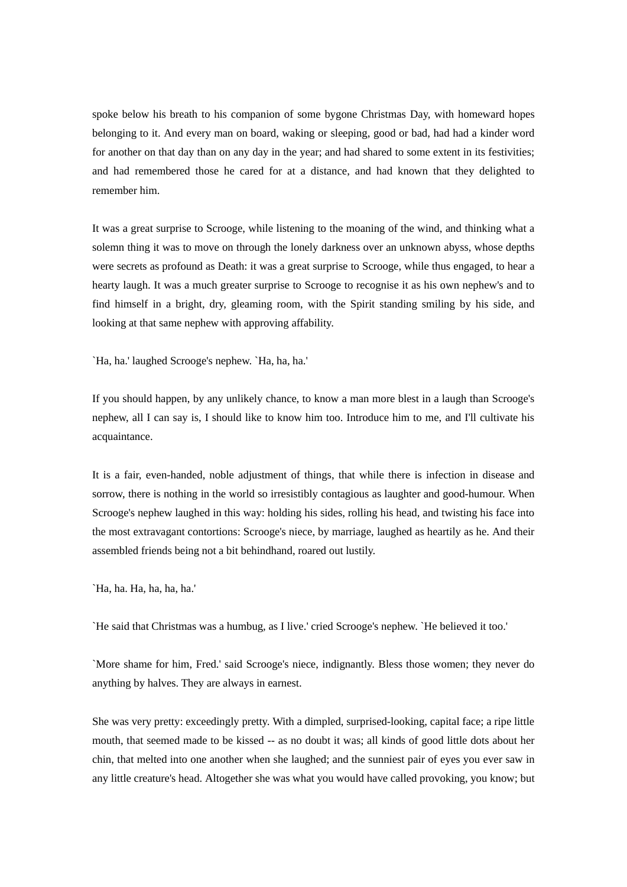spoke below his breath to his companion of some bygone Christmas Day, with homeward hopes belonging to it. And every man on board, waking or sleeping, good or bad, had had a kinder word for another on that day than on any day in the year; and had shared to some extent in its festivities; and had remembered those he cared for at a distance, and had known that they delighted to remember him.

It was a great surprise to Scrooge, while listening to the moaning of the wind, and thinking what a solemn thing it was to move on through the lonely darkness over an unknown abyss, whose depths were secrets as profound as Death: it was a great surprise to Scrooge, while thus engaged, to hear a hearty laugh. It was a much greater surprise to Scrooge to recognise it as his own nephew's and to find himself in a bright, dry, gleaming room, with the Spirit standing smiling by his side, and looking at that same nephew with approving affability.

`Ha, ha.' laughed Scrooge's nephew. `Ha, ha, ha.'

If you should happen, by any unlikely chance, to know a man more blest in a laugh than Scrooge's nephew, all I can say is, I should like to know him too. Introduce him to me, and I'll cultivate his acquaintance.

It is a fair, even-handed, noble adjustment of things, that while there is infection in disease and sorrow, there is nothing in the world so irresistibly contagious as laughter and good-humour. When Scrooge's nephew laughed in this way: holding his sides, rolling his head, and twisting his face into the most extravagant contortions: Scrooge's niece, by marriage, laughed as heartily as he. And their assembled friends being not a bit behindhand, roared out lustily.

`Ha, ha. Ha, ha, ha, ha.'

`He said that Christmas was a humbug, as I live.' cried Scrooge's nephew. `He believed it too.'

`More shame for him, Fred.' said Scrooge's niece, indignantly. Bless those women; they never do anything by halves. They are always in earnest.

She was very pretty: exceedingly pretty. With a dimpled, surprised-looking, capital face; a ripe little mouth, that seemed made to be kissed -- as no doubt it was; all kinds of good little dots about her chin, that melted into one another when she laughed; and the sunniest pair of eyes you ever saw in any little creature's head. Altogether she was what you would have called provoking, you know; but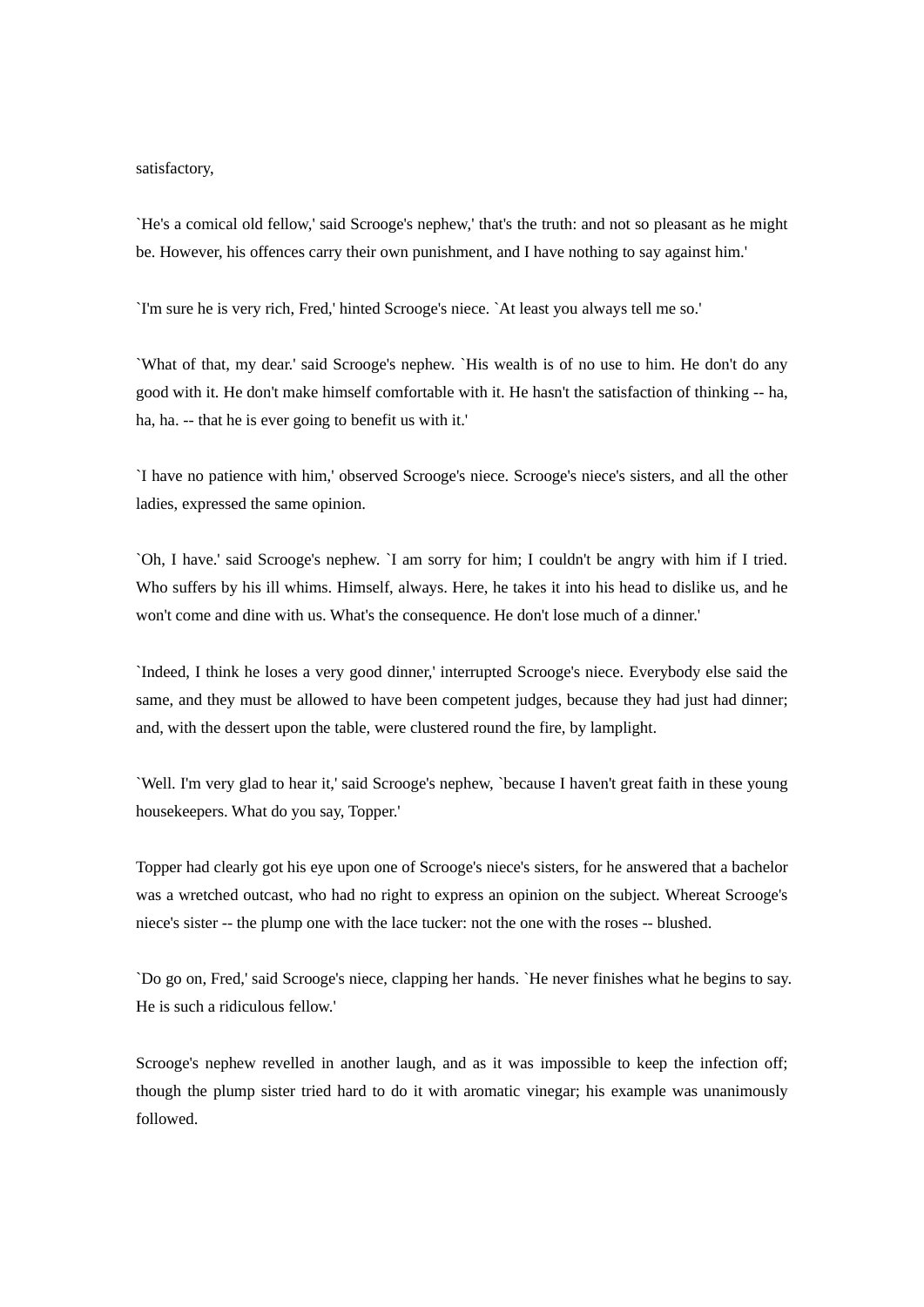satisfactory,

`He's a comical old fellow,' said Scrooge's nephew,' that's the truth: and not so pleasant as he might be. However, his offences carry their own punishment, and I have nothing to say against him.'

`I'm sure he is very rich, Fred,' hinted Scrooge's niece. `At least you always tell me so.'

`What of that, my dear.' said Scrooge's nephew. `His wealth is of no use to him. He don't do any good with it. He don't make himself comfortable with it. He hasn't the satisfaction of thinking -- ha, ha, ha. -- that he is ever going to benefit us with it.'

`I have no patience with him,' observed Scrooge's niece. Scrooge's niece's sisters, and all the other ladies, expressed the same opinion.

`Oh, I have.' said Scrooge's nephew. `I am sorry for him; I couldn't be angry with him if I tried. Who suffers by his ill whims. Himself, always. Here, he takes it into his head to dislike us, and he won't come and dine with us. What's the consequence. He don't lose much of a dinner.'

`Indeed, I think he loses a very good dinner,' interrupted Scrooge's niece. Everybody else said the same, and they must be allowed to have been competent judges, because they had just had dinner; and, with the dessert upon the table, were clustered round the fire, by lamplight.

`Well. I'm very glad to hear it,' said Scrooge's nephew, `because I haven't great faith in these young housekeepers. What do you say, Topper.'

Topper had clearly got his eye upon one of Scrooge's niece's sisters, for he answered that a bachelor was a wretched outcast, who had no right to express an opinion on the subject. Whereat Scrooge's niece's sister -- the plump one with the lace tucker: not the one with the roses -- blushed.

`Do go on, Fred,' said Scrooge's niece, clapping her hands. `He never finishes what he begins to say. He is such a ridiculous fellow.'

Scrooge's nephew revelled in another laugh, and as it was impossible to keep the infection off; though the plump sister tried hard to do it with aromatic vinegar; his example was unanimously followed.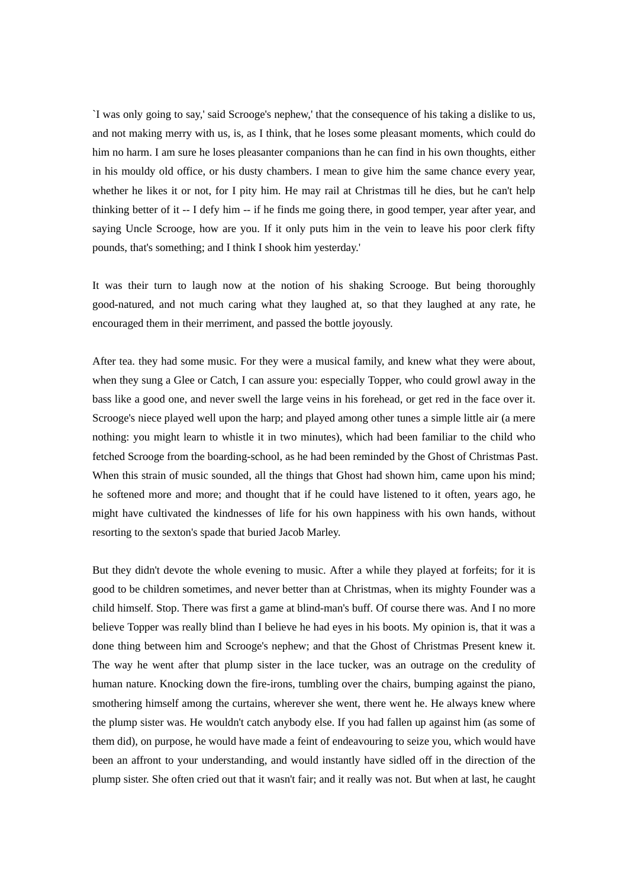`I was only going to say,' said Scrooge's nephew,' that the consequence of his taking a dislike to us, and not making merry with us, is, as I think, that he loses some pleasant moments, which could do him no harm. I am sure he loses pleasanter companions than he can find in his own thoughts, either in his mouldy old office, or his dusty chambers. I mean to give him the same chance every year, whether he likes it or not, for I pity him. He may rail at Christmas till he dies, but he can't help thinking better of it -- I defy him -- if he finds me going there, in good temper, year after year, and saying Uncle Scrooge, how are you. If it only puts him in the vein to leave his poor clerk fifty pounds, that's something; and I think I shook him yesterday.'

It was their turn to laugh now at the notion of his shaking Scrooge. But being thoroughly good-natured, and not much caring what they laughed at, so that they laughed at any rate, he encouraged them in their merriment, and passed the bottle joyously.

After tea. they had some music. For they were a musical family, and knew what they were about, when they sung a Glee or Catch, I can assure you: especially Topper, who could growl away in the bass like a good one, and never swell the large veins in his forehead, or get red in the face over it. Scrooge's niece played well upon the harp; and played among other tunes a simple little air (a mere nothing: you might learn to whistle it in two minutes), which had been familiar to the child who fetched Scrooge from the boarding-school, as he had been reminded by the Ghost of Christmas Past. When this strain of music sounded, all the things that Ghost had shown him, came upon his mind; he softened more and more; and thought that if he could have listened to it often, years ago, he might have cultivated the kindnesses of life for his own happiness with his own hands, without resorting to the sexton's spade that buried Jacob Marley.

But they didn't devote the whole evening to music. After a while they played at forfeits; for it is good to be children sometimes, and never better than at Christmas, when its mighty Founder was a child himself. Stop. There was first a game at blind-man's buff. Of course there was. And I no more believe Topper was really blind than I believe he had eyes in his boots. My opinion is, that it was a done thing between him and Scrooge's nephew; and that the Ghost of Christmas Present knew it. The way he went after that plump sister in the lace tucker, was an outrage on the credulity of human nature. Knocking down the fire-irons, tumbling over the chairs, bumping against the piano, smothering himself among the curtains, wherever she went, there went he. He always knew where the plump sister was. He wouldn't catch anybody else. If you had fallen up against him (as some of them did), on purpose, he would have made a feint of endeavouring to seize you, which would have been an affront to your understanding, and would instantly have sidled off in the direction of the plump sister. She often cried out that it wasn't fair; and it really was not. But when at last, he caught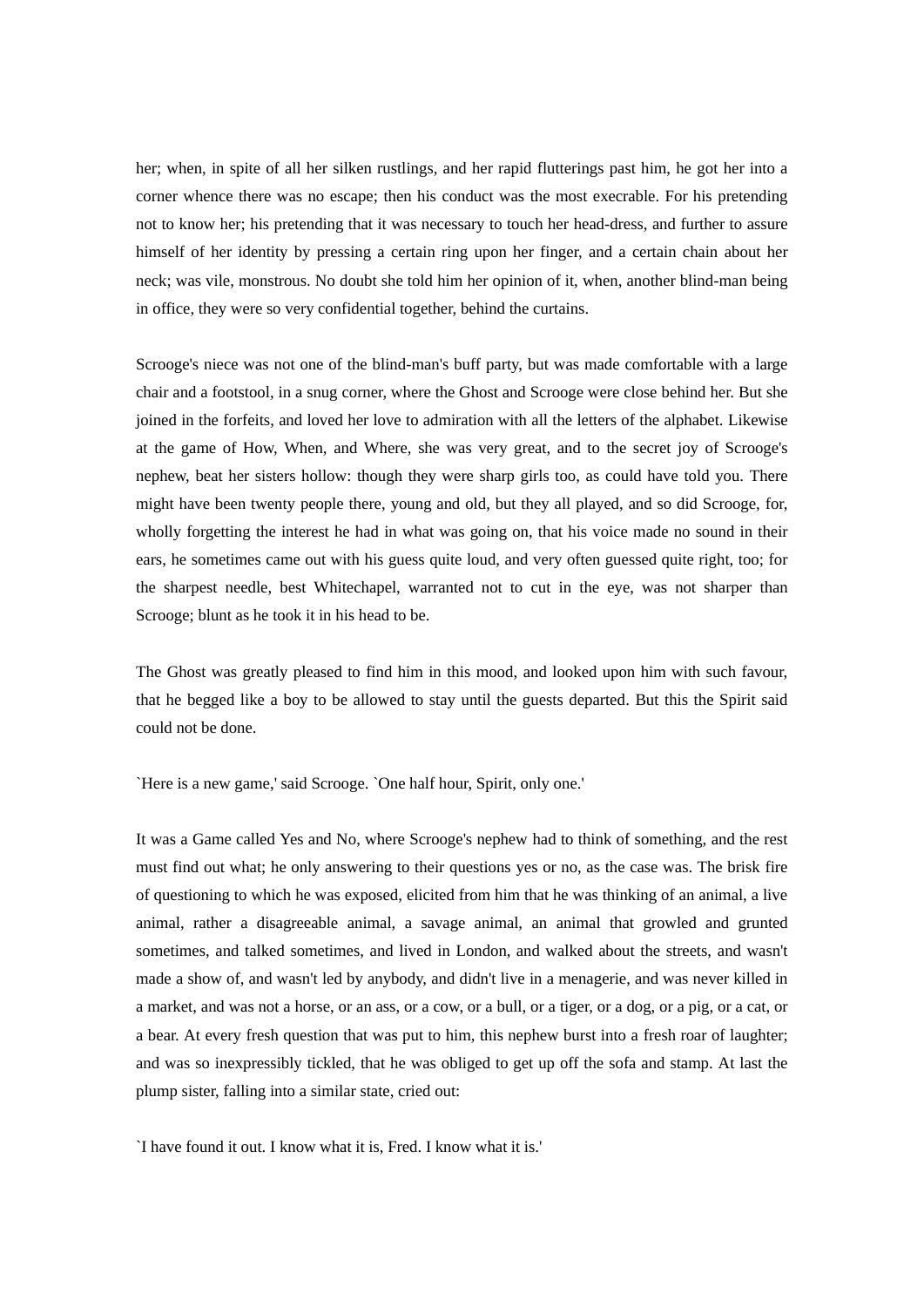her; when, in spite of all her silken rustlings, and her rapid flutterings past him, he got her into a corner whence there was no escape; then his conduct was the most execrable. For his pretending not to know her; his pretending that it was necessary to touch her head-dress, and further to assure himself of her identity by pressing a certain ring upon her finger, and a certain chain about her neck; was vile, monstrous. No doubt she told him her opinion of it, when, another blind-man being in office, they were so very confidential together, behind the curtains.

Scrooge's niece was not one of the blind-man's buff party, but was made comfortable with a large chair and a footstool, in a snug corner, where the Ghost and Scrooge were close behind her. But she joined in the forfeits, and loved her love to admiration with all the letters of the alphabet. Likewise at the game of How, When, and Where, she was very great, and to the secret joy of Scrooge's nephew, beat her sisters hollow: though they were sharp girls too, as could have told you. There might have been twenty people there, young and old, but they all played, and so did Scrooge, for, wholly forgetting the interest he had in what was going on, that his voice made no sound in their ears, he sometimes came out with his guess quite loud, and very often guessed quite right, too; for the sharpest needle, best Whitechapel, warranted not to cut in the eye, was not sharper than Scrooge; blunt as he took it in his head to be.

The Ghost was greatly pleased to find him in this mood, and looked upon him with such favour, that he begged like a boy to be allowed to stay until the guests departed. But this the Spirit said could not be done.

`Here is a new game,' said Scrooge. `One half hour, Spirit, only one.'

It was a Game called Yes and No, where Scrooge's nephew had to think of something, and the rest must find out what; he only answering to their questions yes or no, as the case was. The brisk fire of questioning to which he was exposed, elicited from him that he was thinking of an animal, a live animal, rather a disagreeable animal, a savage animal, an animal that growled and grunted sometimes, and talked sometimes, and lived in London, and walked about the streets, and wasn't made a show of, and wasn't led by anybody, and didn't live in a menagerie, and was never killed in a market, and was not a horse, or an ass, or a cow, or a bull, or a tiger, or a dog, or a pig, or a cat, or a bear. At every fresh question that was put to him, this nephew burst into a fresh roar of laughter; and was so inexpressibly tickled, that he was obliged to get up off the sofa and stamp. At last the plump sister, falling into a similar state, cried out:

`I have found it out. I know what it is, Fred. I know what it is.'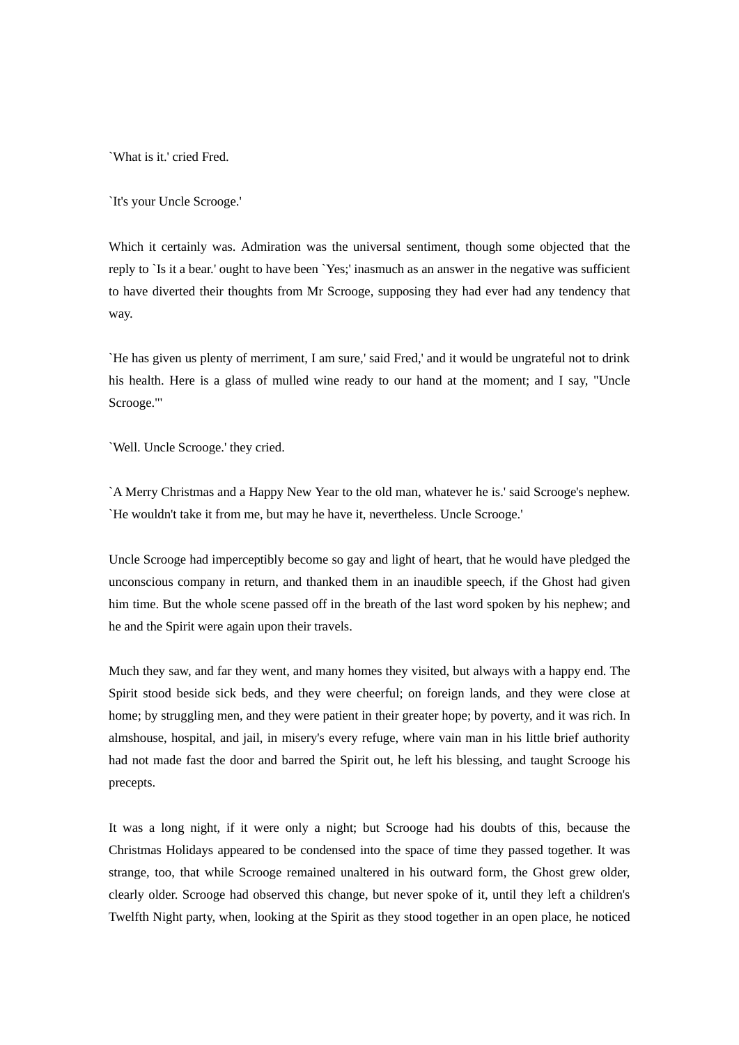`What is it.' cried Fred.

`It's your Uncle Scrooge.'

Which it certainly was. Admiration was the universal sentiment, though some objected that the reply to `Is it a bear.' ought to have been `Yes;' inasmuch as an answer in the negative was sufficient to have diverted their thoughts from Mr Scrooge, supposing they had ever had any tendency that way.

`He has given us plenty of merriment, I am sure,' said Fred,' and it would be ungrateful not to drink his health. Here is a glass of mulled wine ready to our hand at the moment; and I say, "Uncle Scrooge."'

`Well. Uncle Scrooge.' they cried.

`A Merry Christmas and a Happy New Year to the old man, whatever he is.' said Scrooge's nephew. `He wouldn't take it from me, but may he have it, nevertheless. Uncle Scrooge.'

Uncle Scrooge had imperceptibly become so gay and light of heart, that he would have pledged the unconscious company in return, and thanked them in an inaudible speech, if the Ghost had given him time. But the whole scene passed off in the breath of the last word spoken by his nephew; and he and the Spirit were again upon their travels.

Much they saw, and far they went, and many homes they visited, but always with a happy end. The Spirit stood beside sick beds, and they were cheerful; on foreign lands, and they were close at home; by struggling men, and they were patient in their greater hope; by poverty, and it was rich. In almshouse, hospital, and jail, in misery's every refuge, where vain man in his little brief authority had not made fast the door and barred the Spirit out, he left his blessing, and taught Scrooge his precepts.

It was a long night, if it were only a night; but Scrooge had his doubts of this, because the Christmas Holidays appeared to be condensed into the space of time they passed together. It was strange, too, that while Scrooge remained unaltered in his outward form, the Ghost grew older, clearly older. Scrooge had observed this change, but never spoke of it, until they left a children's Twelfth Night party, when, looking at the Spirit as they stood together in an open place, he noticed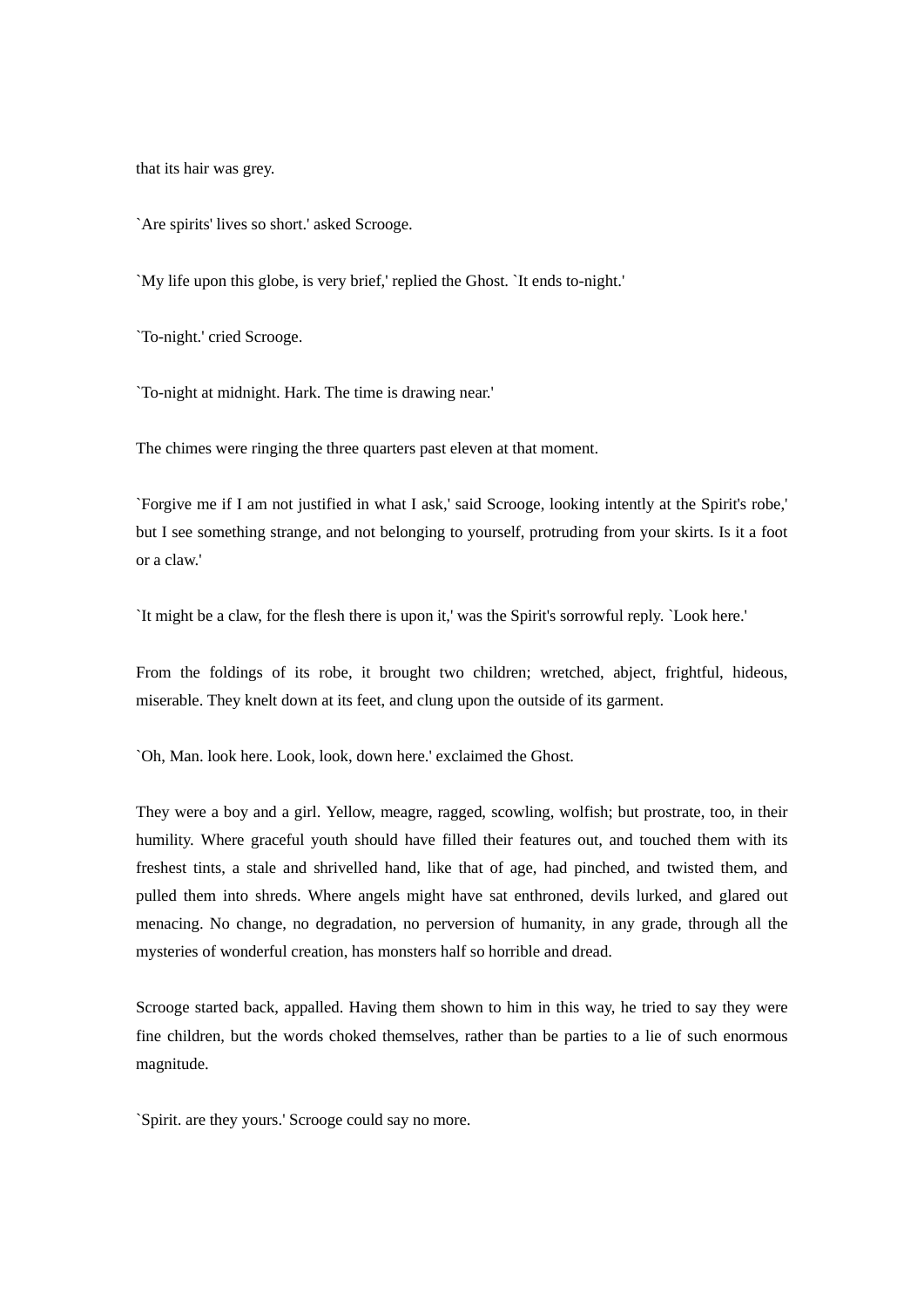that its hair was grey.

`Are spirits' lives so short.' asked Scrooge.

`My life upon this globe, is very brief,' replied the Ghost. `It ends to-night.'

`To-night.' cried Scrooge.

`To-night at midnight. Hark. The time is drawing near.'

The chimes were ringing the three quarters past eleven at that moment.

`Forgive me if I am not justified in what I ask,' said Scrooge, looking intently at the Spirit's robe,' but I see something strange, and not belonging to yourself, protruding from your skirts. Is it a foot or a claw.'

`It might be a claw, for the flesh there is upon it,' was the Spirit's sorrowful reply. `Look here.'

From the foldings of its robe, it brought two children; wretched, abject, frightful, hideous, miserable. They knelt down at its feet, and clung upon the outside of its garment.

`Oh, Man. look here. Look, look, down here.' exclaimed the Ghost.

They were a boy and a girl. Yellow, meagre, ragged, scowling, wolfish; but prostrate, too, in their humility. Where graceful youth should have filled their features out, and touched them with its freshest tints, a stale and shrivelled hand, like that of age, had pinched, and twisted them, and pulled them into shreds. Where angels might have sat enthroned, devils lurked, and glared out menacing. No change, no degradation, no perversion of humanity, in any grade, through all the mysteries of wonderful creation, has monsters half so horrible and dread.

Scrooge started back, appalled. Having them shown to him in this way, he tried to say they were fine children, but the words choked themselves, rather than be parties to a lie of such enormous magnitude.

`Spirit. are they yours.' Scrooge could say no more.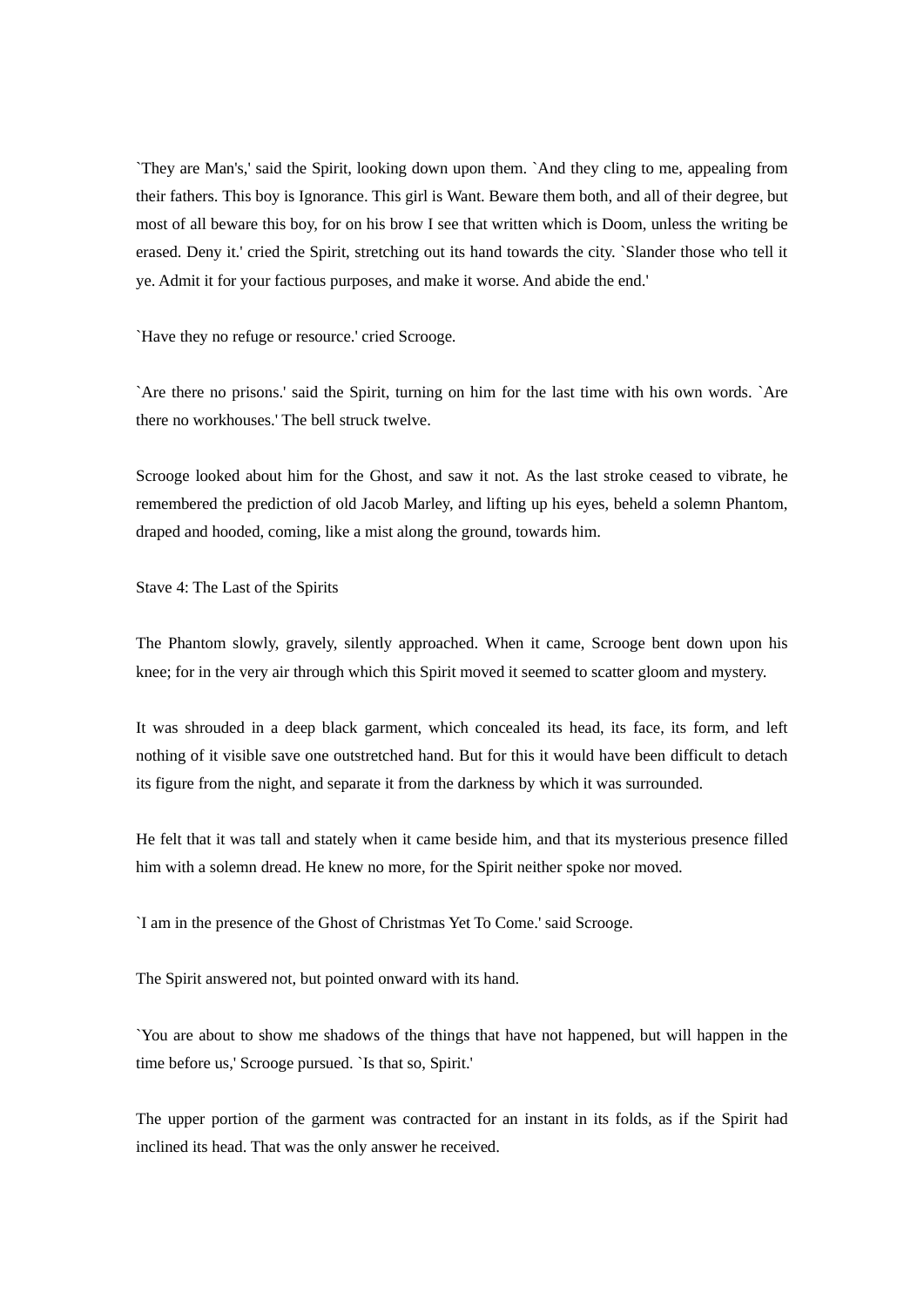`They are Man's,' said the Spirit, looking down upon them. `And they cling to me, appealing from their fathers. This boy is Ignorance. This girl is Want. Beware them both, and all of their degree, but most of all beware this boy, for on his brow I see that written which is Doom, unless the writing be erased. Deny it.' cried the Spirit, stretching out its hand towards the city. `Slander those who tell it ye. Admit it for your factious purposes, and make it worse. And abide the end.'

`Have they no refuge or resource.' cried Scrooge.

`Are there no prisons.' said the Spirit, turning on him for the last time with his own words. `Are there no workhouses.' The bell struck twelve.

Scrooge looked about him for the Ghost, and saw it not. As the last stroke ceased to vibrate, he remembered the prediction of old Jacob Marley, and lifting up his eyes, beheld a solemn Phantom, draped and hooded, coming, like a mist along the ground, towards him.

## Stave 4: The Last of the Spirits

The Phantom slowly, gravely, silently approached. When it came, Scrooge bent down upon his knee; for in the very air through which this Spirit moved it seemed to scatter gloom and mystery.

It was shrouded in a deep black garment, which concealed its head, its face, its form, and left nothing of it visible save one outstretched hand. But for this it would have been difficult to detach its figure from the night, and separate it from the darkness by which it was surrounded.

He felt that it was tall and stately when it came beside him, and that its mysterious presence filled him with a solemn dread. He knew no more, for the Spirit neither spoke nor moved.

`I am in the presence of the Ghost of Christmas Yet To Come.' said Scrooge.

The Spirit answered not, but pointed onward with its hand.

`You are about to show me shadows of the things that have not happened, but will happen in the time before us,' Scrooge pursued. `Is that so, Spirit.'

The upper portion of the garment was contracted for an instant in its folds, as if the Spirit had inclined its head. That was the only answer he received.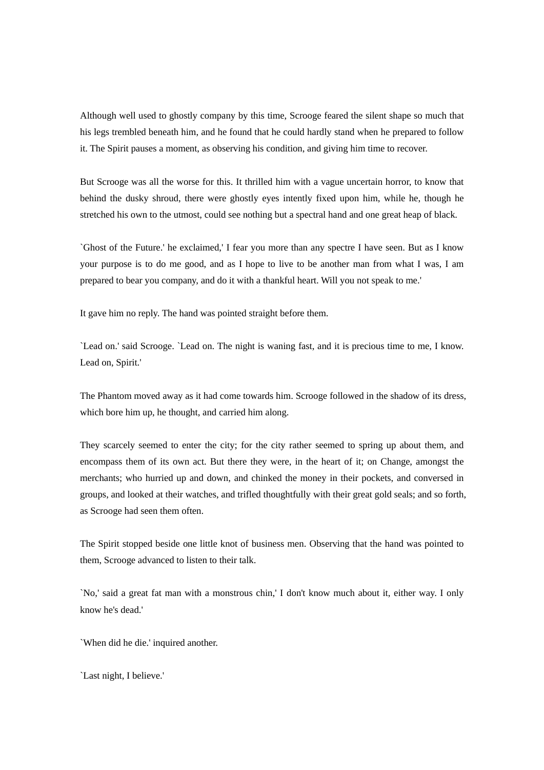Although well used to ghostly company by this time, Scrooge feared the silent shape so much that his legs trembled beneath him, and he found that he could hardly stand when he prepared to follow it. The Spirit pauses a moment, as observing his condition, and giving him time to recover.

But Scrooge was all the worse for this. It thrilled him with a vague uncertain horror, to know that behind the dusky shroud, there were ghostly eyes intently fixed upon him, while he, though he stretched his own to the utmost, could see nothing but a spectral hand and one great heap of black.

`Ghost of the Future.' he exclaimed,' I fear you more than any spectre I have seen. But as I know your purpose is to do me good, and as I hope to live to be another man from what I was, I am prepared to bear you company, and do it with a thankful heart. Will you not speak to me.'

It gave him no reply. The hand was pointed straight before them.

`Lead on.' said Scrooge. `Lead on. The night is waning fast, and it is precious time to me, I know. Lead on, Spirit.'

The Phantom moved away as it had come towards him. Scrooge followed in the shadow of its dress, which bore him up, he thought, and carried him along.

They scarcely seemed to enter the city; for the city rather seemed to spring up about them, and encompass them of its own act. But there they were, in the heart of it; on Change, amongst the merchants; who hurried up and down, and chinked the money in their pockets, and conversed in groups, and looked at their watches, and trifled thoughtfully with their great gold seals; and so forth, as Scrooge had seen them often.

The Spirit stopped beside one little knot of business men. Observing that the hand was pointed to them, Scrooge advanced to listen to their talk.

`No,' said a great fat man with a monstrous chin,' I don't know much about it, either way. I only know he's dead.'

`When did he die.' inquired another.

`Last night, I believe.'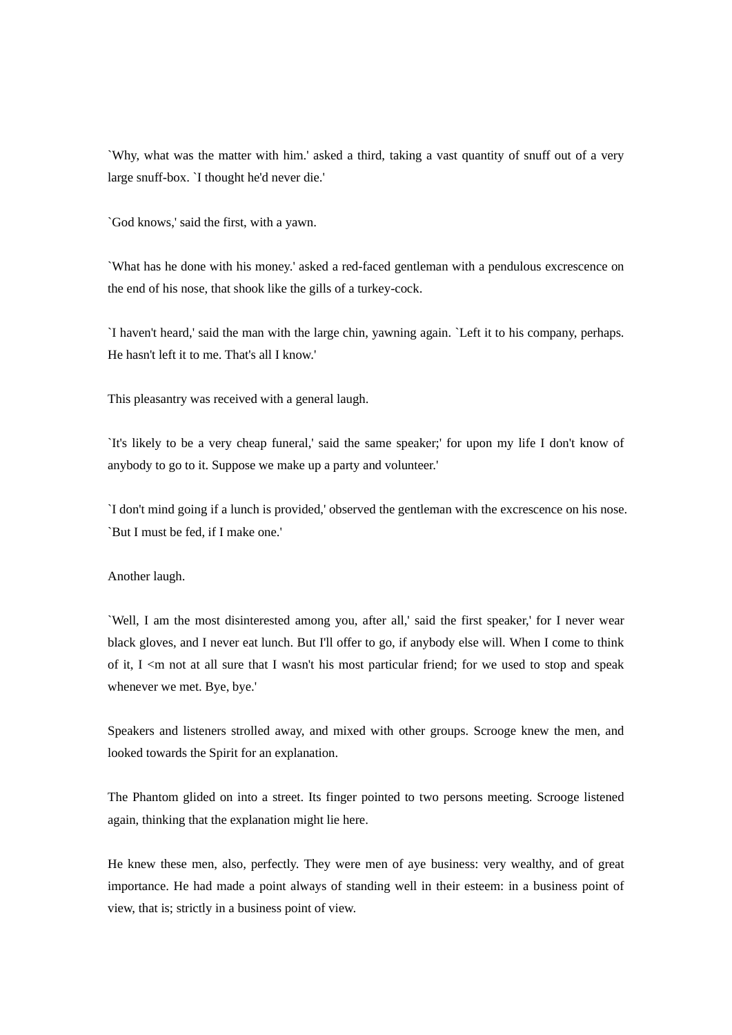`Why, what was the matter with him.' asked a third, taking a vast quantity of snuff out of a very large snuff-box. `I thought he'd never die.'

`God knows,' said the first, with a yawn.

`What has he done with his money.' asked a red-faced gentleman with a pendulous excrescence on the end of his nose, that shook like the gills of a turkey-cock.

`I haven't heard,' said the man with the large chin, yawning again. `Left it to his company, perhaps. He hasn't left it to me. That's all I know.'

This pleasantry was received with a general laugh.

`It's likely to be a very cheap funeral,' said the same speaker;' for upon my life I don't know of anybody to go to it. Suppose we make up a party and volunteer.'

`I don't mind going if a lunch is provided,' observed the gentleman with the excrescence on his nose. `But I must be fed, if I make one.'

Another laugh.

`Well, I am the most disinterested among you, after all,' said the first speaker,' for I never wear black gloves, and I never eat lunch. But I'll offer to go, if anybody else will. When I come to think of it, I <m not at all sure that I wasn't his most particular friend; for we used to stop and speak whenever we met. Bye, bye.'

Speakers and listeners strolled away, and mixed with other groups. Scrooge knew the men, and looked towards the Spirit for an explanation.

The Phantom glided on into a street. Its finger pointed to two persons meeting. Scrooge listened again, thinking that the explanation might lie here.

He knew these men, also, perfectly. They were men of aye business: very wealthy, and of great importance. He had made a point always of standing well in their esteem: in a business point of view, that is; strictly in a business point of view.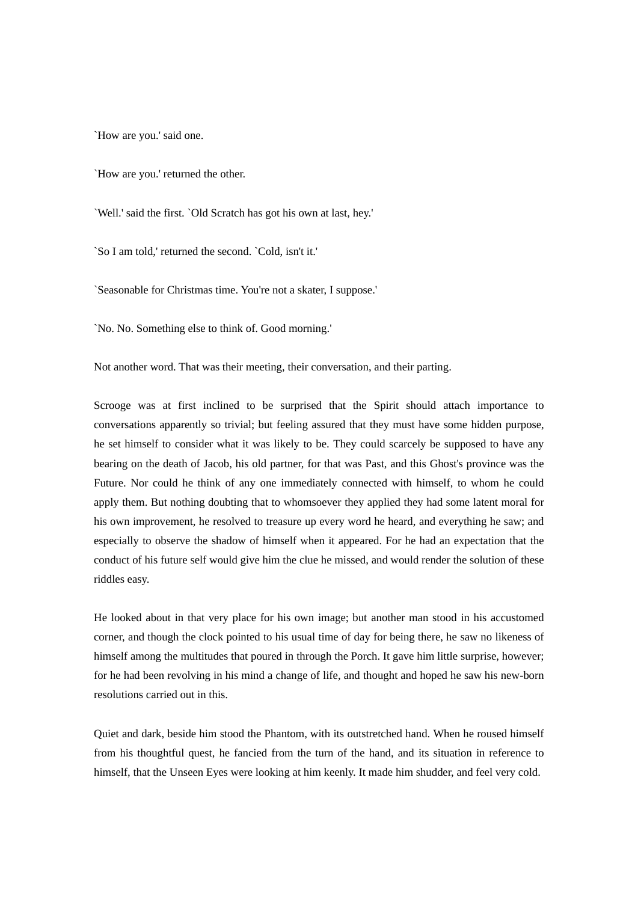`How are you.' said one.

`How are you.' returned the other.

`Well.' said the first. `Old Scratch has got his own at last, hey.'

`So I am told,' returned the second. `Cold, isn't it.'

`Seasonable for Christmas time. You're not a skater, I suppose.'

`No. No. Something else to think of. Good morning.'

Not another word. That was their meeting, their conversation, and their parting.

Scrooge was at first inclined to be surprised that the Spirit should attach importance to conversations apparently so trivial; but feeling assured that they must have some hidden purpose, he set himself to consider what it was likely to be. They could scarcely be supposed to have any bearing on the death of Jacob, his old partner, for that was Past, and this Ghost's province was the Future. Nor could he think of any one immediately connected with himself, to whom he could apply them. But nothing doubting that to whomsoever they applied they had some latent moral for his own improvement, he resolved to treasure up every word he heard, and everything he saw; and especially to observe the shadow of himself when it appeared. For he had an expectation that the conduct of his future self would give him the clue he missed, and would render the solution of these riddles easy.

He looked about in that very place for his own image; but another man stood in his accustomed corner, and though the clock pointed to his usual time of day for being there, he saw no likeness of himself among the multitudes that poured in through the Porch. It gave him little surprise, however; for he had been revolving in his mind a change of life, and thought and hoped he saw his new-born resolutions carried out in this.

Quiet and dark, beside him stood the Phantom, with its outstretched hand. When he roused himself from his thoughtful quest, he fancied from the turn of the hand, and its situation in reference to himself, that the Unseen Eyes were looking at him keenly. It made him shudder, and feel very cold.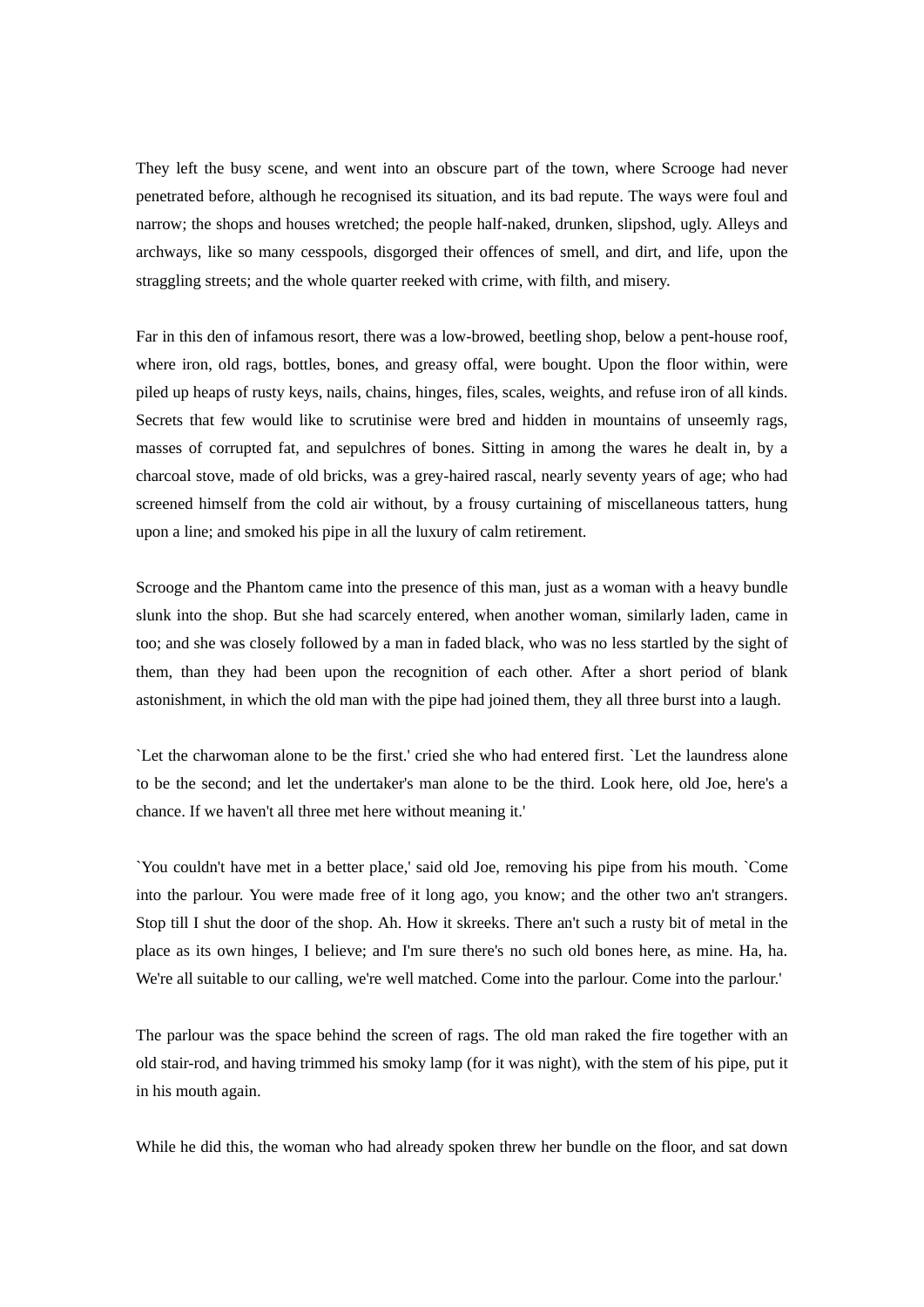They left the busy scene, and went into an obscure part of the town, where Scrooge had never penetrated before, although he recognised its situation, and its bad repute. The ways were foul and narrow; the shops and houses wretched; the people half-naked, drunken, slipshod, ugly. Alleys and archways, like so many cesspools, disgorged their offences of smell, and dirt, and life, upon the straggling streets; and the whole quarter reeked with crime, with filth, and misery.

Far in this den of infamous resort, there was a low-browed, beetling shop, below a pent-house roof, where iron, old rags, bottles, bones, and greasy offal, were bought. Upon the floor within, were piled up heaps of rusty keys, nails, chains, hinges, files, scales, weights, and refuse iron of all kinds. Secrets that few would like to scrutinise were bred and hidden in mountains of unseemly rags, masses of corrupted fat, and sepulchres of bones. Sitting in among the wares he dealt in, by a charcoal stove, made of old bricks, was a grey-haired rascal, nearly seventy years of age; who had screened himself from the cold air without, by a frousy curtaining of miscellaneous tatters, hung upon a line; and smoked his pipe in all the luxury of calm retirement.

Scrooge and the Phantom came into the presence of this man, just as a woman with a heavy bundle slunk into the shop. But she had scarcely entered, when another woman, similarly laden, came in too; and she was closely followed by a man in faded black, who was no less startled by the sight of them, than they had been upon the recognition of each other. After a short period of blank astonishment, in which the old man with the pipe had joined them, they all three burst into a laugh.

`Let the charwoman alone to be the first.' cried she who had entered first. `Let the laundress alone to be the second; and let the undertaker's man alone to be the third. Look here, old Joe, here's a chance. If we haven't all three met here without meaning it.'

`You couldn't have met in a better place,' said old Joe, removing his pipe from his mouth. `Come into the parlour. You were made free of it long ago, you know; and the other two an't strangers. Stop till I shut the door of the shop. Ah. How it skreeks. There an't such a rusty bit of metal in the place as its own hinges, I believe; and I'm sure there's no such old bones here, as mine. Ha, ha. We're all suitable to our calling, we're well matched. Come into the parlour. Come into the parlour.'

The parlour was the space behind the screen of rags. The old man raked the fire together with an old stair-rod, and having trimmed his smoky lamp (for it was night), with the stem of his pipe, put it in his mouth again.

While he did this, the woman who had already spoken threw her bundle on the floor, and sat down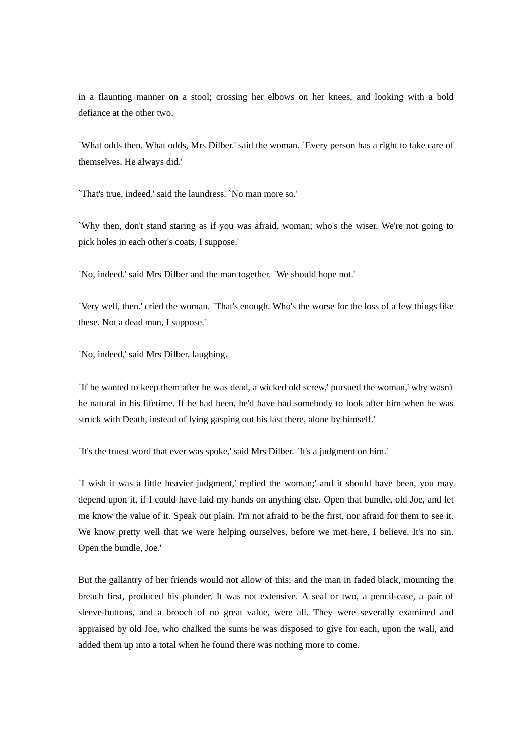in a flaunting manner on a stool; crossing her elbows on her knees, and looking with a bold defiance at the other two.

`What odds then. What odds, Mrs Dilber.' said the woman. `Every person has a right to take care of themselves. He always did.'

`That's true, indeed.' said the laundress. `No man more so.'

`Why then, don't stand staring as if you was afraid, woman; who's the wiser. We're not going to pick holes in each other's coats, I suppose.'

`No, indeed.' said Mrs Dilber and the man together. `We should hope not.'

`Very well, then.' cried the woman. `That's enough. Who's the worse for the loss of a few things like these. Not a dead man, I suppose.'

`No, indeed,' said Mrs Dilber, laughing.

`If he wanted to keep them after he was dead, a wicked old screw,' pursued the woman,' why wasn't he natural in his lifetime. If he had been, he'd have had somebody to look after him when he was struck with Death, instead of lying gasping out his last there, alone by himself.'

`It's the truest word that ever was spoke,' said Mrs Dilber. `It's a judgment on him.'

`I wish it was a little heavier judgment,' replied the woman;' and it should have been, you may depend upon it, if I could have laid my hands on anything else. Open that bundle, old Joe, and let me know the value of it. Speak out plain. I'm not afraid to be the first, nor afraid for them to see it. We know pretty well that we were helping ourselves, before we met here, I believe. It's no sin. Open the bundle, Joe.'

But the gallantry of her friends would not allow of this; and the man in faded black, mounting the breach first, produced his plunder. It was not extensive. A seal or two, a pencil-case, a pair of sleeve-buttons, and a brooch of no great value, were all. They were severally examined and appraised by old Joe, who chalked the sums he was disposed to give for each, upon the wall, and added them up into a total when he found there was nothing more to come.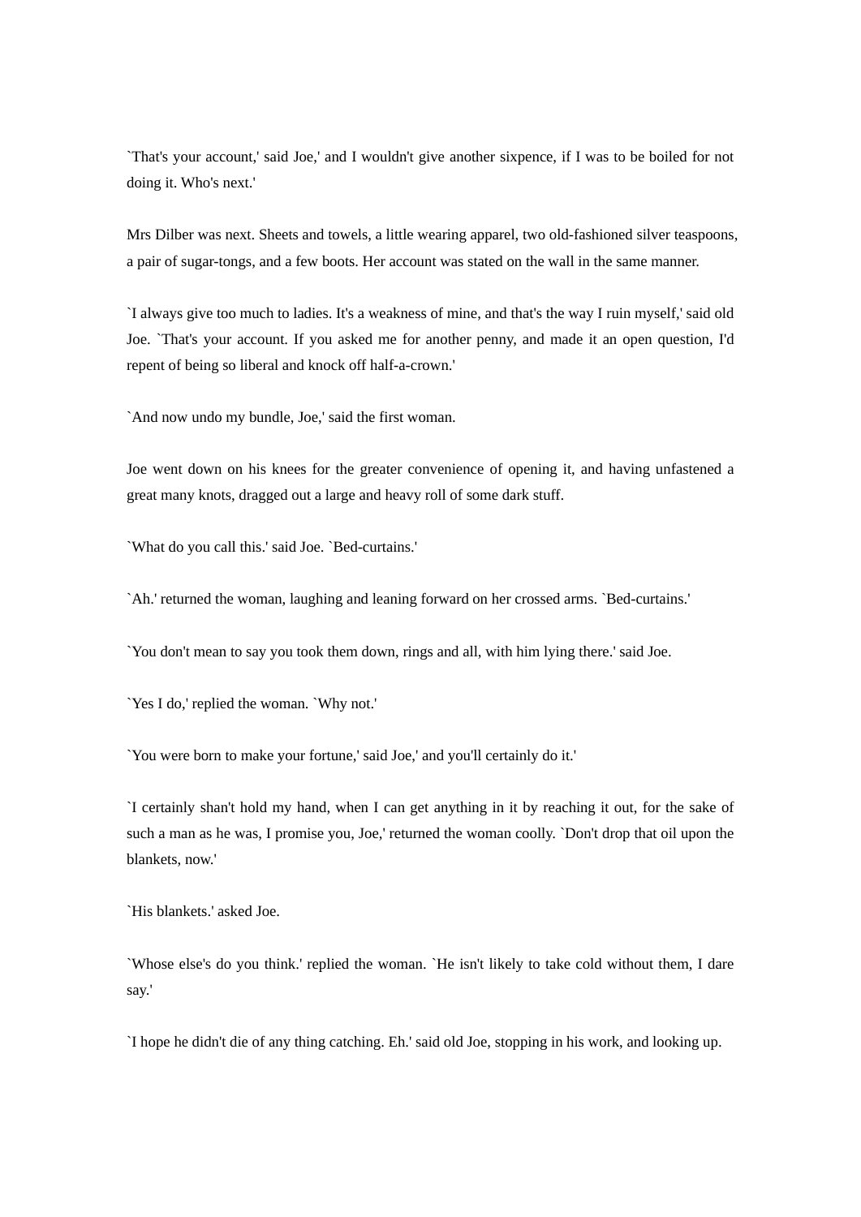`That's your account,' said Joe,' and I wouldn't give another sixpence, if I was to be boiled for not doing it. Who's next.'

Mrs Dilber was next. Sheets and towels, a little wearing apparel, two old-fashioned silver teaspoons, a pair of sugar-tongs, and a few boots. Her account was stated on the wall in the same manner.

`I always give too much to ladies. It's a weakness of mine, and that's the way I ruin myself,' said old Joe. `That's your account. If you asked me for another penny, and made it an open question, I'd repent of being so liberal and knock off half-a-crown.'

`And now undo my bundle, Joe,' said the first woman.

Joe went down on his knees for the greater convenience of opening it, and having unfastened a great many knots, dragged out a large and heavy roll of some dark stuff.

`What do you call this.' said Joe. `Bed-curtains.'

`Ah.' returned the woman, laughing and leaning forward on her crossed arms. `Bed-curtains.'

`You don't mean to say you took them down, rings and all, with him lying there.' said Joe.

`Yes I do,' replied the woman. `Why not.'

`You were born to make your fortune,' said Joe,' and you'll certainly do it.'

`I certainly shan't hold my hand, when I can get anything in it by reaching it out, for the sake of such a man as he was, I promise you, Joe,' returned the woman coolly. `Don't drop that oil upon the blankets, now.'

`His blankets.' asked Joe.

`Whose else's do you think.' replied the woman. `He isn't likely to take cold without them, I dare say.'

`I hope he didn't die of any thing catching. Eh.' said old Joe, stopping in his work, and looking up.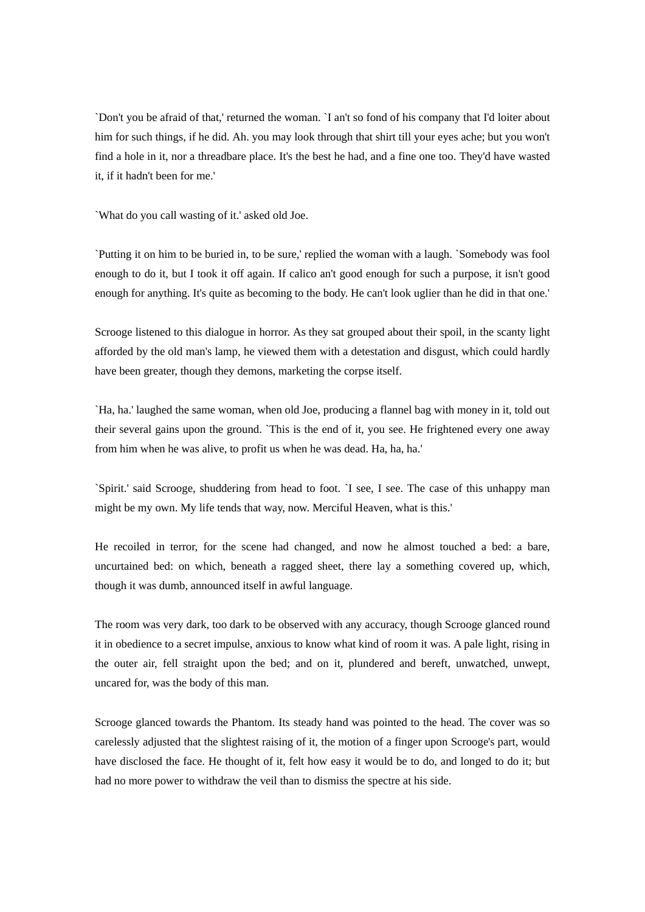`Don't you be afraid of that,' returned the woman. `I an't so fond of his company that I'd loiter about him for such things, if he did. Ah. you may look through that shirt till your eyes ache; but you won't find a hole in it, nor a threadbare place. It's the best he had, and a fine one too. They'd have wasted it, if it hadn't been for me.'

`What do you call wasting of it.' asked old Joe.

`Putting it on him to be buried in, to be sure,' replied the woman with a laugh. `Somebody was fool enough to do it, but I took it off again. If calico an't good enough for such a purpose, it isn't good enough for anything. It's quite as becoming to the body. He can't look uglier than he did in that one.'

Scrooge listened to this dialogue in horror. As they sat grouped about their spoil, in the scanty light afforded by the old man's lamp, he viewed them with a detestation and disgust, which could hardly have been greater, though they demons, marketing the corpse itself.

`Ha, ha.' laughed the same woman, when old Joe, producing a flannel bag with money in it, told out their several gains upon the ground. `This is the end of it, you see. He frightened every one away from him when he was alive, to profit us when he was dead. Ha, ha, ha.'

`Spirit.' said Scrooge, shuddering from head to foot. `I see, I see. The case of this unhappy man might be my own. My life tends that way, now. Merciful Heaven, what is this.'

He recoiled in terror, for the scene had changed, and now he almost touched a bed: a bare, uncurtained bed: on which, beneath a ragged sheet, there lay a something covered up, which, though it was dumb, announced itself in awful language.

The room was very dark, too dark to be observed with any accuracy, though Scrooge glanced round it in obedience to a secret impulse, anxious to know what kind of room it was. A pale light, rising in the outer air, fell straight upon the bed; and on it, plundered and bereft, unwatched, unwept, uncared for, was the body of this man.

Scrooge glanced towards the Phantom. Its steady hand was pointed to the head. The cover was so carelessly adjusted that the slightest raising of it, the motion of a finger upon Scrooge's part, would have disclosed the face. He thought of it, felt how easy it would be to do, and longed to do it; but had no more power to withdraw the veil than to dismiss the spectre at his side.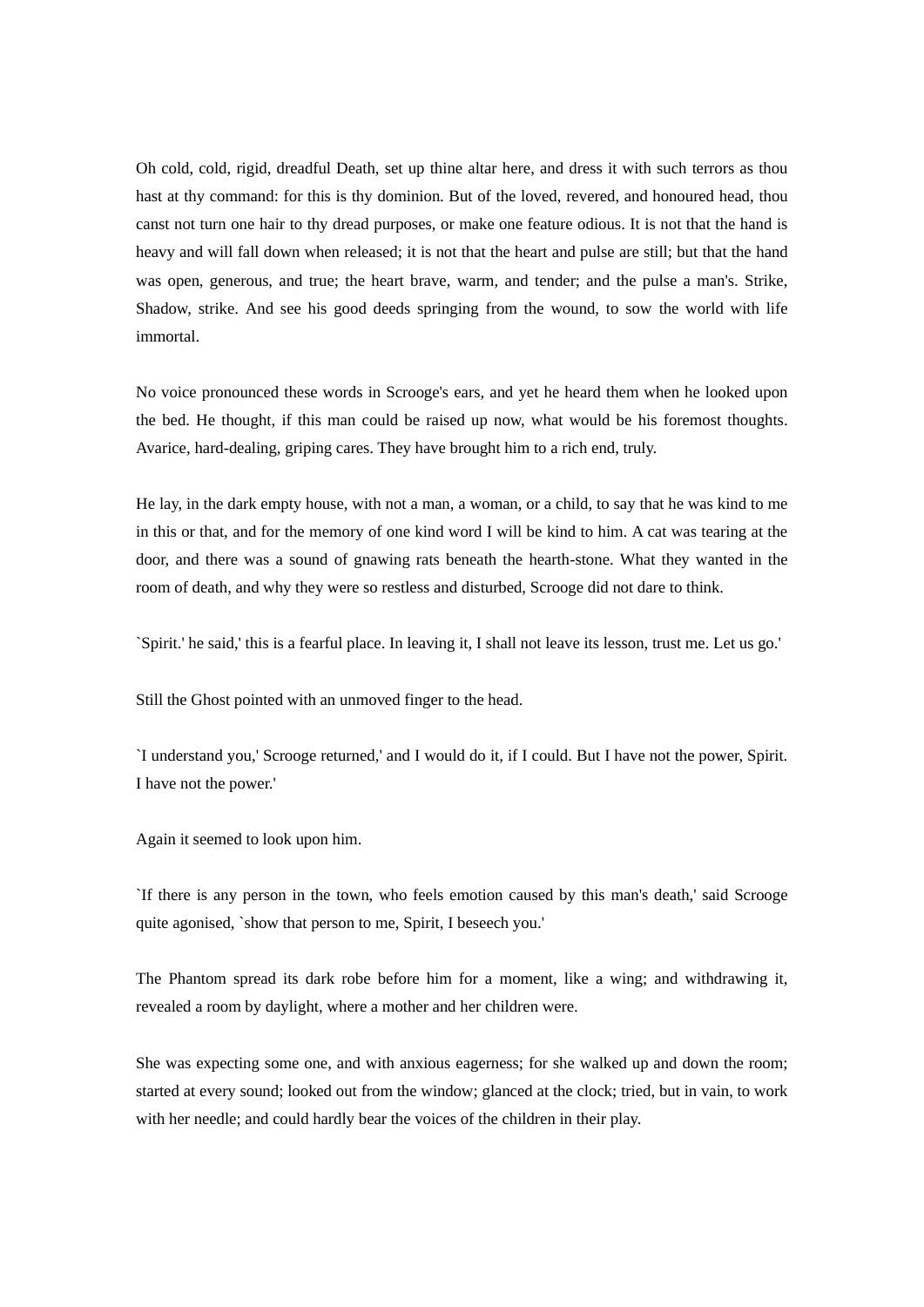Oh cold, cold, rigid, dreadful Death, set up thine altar here, and dress it with such terrors as thou hast at thy command: for this is thy dominion. But of the loved, revered, and honoured head, thou canst not turn one hair to thy dread purposes, or make one feature odious. It is not that the hand is heavy and will fall down when released; it is not that the heart and pulse are still; but that the hand was open, generous, and true; the heart brave, warm, and tender; and the pulse a man's. Strike, Shadow, strike. And see his good deeds springing from the wound, to sow the world with life immortal.

No voice pronounced these words in Scrooge's ears, and yet he heard them when he looked upon the bed. He thought, if this man could be raised up now, what would be his foremost thoughts. Avarice, hard-dealing, griping cares. They have brought him to a rich end, truly.

He lay, in the dark empty house, with not a man, a woman, or a child, to say that he was kind to me in this or that, and for the memory of one kind word I will be kind to him. A cat was tearing at the door, and there was a sound of gnawing rats beneath the hearth-stone. What they wanted in the room of death, and why they were so restless and disturbed, Scrooge did not dare to think.

`Spirit.' he said,' this is a fearful place. In leaving it, I shall not leave its lesson, trust me. Let us go.'

Still the Ghost pointed with an unmoved finger to the head.

`I understand you,' Scrooge returned,' and I would do it, if I could. But I have not the power, Spirit. I have not the power.'

Again it seemed to look upon him.

`If there is any person in the town, who feels emotion caused by this man's death,' said Scrooge quite agonised, `show that person to me, Spirit, I beseech you.'

The Phantom spread its dark robe before him for a moment, like a wing; and withdrawing it, revealed a room by daylight, where a mother and her children were.

She was expecting some one, and with anxious eagerness; for she walked up and down the room; started at every sound; looked out from the window; glanced at the clock; tried, but in vain, to work with her needle; and could hardly bear the voices of the children in their play.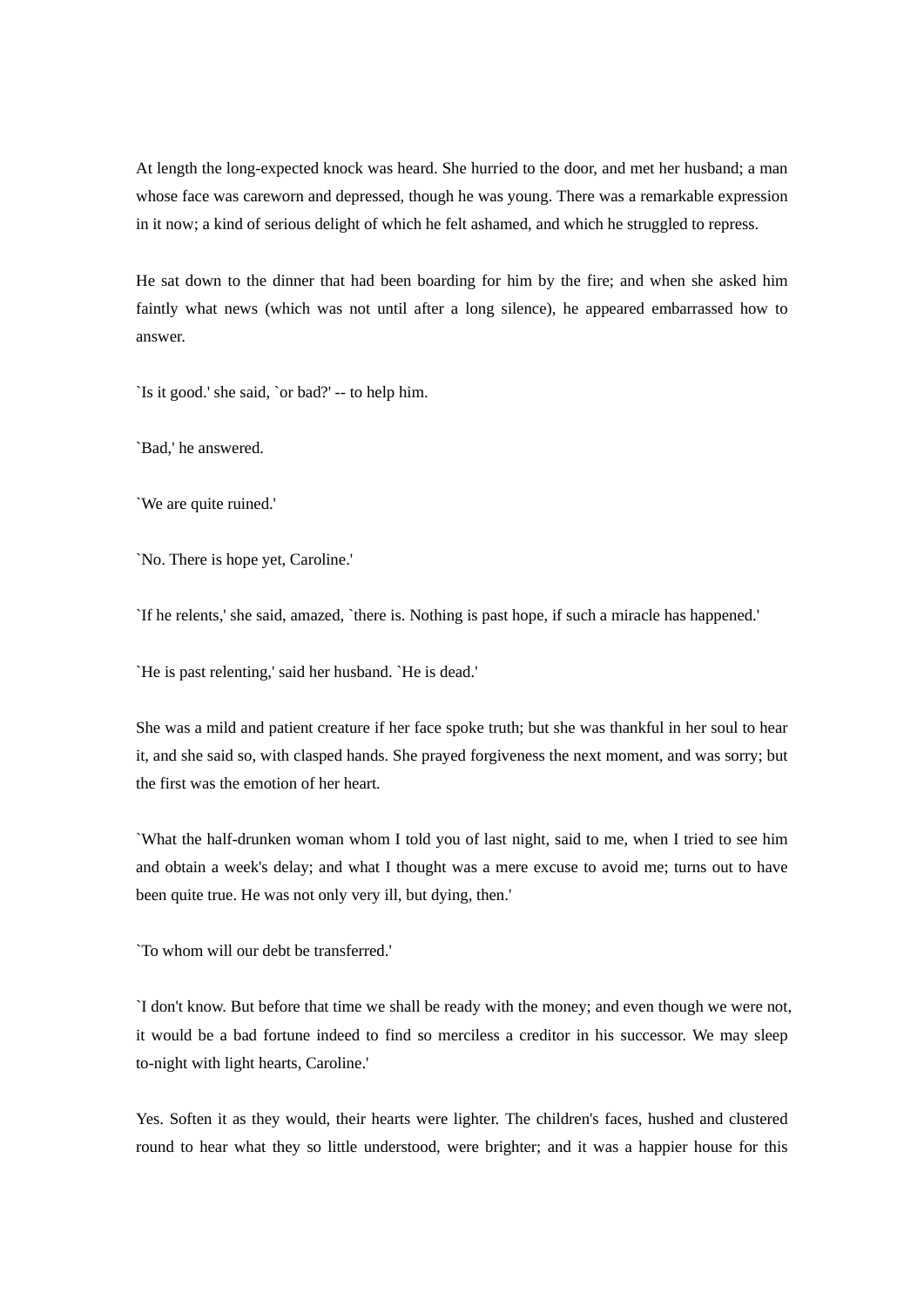At length the long-expected knock was heard. She hurried to the door, and met her husband; a man whose face was careworn and depressed, though he was young. There was a remarkable expression in it now; a kind of serious delight of which he felt ashamed, and which he struggled to repress.

He sat down to the dinner that had been boarding for him by the fire; and when she asked him faintly what news (which was not until after a long silence), he appeared embarrassed how to answer.

`Is it good.' she said, `or bad?' -- to help him.

`Bad,' he answered.

`We are quite ruined.'

`No. There is hope yet, Caroline.'

`If he relents,' she said, amazed, `there is. Nothing is past hope, if such a miracle has happened.'

`He is past relenting,' said her husband. `He is dead.'

She was a mild and patient creature if her face spoke truth; but she was thankful in her soul to hear it, and she said so, with clasped hands. She prayed forgiveness the next moment, and was sorry; but the first was the emotion of her heart.

`What the half-drunken woman whom I told you of last night, said to me, when I tried to see him and obtain a week's delay; and what I thought was a mere excuse to avoid me; turns out to have been quite true. He was not only very ill, but dying, then.'

`To whom will our debt be transferred.'

`I don't know. But before that time we shall be ready with the money; and even though we were not, it would be a bad fortune indeed to find so merciless a creditor in his successor. We may sleep to-night with light hearts, Caroline.'

Yes. Soften it as they would, their hearts were lighter. The children's faces, hushed and clustered round to hear what they so little understood, were brighter; and it was a happier house for this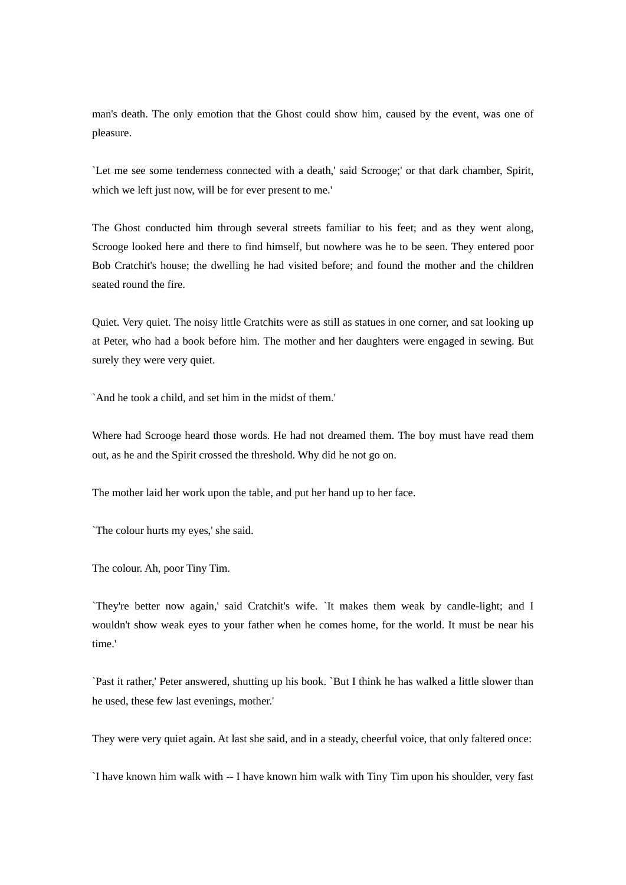man's death. The only emotion that the Ghost could show him, caused by the event, was one of pleasure.

`Let me see some tenderness connected with a death,' said Scrooge;' or that dark chamber, Spirit, which we left just now, will be for ever present to me.'

The Ghost conducted him through several streets familiar to his feet; and as they went along, Scrooge looked here and there to find himself, but nowhere was he to be seen. They entered poor Bob Cratchit's house; the dwelling he had visited before; and found the mother and the children seated round the fire.

Quiet. Very quiet. The noisy little Cratchits were as still as statues in one corner, and sat looking up at Peter, who had a book before him. The mother and her daughters were engaged in sewing. But surely they were very quiet.

`And he took a child, and set him in the midst of them.'

Where had Scrooge heard those words. He had not dreamed them. The boy must have read them out, as he and the Spirit crossed the threshold. Why did he not go on.

The mother laid her work upon the table, and put her hand up to her face.

`The colour hurts my eyes,' she said.

The colour. Ah, poor Tiny Tim.

`They're better now again,' said Cratchit's wife. `It makes them weak by candle-light; and I wouldn't show weak eyes to your father when he comes home, for the world. It must be near his time.'

`Past it rather,' Peter answered, shutting up his book. `But I think he has walked a little slower than he used, these few last evenings, mother.'

They were very quiet again. At last she said, and in a steady, cheerful voice, that only faltered once:

`I have known him walk with -- I have known him walk with Tiny Tim upon his shoulder, very fast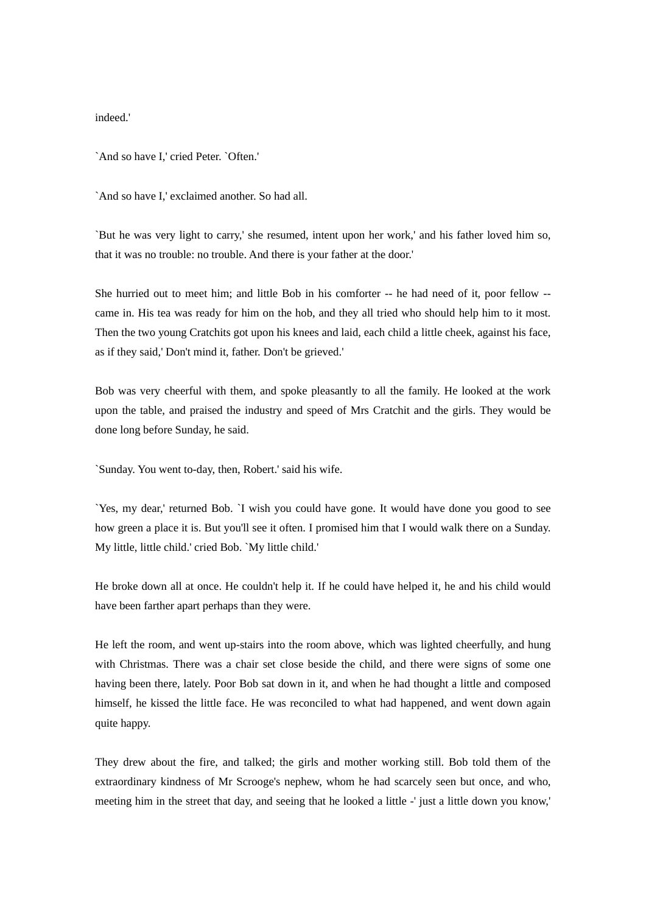indeed.'

`And so have I,' cried Peter. `Often.'

`And so have I,' exclaimed another. So had all.

`But he was very light to carry,' she resumed, intent upon her work,' and his father loved him so, that it was no trouble: no trouble. And there is your father at the door.'

She hurried out to meet him; and little Bob in his comforter -- he had need of it, poor fellow -- came in. His tea was ready for him on the hob, and they all tried who should help him to it most. Then the two young Cratchits got upon his knees and laid, each child a little cheek, against his face, as if they said,' Don't mind it, father. Don't be grieved.'

Bob was very cheerful with them, and spoke pleasantly to all the family. He looked at the work upon the table, and praised the industry and speed of Mrs Cratchit and the girls. They would be done long before Sunday, he said.

`Sunday. You went to-day, then, Robert.' said his wife.

`Yes, my dear,' returned Bob. `I wish you could have gone. It would have done you good to see how green a place it is. But you'll see it often. I promised him that I would walk there on a Sunday. My little, little child.' cried Bob. `My little child.'

He broke down all at once. He couldn't help it. If he could have helped it, he and his child would have been farther apart perhaps than they were.

He left the room, and went up-stairs into the room above, which was lighted cheerfully, and hung with Christmas. There was a chair set close beside the child, and there were signs of some one having been there, lately. Poor Bob sat down in it, and when he had thought a little and composed himself, he kissed the little face. He was reconciled to what had happened, and went down again quite happy.

They drew about the fire, and talked; the girls and mother working still. Bob told them of the extraordinary kindness of Mr Scrooge's nephew, whom he had scarcely seen but once, and who, meeting him in the street that day, and seeing that he looked a little -' just a little down you know,'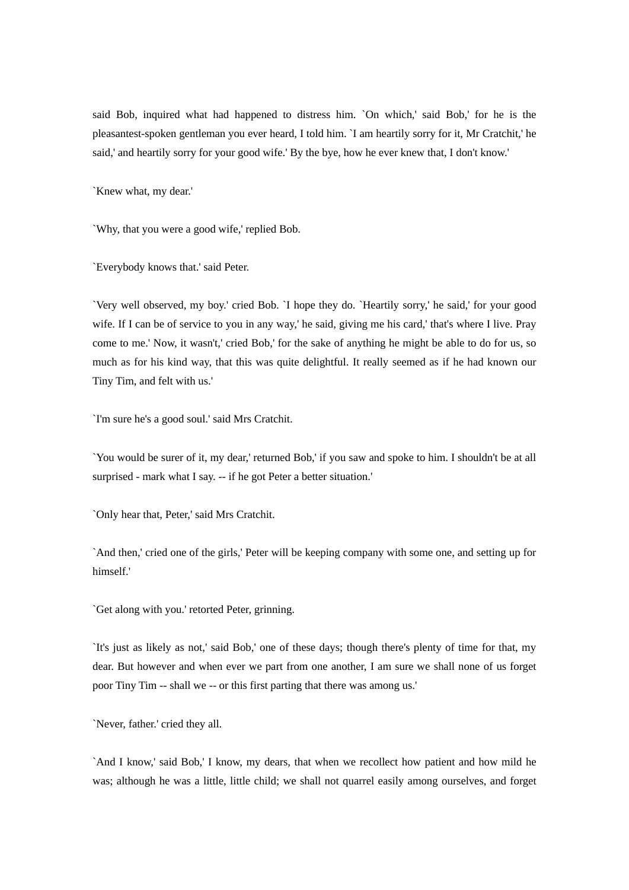said Bob, inquired what had happened to distress him. `On which,' said Bob,' for he is the pleasantest-spoken gentleman you ever heard, I told him. `I am heartily sorry for it, Mr Cratchit,' he said,' and heartily sorry for your good wife.' By the bye, how he ever knew that, I don't know.'

`Knew what, my dear.'

`Why, that you were a good wife,' replied Bob.

`Everybody knows that.' said Peter.

`Very well observed, my boy.' cried Bob. `I hope they do. `Heartily sorry,' he said,' for your good wife. If I can be of service to you in any way,' he said, giving me his card,' that's where I live. Pray come to me.' Now, it wasn't,' cried Bob,' for the sake of anything he might be able to do for us, so much as for his kind way, that this was quite delightful. It really seemed as if he had known our Tiny Tim, and felt with us.'

`I'm sure he's a good soul.' said Mrs Cratchit.

`You would be surer of it, my dear,' returned Bob,' if you saw and spoke to him. I shouldn't be at all surprised - mark what I say. -- if he got Peter a better situation.'

`Only hear that, Peter,' said Mrs Cratchit.

`And then,' cried one of the girls,' Peter will be keeping company with some one, and setting up for himself.'

`Get along with you.' retorted Peter, grinning.

`It's just as likely as not,' said Bob,' one of these days; though there's plenty of time for that, my dear. But however and when ever we part from one another, I am sure we shall none of us forget poor Tiny Tim -- shall we -- or this first parting that there was among us.'

`Never, father.' cried they all.

`And I know,' said Bob,' I know, my dears, that when we recollect how patient and how mild he was; although he was a little, little child; we shall not quarrel easily among ourselves, and forget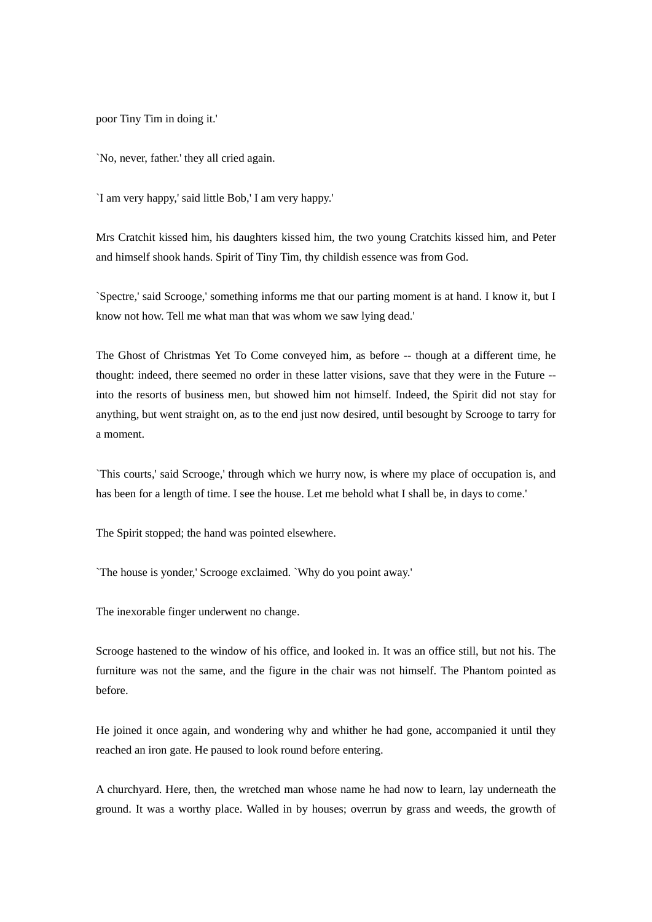poor Tiny Tim in doing it.'

`No, never, father.' they all cried again.

`I am very happy,' said little Bob,' I am very happy.'

Mrs Cratchit kissed him, his daughters kissed him, the two young Cratchits kissed him, and Peter and himself shook hands. Spirit of Tiny Tim, thy childish essence was from God.

`Spectre,' said Scrooge,' something informs me that our parting moment is at hand. I know it, but I know not how. Tell me what man that was whom we saw lying dead.'

The Ghost of Christmas Yet To Come conveyed him, as before -- though at a different time, he thought: indeed, there seemed no order in these latter visions, save that they were in the Future -- into the resorts of business men, but showed him not himself. Indeed, the Spirit did not stay for anything, but went straight on, as to the end just now desired, until besought by Scrooge to tarry for a moment.

`This courts,' said Scrooge,' through which we hurry now, is where my place of occupation is, and has been for a length of time. I see the house. Let me behold what I shall be, in days to come.'

The Spirit stopped; the hand was pointed elsewhere.

`The house is yonder,' Scrooge exclaimed. `Why do you point away.'

The inexorable finger underwent no change.

Scrooge hastened to the window of his office, and looked in. It was an office still, but not his. The furniture was not the same, and the figure in the chair was not himself. The Phantom pointed as before.

He joined it once again, and wondering why and whither he had gone, accompanied it until they reached an iron gate. He paused to look round before entering.

A churchyard. Here, then, the wretched man whose name he had now to learn, lay underneath the ground. It was a worthy place. Walled in by houses; overrun by grass and weeds, the growth of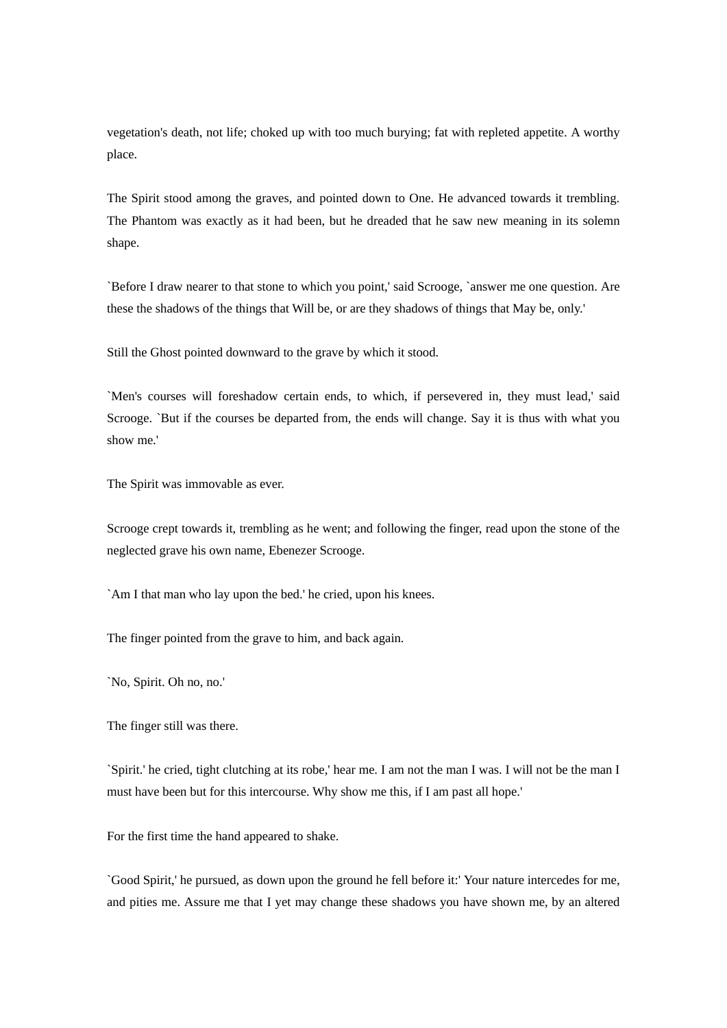vegetation's death, not life; choked up with too much burying; fat with repleted appetite. A worthy place.

The Spirit stood among the graves, and pointed down to One. He advanced towards it trembling. The Phantom was exactly as it had been, but he dreaded that he saw new meaning in its solemn shape.

`Before I draw nearer to that stone to which you point,' said Scrooge, `answer me one question. Are these the shadows of the things that Will be, or are they shadows of things that May be, only.'

Still the Ghost pointed downward to the grave by which it stood.

`Men's courses will foreshadow certain ends, to which, if persevered in, they must lead,' said Scrooge. `But if the courses be departed from, the ends will change. Say it is thus with what you show me.'

The Spirit was immovable as ever.

Scrooge crept towards it, trembling as he went; and following the finger, read upon the stone of the neglected grave his own name, Ebenezer Scrooge.

`Am I that man who lay upon the bed.' he cried, upon his knees.

The finger pointed from the grave to him, and back again.

`No, Spirit. Oh no, no.'

The finger still was there.

`Spirit.' he cried, tight clutching at its robe,' hear me. I am not the man I was. I will not be the man I must have been but for this intercourse. Why show me this, if I am past all hope.'

For the first time the hand appeared to shake.

`Good Spirit,' he pursued, as down upon the ground he fell before it:' Your nature intercedes for me, and pities me. Assure me that I yet may change these shadows you have shown me, by an altered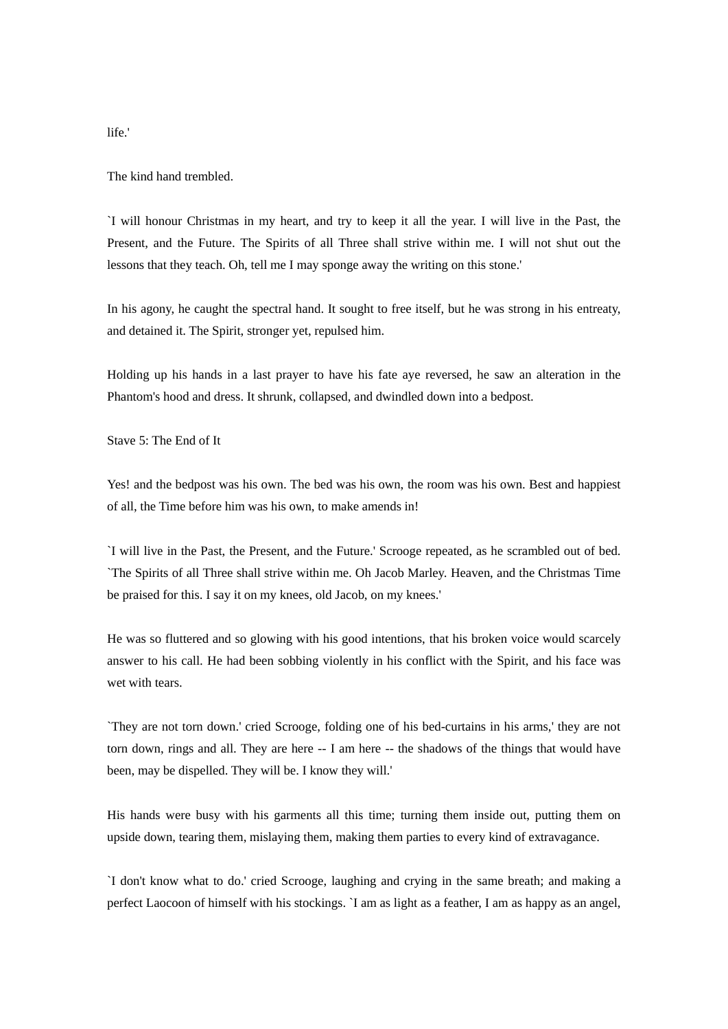life.'

The kind hand trembled.

`I will honour Christmas in my heart, and try to keep it all the year. I will live in the Past, the Present, and the Future. The Spirits of all Three shall strive within me. I will not shut out the lessons that they teach. Oh, tell me I may sponge away the writing on this stone.'

In his agony, he caught the spectral hand. It sought to free itself, but he was strong in his entreaty, and detained it. The Spirit, stronger yet, repulsed him.

Holding up his hands in a last prayer to have his fate aye reversed, he saw an alteration in the Phantom's hood and dress. It shrunk, collapsed, and dwindled down into a bedpost.

## Stave 5: The End of It

Yes! and the bedpost was his own. The bed was his own, the room was his own. Best and happiest of all, the Time before him was his own, to make amends in!

`I will live in the Past, the Present, and the Future.' Scrooge repeated, as he scrambled out of bed. `The Spirits of all Three shall strive within me. Oh Jacob Marley. Heaven, and the Christmas Time be praised for this. I say it on my knees, old Jacob, on my knees.'

He was so fluttered and so glowing with his good intentions, that his broken voice would scarcely answer to his call. He had been sobbing violently in his conflict with the Spirit, and his face was wet with tears.

`They are not torn down.' cried Scrooge, folding one of his bed-curtains in his arms,' they are not torn down, rings and all. They are here -- I am here -- the shadows of the things that would have been, may be dispelled. They will be. I know they will.'

His hands were busy with his garments all this time; turning them inside out, putting them on upside down, tearing them, mislaying them, making them parties to every kind of extravagance.

`I don't know what to do.' cried Scrooge, laughing and crying in the same breath; and making a perfect Laocoon of himself with his stockings. `I am as light as a feather, I am as happy as an angel,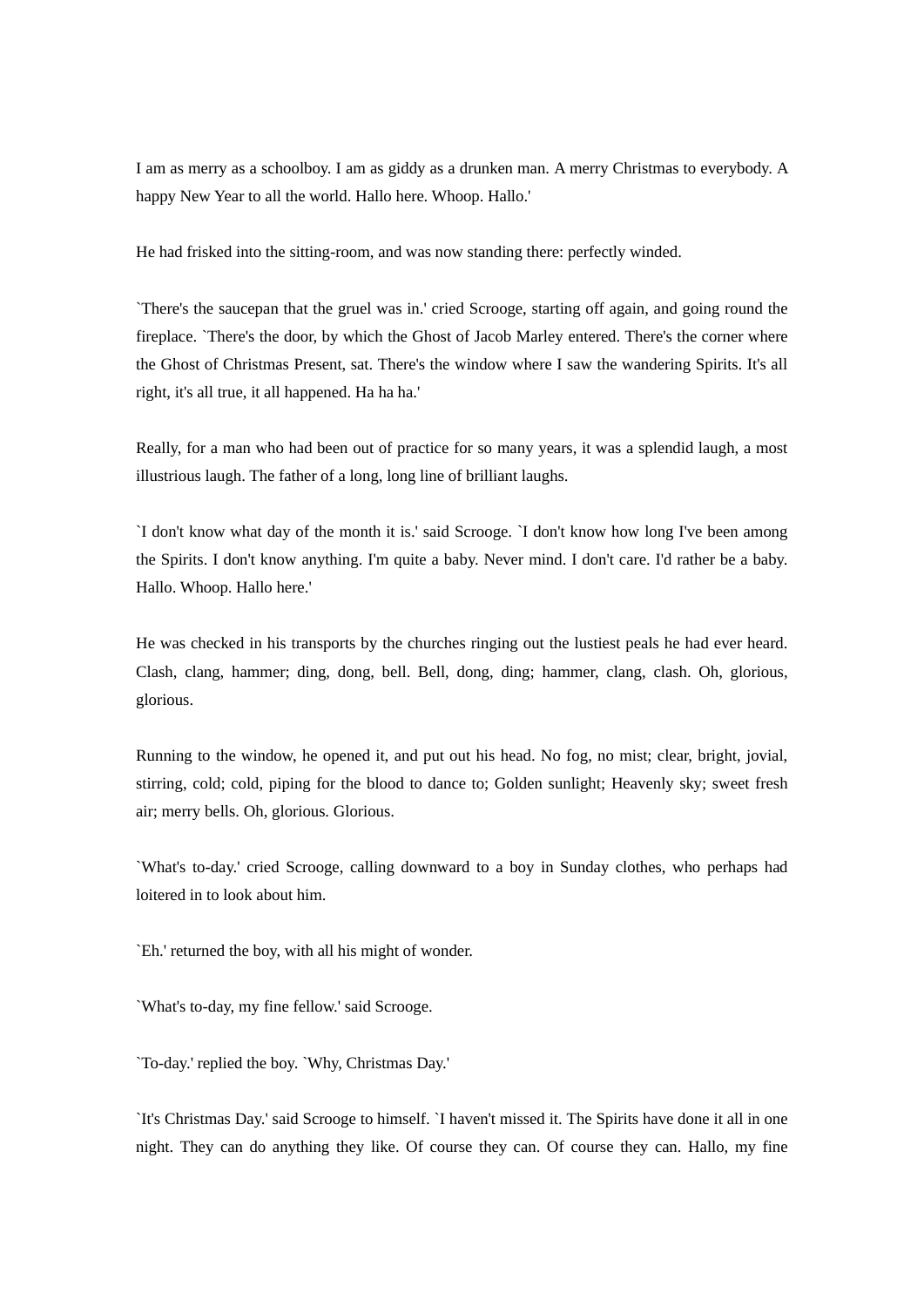I am as merry as a schoolboy. I am as giddy as a drunken man. A merry Christmas to everybody. A happy New Year to all the world. Hallo here. Whoop. Hallo.'

He had frisked into the sitting-room, and was now standing there: perfectly winded.

`There's the saucepan that the gruel was in.' cried Scrooge, starting off again, and going round the fireplace. `There's the door, by which the Ghost of Jacob Marley entered. There's the corner where the Ghost of Christmas Present, sat. There's the window where I saw the wandering Spirits. It's all right, it's all true, it all happened. Ha ha ha.'

Really, for a man who had been out of practice for so many years, it was a splendid laugh, a most illustrious laugh. The father of a long, long line of brilliant laughs.

`I don't know what day of the month it is.' said Scrooge. `I don't know how long I've been among the Spirits. I don't know anything. I'm quite a baby. Never mind. I don't care. I'd rather be a baby. Hallo. Whoop. Hallo here.'

He was checked in his transports by the churches ringing out the lustiest peals he had ever heard. Clash, clang, hammer; ding, dong, bell. Bell, dong, ding; hammer, clang, clash. Oh, glorious, glorious.

Running to the window, he opened it, and put out his head. No fog, no mist; clear, bright, jovial, stirring, cold; cold, piping for the blood to dance to; Golden sunlight; Heavenly sky; sweet fresh air; merry bells. Oh, glorious. Glorious.

`What's to-day.' cried Scrooge, calling downward to a boy in Sunday clothes, who perhaps had loitered in to look about him.

`Eh.' returned the boy, with all his might of wonder.

`What's to-day, my fine fellow.' said Scrooge.

`To-day.' replied the boy. `Why, Christmas Day.'

`It's Christmas Day.' said Scrooge to himself. `I haven't missed it. The Spirits have done it all in one night. They can do anything they like. Of course they can. Of course they can. Hallo, my fine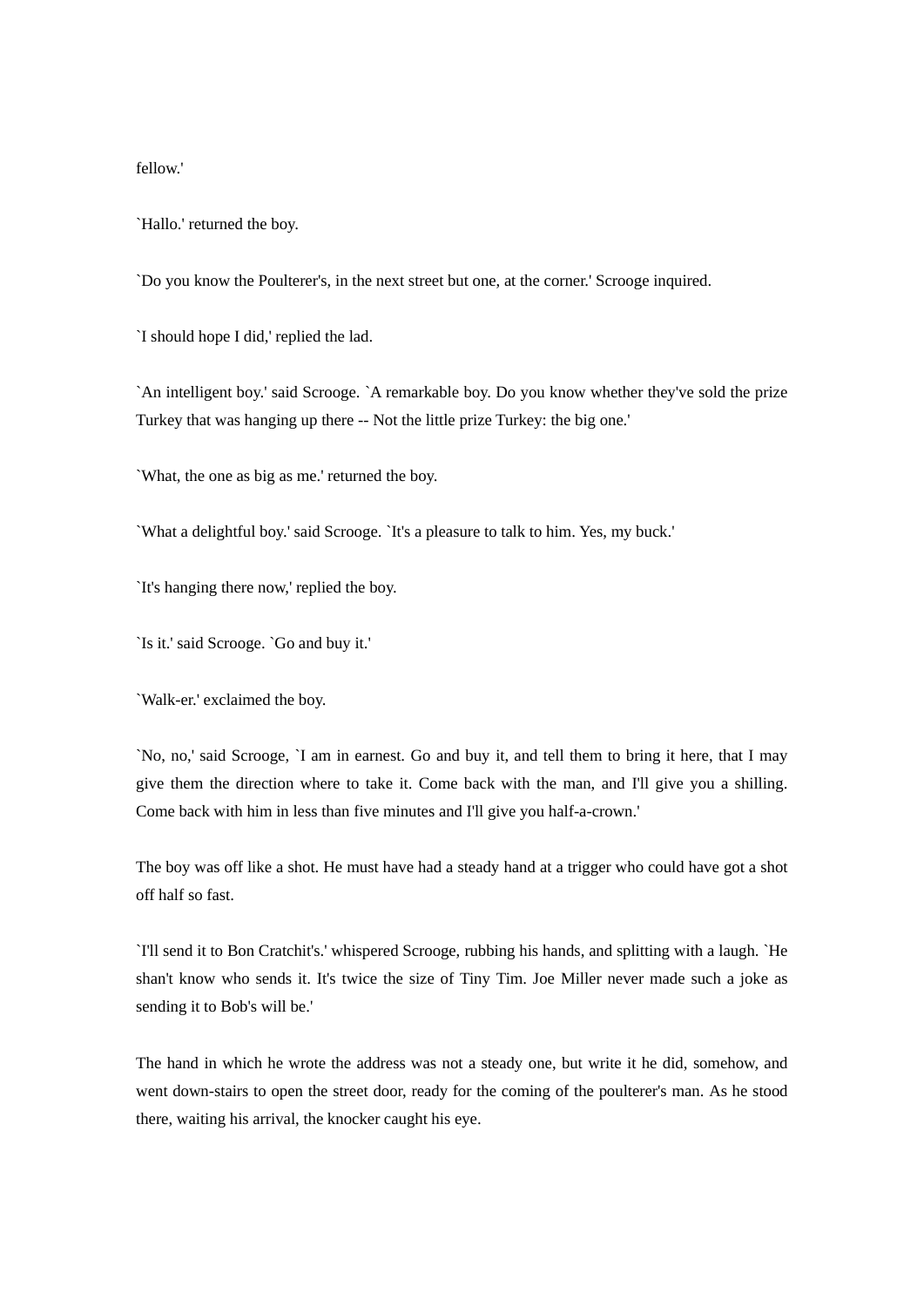fellow.'

`Hallo.' returned the boy.

`Do you know the Poulterer's, in the next street but one, at the corner.' Scrooge inquired.

`I should hope I did,' replied the lad.

`An intelligent boy.' said Scrooge. `A remarkable boy. Do you know whether they've sold the prize Turkey that was hanging up there -- Not the little prize Turkey: the big one.'

`What, the one as big as me.' returned the boy.

`What a delightful boy.' said Scrooge. `It's a pleasure to talk to him. Yes, my buck.'

`It's hanging there now,' replied the boy.

`Is it.' said Scrooge. `Go and buy it.'

`Walk-er.' exclaimed the boy.

`No, no,' said Scrooge, `I am in earnest. Go and buy it, and tell them to bring it here, that I may give them the direction where to take it. Come back with the man, and I'll give you a shilling. Come back with him in less than five minutes and I'll give you half-a-crown.'

The boy was off like a shot. He must have had a steady hand at a trigger who could have got a shot off half so fast.

`I'll send it to Bon Cratchit's.' whispered Scrooge, rubbing his hands, and splitting with a laugh. `He shan't know who sends it. It's twice the size of Tiny Tim. Joe Miller never made such a joke as sending it to Bob's will be.'

The hand in which he wrote the address was not a steady one, but write it he did, somehow, and went down-stairs to open the street door, ready for the coming of the poulterer's man. As he stood there, waiting his arrival, the knocker caught his eye.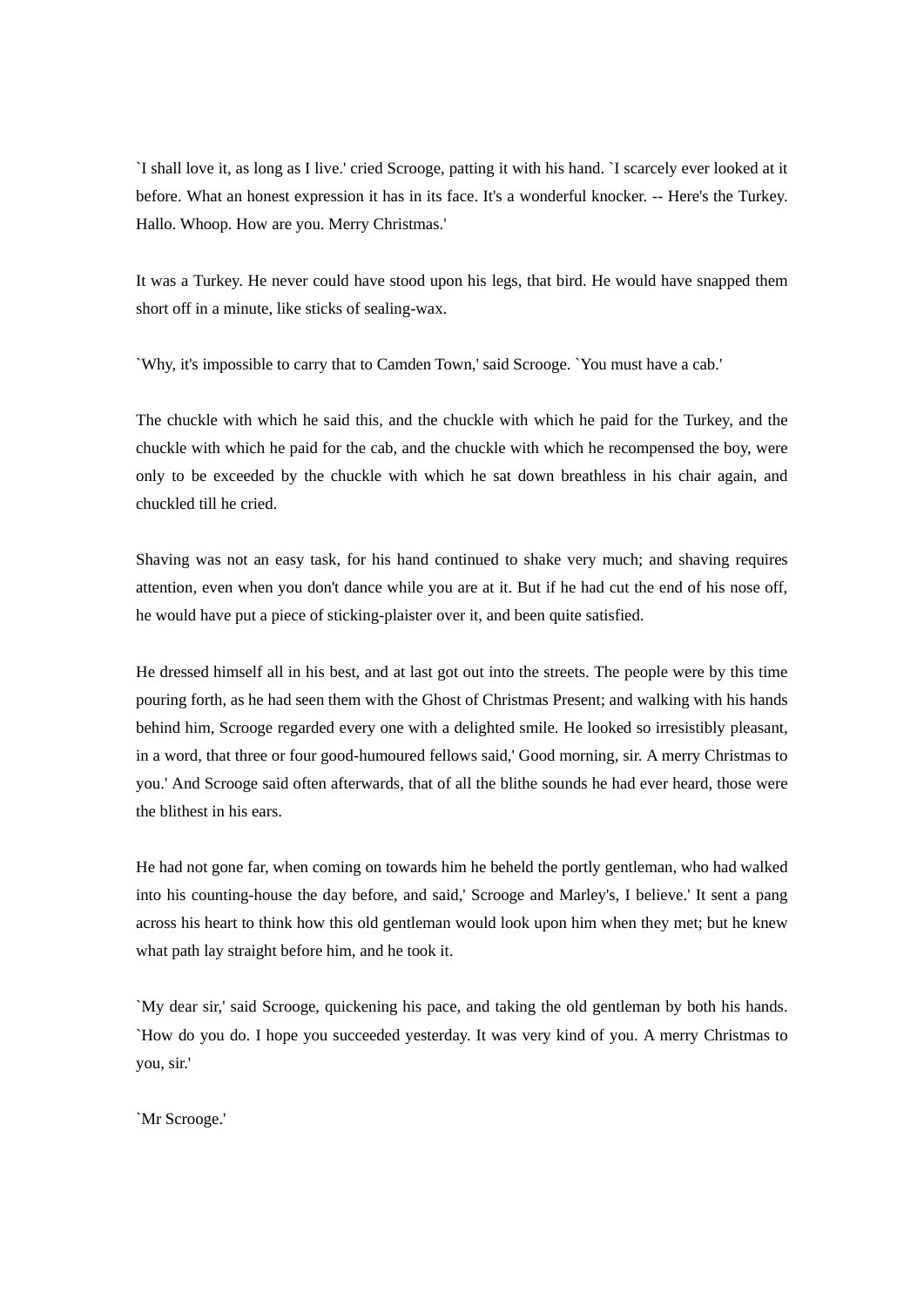`I shall love it, as long as I live.' cried Scrooge, patting it with his hand. `I scarcely ever looked at it before. What an honest expression it has in its face. It's a wonderful knocker. -- Here's the Turkey. Hallo. Whoop. How are you. Merry Christmas.'

It was a Turkey. He never could have stood upon his legs, that bird. He would have snapped them short off in a minute, like sticks of sealing-wax.

`Why, it's impossible to carry that to Camden Town,' said Scrooge. `You must have a cab.'

The chuckle with which he said this, and the chuckle with which he paid for the Turkey, and the chuckle with which he paid for the cab, and the chuckle with which he recompensed the boy, were only to be exceeded by the chuckle with which he sat down breathless in his chair again, and chuckled till he cried.

Shaving was not an easy task, for his hand continued to shake very much; and shaving requires attention, even when you don't dance while you are at it. But if he had cut the end of his nose off, he would have put a piece of sticking-plaister over it, and been quite satisfied.

He dressed himself all in his best, and at last got out into the streets. The people were by this time pouring forth, as he had seen them with the Ghost of Christmas Present; and walking with his hands behind him, Scrooge regarded every one with a delighted smile. He looked so irresistibly pleasant, in a word, that three or four good-humoured fellows said,' Good morning, sir. A merry Christmas to you.' And Scrooge said often afterwards, that of all the blithe sounds he had ever heard, those were the blithest in his ears.

He had not gone far, when coming on towards him he beheld the portly gentleman, who had walked into his counting-house the day before, and said,' Scrooge and Marley's, I believe.' It sent a pang across his heart to think how this old gentleman would look upon him when they met; but he knew what path lay straight before him, and he took it.

`My dear sir,' said Scrooge, quickening his pace, and taking the old gentleman by both his hands. `How do you do. I hope you succeeded yesterday. It was very kind of you. A merry Christmas to you, sir.'

`Mr Scrooge.'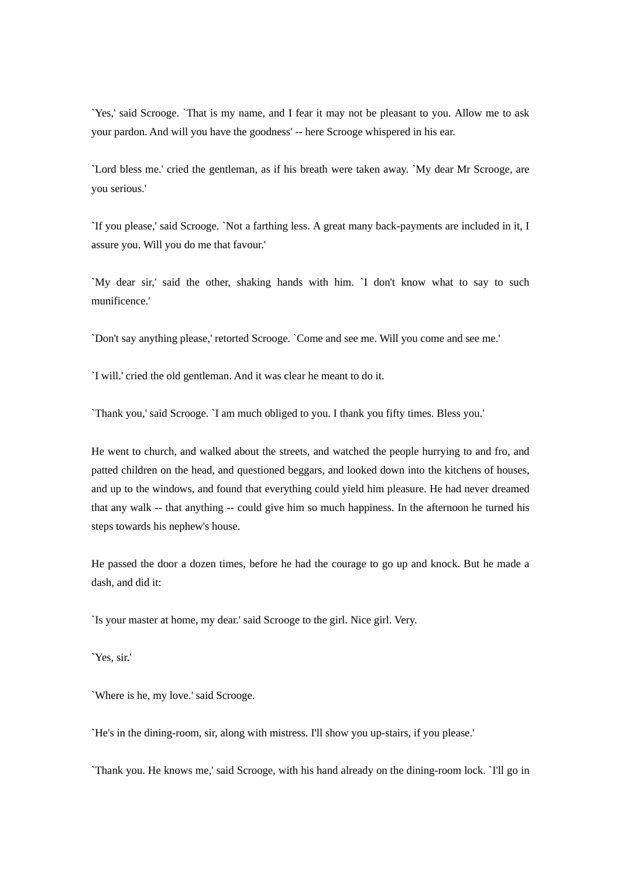`Yes,' said Scrooge. `That is my name, and I fear it may not be pleasant to you. Allow me to ask your pardon. And will you have the goodness' -- here Scrooge whispered in his ear.

`Lord bless me.' cried the gentleman, as if his breath were taken away. `My dear Mr Scrooge, are you serious.'

`If you please,' said Scrooge. `Not a farthing less. A great many back-payments are included in it, I assure you. Will you do me that favour.'

`My dear sir,' said the other, shaking hands with him. `I don't know what to say to such munificence.'

`Don't say anything please,' retorted Scrooge. `Come and see me. Will you come and see me.'

`I will.' cried the old gentleman. And it was clear he meant to do it.

`Thank you,' said Scrooge. `I am much obliged to you. I thank you fifty times. Bless you.'

He went to church, and walked about the streets, and watched the people hurrying to and fro, and patted children on the head, and questioned beggars, and looked down into the kitchens of houses, and up to the windows, and found that everything could yield him pleasure. He had never dreamed that any walk -- that anything -- could give him so much happiness. In the afternoon he turned his steps towards his nephew's house.

He passed the door a dozen times, before he had the courage to go up and knock. But he made a dash, and did it:

`Is your master at home, my dear.' said Scrooge to the girl. Nice girl. Very.

`Yes, sir.'

`Where is he, my love.' said Scrooge.

`He's in the dining-room, sir, along with mistress. I'll show you up-stairs, if you please.'

`Thank you. He knows me,' said Scrooge, with his hand already on the dining-room lock. `I'll go in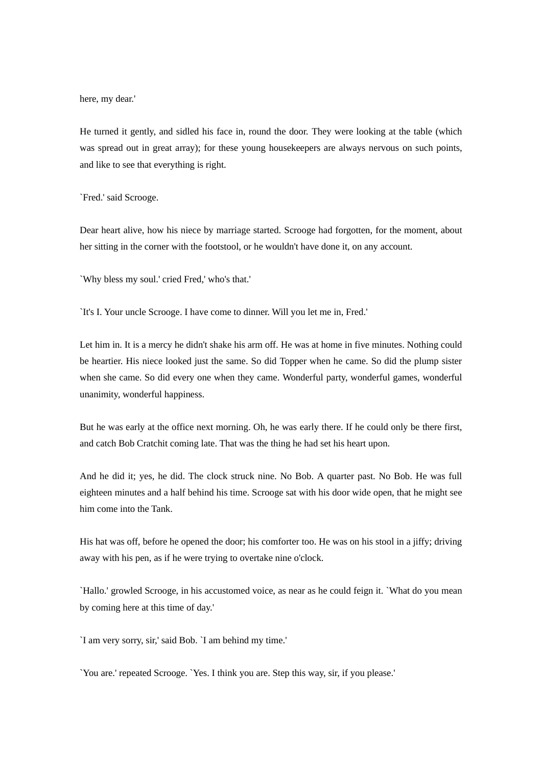here, my dear.'

He turned it gently, and sidled his face in, round the door. They were looking at the table (which was spread out in great array); for these young housekeepers are always nervous on such points, and like to see that everything is right.

`Fred.' said Scrooge.

Dear heart alive, how his niece by marriage started. Scrooge had forgotten, for the moment, about her sitting in the corner with the footstool, or he wouldn't have done it, on any account.

`Why bless my soul.' cried Fred,' who's that.'

`It's I. Your uncle Scrooge. I have come to dinner. Will you let me in, Fred.'

Let him in. It is a mercy he didn't shake his arm off. He was at home in five minutes. Nothing could be heartier. His niece looked just the same. So did Topper when he came. So did the plump sister when she came. So did every one when they came. Wonderful party, wonderful games, wonderful unanimity, wonderful happiness.

But he was early at the office next morning. Oh, he was early there. If he could only be there first, and catch Bob Cratchit coming late. That was the thing he had set his heart upon.

And he did it; yes, he did. The clock struck nine. No Bob. A quarter past. No Bob. He was full eighteen minutes and a half behind his time. Scrooge sat with his door wide open, that he might see him come into the Tank.

His hat was off, before he opened the door; his comforter too. He was on his stool in a jiffy; driving away with his pen, as if he were trying to overtake nine o'clock.

`Hallo.' growled Scrooge, in his accustomed voice, as near as he could feign it. `What do you mean by coming here at this time of day.'

`I am very sorry, sir,' said Bob. `I am behind my time.'

`You are.' repeated Scrooge. `Yes. I think you are. Step this way, sir, if you please.'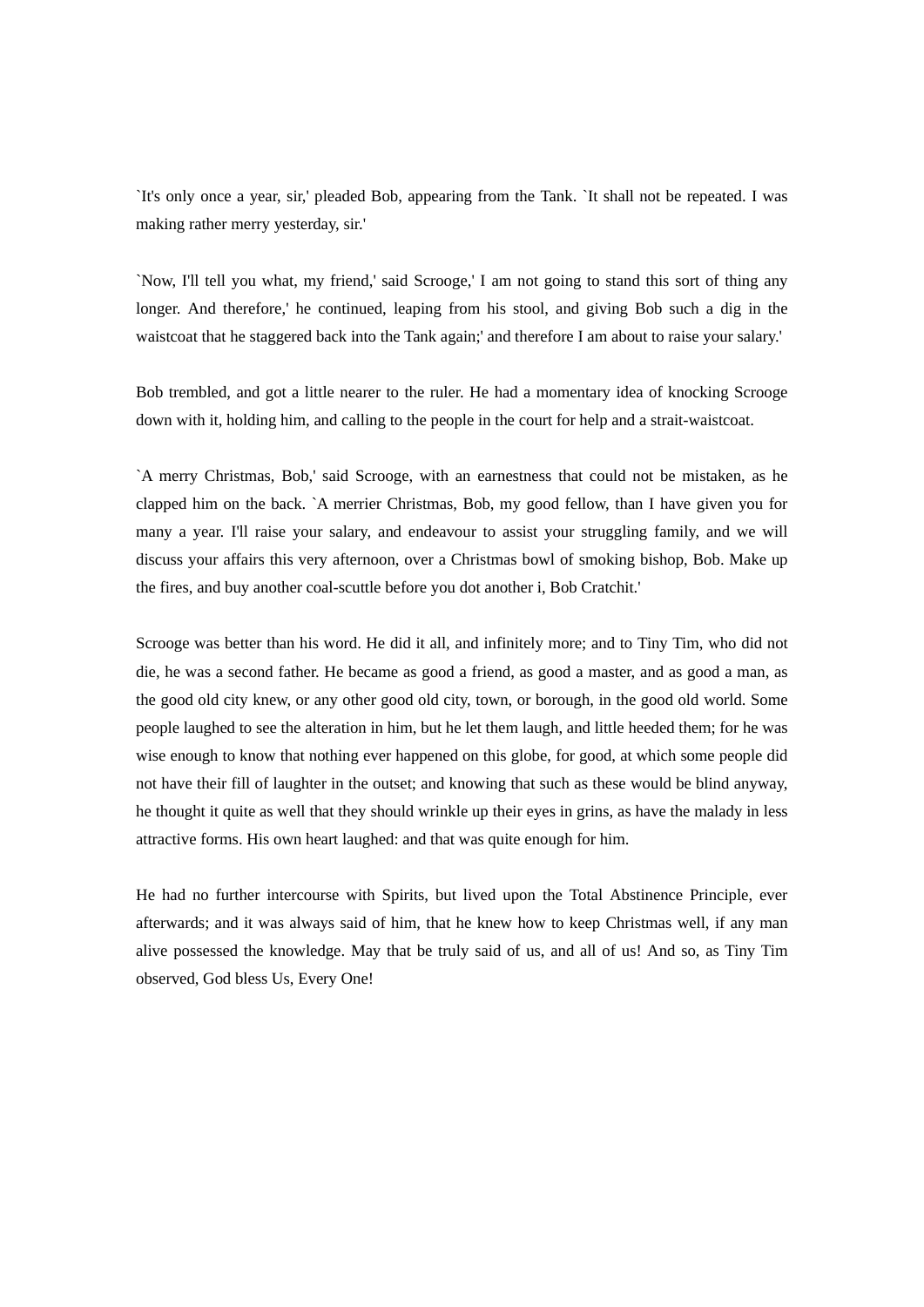`It's only once a year, sir,' pleaded Bob, appearing from the Tank. `It shall not be repeated. I was making rather merry yesterday, sir.'

`Now, I'll tell you what, my friend,' said Scrooge,' I am not going to stand this sort of thing any longer. And therefore,' he continued, leaping from his stool, and giving Bob such a dig in the waistcoat that he staggered back into the Tank again;' and therefore I am about to raise your salary.'

Bob trembled, and got a little nearer to the ruler. He had a momentary idea of knocking Scrooge down with it, holding him, and calling to the people in the court for help and a strait-waistcoat.

`A merry Christmas, Bob,' said Scrooge, with an earnestness that could not be mistaken, as he clapped him on the back. `A merrier Christmas, Bob, my good fellow, than I have given you for many a year. I'll raise your salary, and endeavour to assist your struggling family, and we will discuss your affairs this very afternoon, over a Christmas bowl of smoking bishop, Bob. Make up the fires, and buy another coal-scuttle before you dot another i, Bob Cratchit.'

Scrooge was better than his word. He did it all, and infinitely more; and to Tiny Tim, who did not die, he was a second father. He became as good a friend, as good a master, and as good a man, as the good old city knew, or any other good old city, town, or borough, in the good old world. Some people laughed to see the alteration in him, but he let them laugh, and little heeded them; for he was wise enough to know that nothing ever happened on this globe, for good, at which some people did not have their fill of laughter in the outset; and knowing that such as these would be blind anyway, he thought it quite as well that they should wrinkle up their eyes in grins, as have the malady in less attractive forms. His own heart laughed: and that was quite enough for him.

He had no further intercourse with Spirits, but lived upon the Total Abstinence Principle, ever afterwards; and it was always said of him, that he knew how to keep Christmas well, if any man alive possessed the knowledge. May that be truly said of us, and all of us! And so, as Tiny Tim observed, God bless Us, Every One!